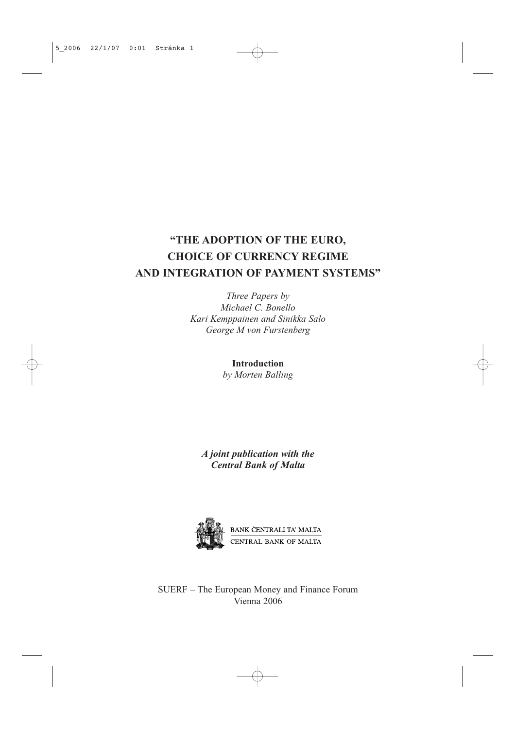# "THE ADOPTION OF THE EURO, CHOICE OF CURRENCY REGIME AND INTEGRATION OF PAYMENT SYSTEMS"

*Three Papers by*
*Michael C. Bonello*
*Kari Kemppainen and Sinikka Salo*
*George M von Furstenberg*

**Introduction**
*by Morten Balling*

***A joint publication with the Central Bank of Malta***

BANK ĊENTRALI TA' MALTA
CENTRAL BANK OF MALTA

SUERF – The European Money and Finance Forum
Vienna 2006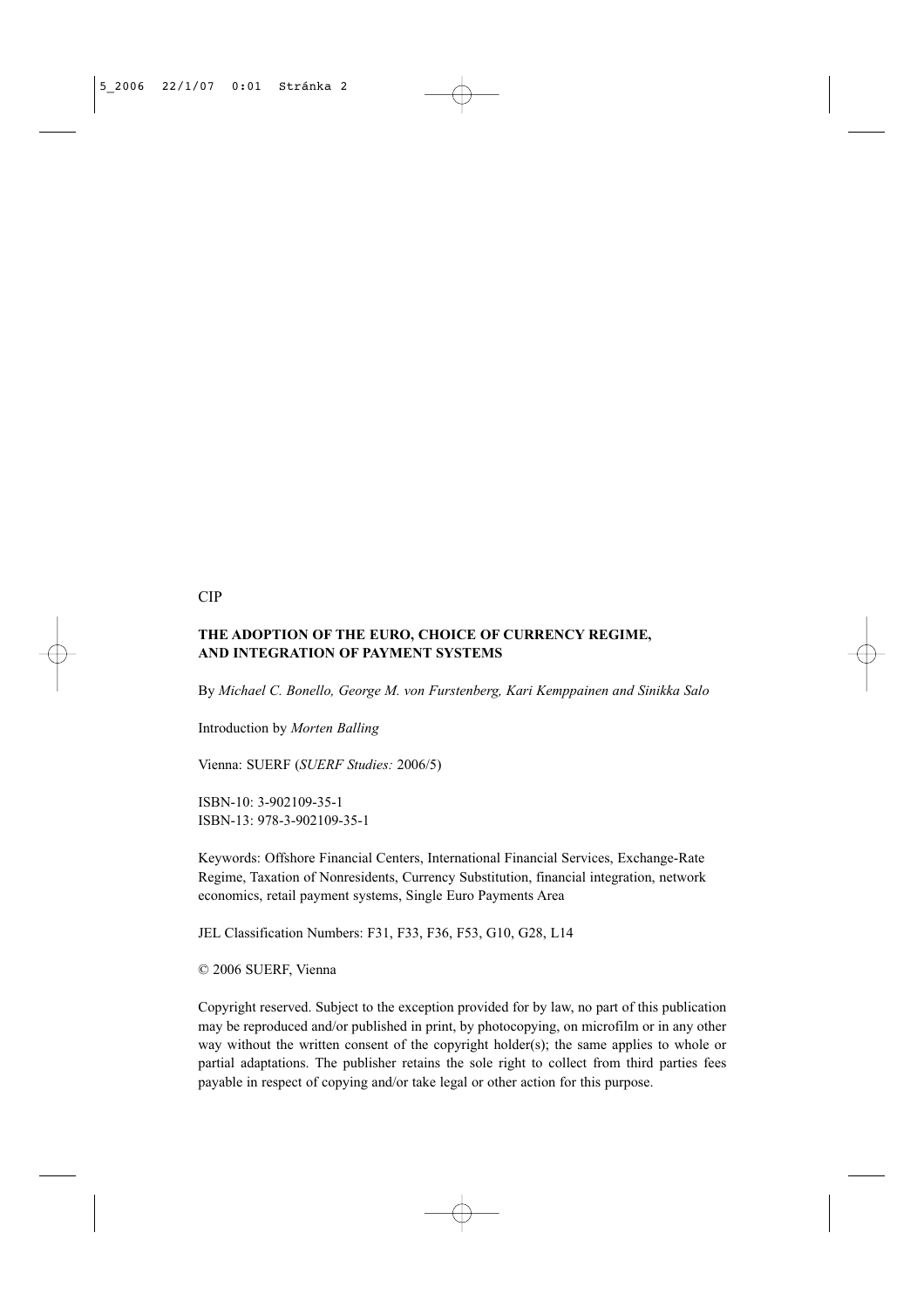CIP

**THE ADOPTION OF THE EURO, CHOICE OF CURRENCY REGIME, AND INTEGRATION OF PAYMENT SYSTEMS**

By *Michael C. Bonello, George M. von Furstenberg, Kari Kemppainen and Sinikka Salo*

Introduction by *Morten Balling*

Vienna: SUERF (*SUERF Studies:* 2006/5)

ISBN-10: 3-902109-35-1
ISBN-13: 978-3-902109-35-1

Keywords: Offshore Financial Centers, International Financial Services, Exchange-Rate Regime, Taxation of Nonresidents, Currency Substitution, financial integration, network economics, retail payment systems, Single Euro Payments Area

JEL Classification Numbers: F31, F33, F36, F53, G10, G28, L14

© 2006 SUERF, Vienna

Copyright reserved. Subject to the exception provided for by law, no part of this publication may be reproduced and/or published in print, by photocopying, on microfilm or in any other way without the written consent of the copyright holder(s); the same applies to whole or partial adaptations. The publisher retains the sole right to collect from third parties fees payable in respect of copying and/or take legal or other action for this purpose.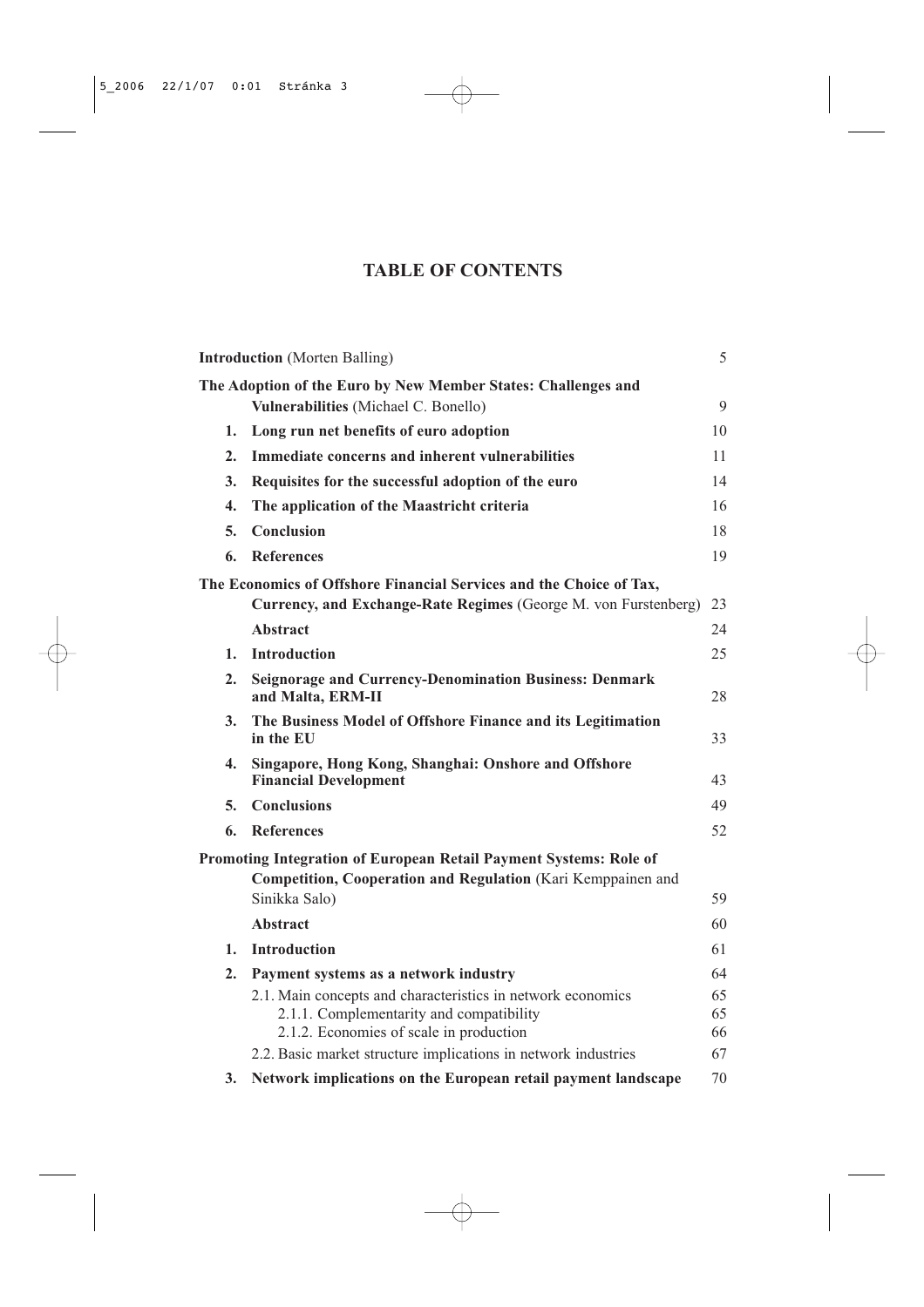# TABLE OF CONTENTS

| | | |
|---|---|---|
| **Introduction** (Morten Balling) | | 5 |
| **The Adoption of the Euro by New Member States: Challenges and Vulnerabilities** (Michael C. Bonello) | | 9 |
| **1.** | **Long run net benefits of euro adoption** | 10 |
| **2.** | **Immediate concerns and inherent vulnerabilities** | 11 |
| **3.** | **Requisites for the successful adoption of the euro** | 14 |
| **4.** | **The application of the Maastricht criteria** | 16 |
| **5.** | **Conclusion** | 18 |
| **6.** | **References** | 19 |
| **The Economics of Offshore Financial Services and the Choice of Tax, Currency, and Exchange-Rate Regimes** (George M. von Furstenberg) | | 23 |
| | **Abstract** | 24 |
| **1.** | **Introduction** | 25 |
| **2.** | **Seignorage and Currency-Denomination Business: Denmark and Malta, ERM-II** | 28 |
| **3.** | **The Business Model of Offshore Finance and its Legitimation in the EU** | 33 |
| **4.** | **Singapore, Hong Kong, Shanghai: Onshore and Offshore Financial Development** | 43 |
| **5.** | **Conclusions** | 49 |
| **6.** | **References** | 52 |
| **Promoting Integration of European Retail Payment Systems: Role of Competition, Cooperation and Regulation** (Kari Kemppainen and Sinikka Salo) | | 59 |
| | **Abstract** | 60 |
| **1.** | **Introduction** | 61 |
| **2.** | **Payment systems as a network industry** | 64 |
| | 2.1. Main concepts and characteristics in network economics | 65 |
| | 2.1.1. Complementarity and compatibility | 65 |
| | 2.1.2. Economies of scale in production | 66 |
| | 2.2. Basic market structure implications in network industries | 67 |
| **3.** | **Network implications on the European retail payment landscape** | 70 |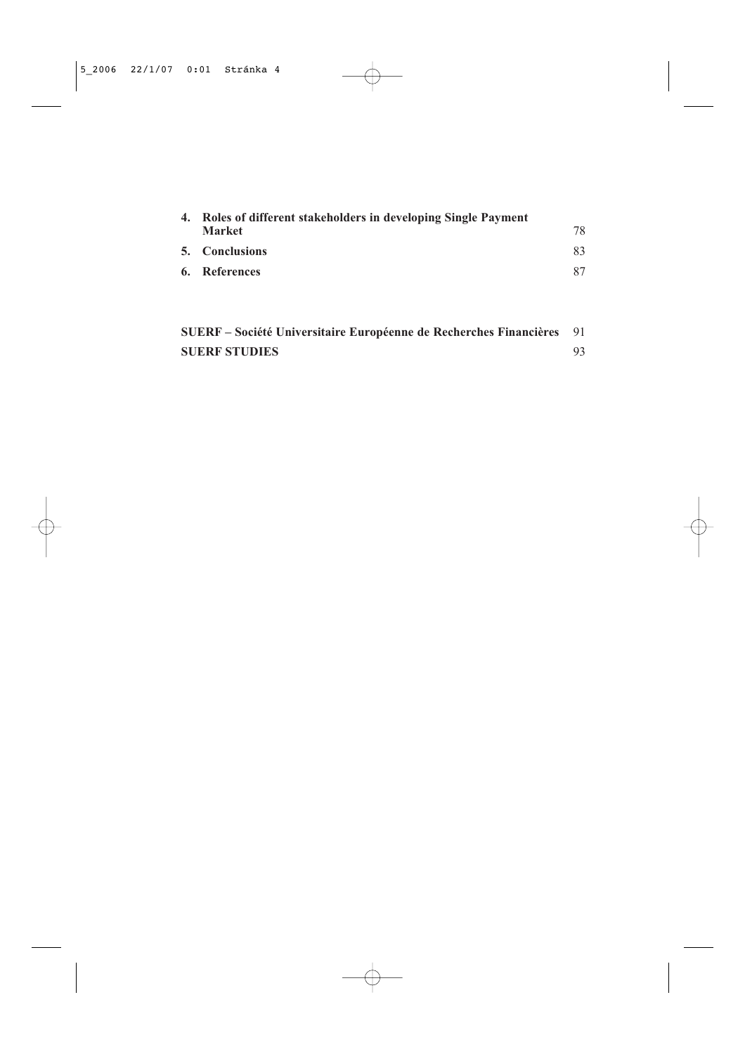| | | |
|---|---|---|
| **4.** | **Roles of different stakeholders in developing Single Payment Market** | 78 |
| **5.** | **Conclusions** | 83 |
| **6.** | **References** | 87 |

| | |
|---|---|
| **SUERF – Société Universitaire Européenne de Recherches Financières** | 91 |
| **SUERF STUDIES** | 93 |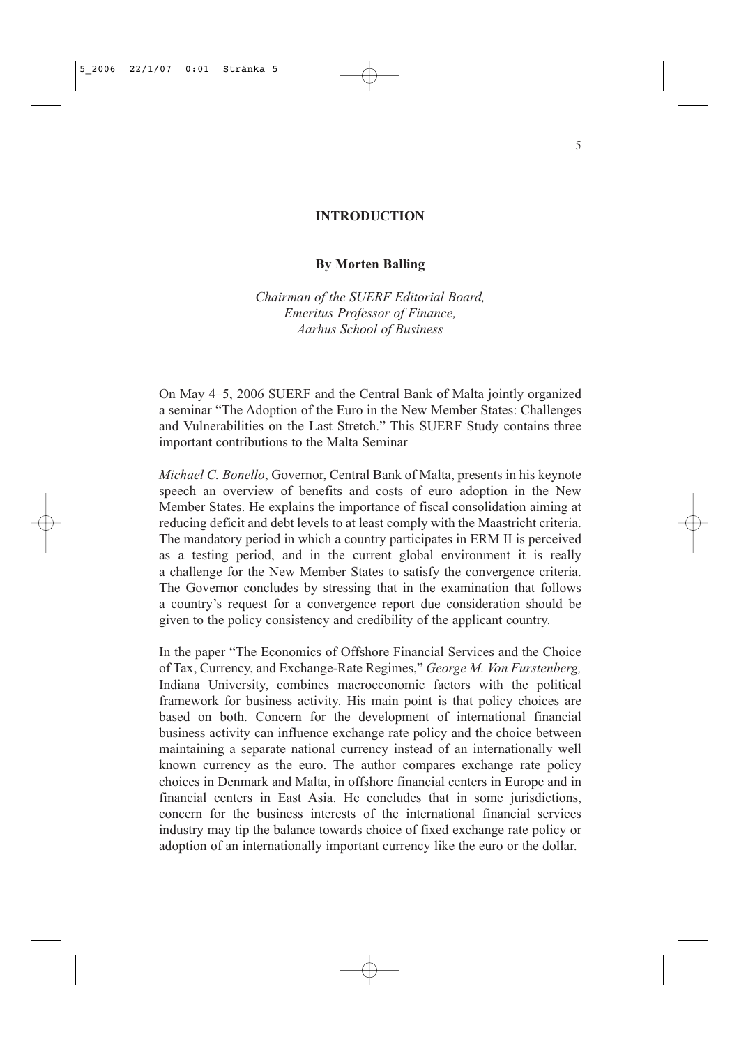# INTRODUCTION

**By Morten Balling**

*Chairman of the SUERF Editorial Board,*
*Emeritus Professor of Finance,*
*Aarhus School of Business*

On May 4–5, 2006 SUERF and the Central Bank of Malta jointly organized a seminar "The Adoption of the Euro in the New Member States: Challenges and Vulnerabilities on the Last Stretch." This SUERF Study contains three important contributions to the Malta Seminar

*Michael C. Bonello*, Governor, Central Bank of Malta, presents in his keynote speech an overview of benefits and costs of euro adoption in the New Member States. He explains the importance of fiscal consolidation aiming at reducing deficit and debt levels to at least comply with the Maastricht criteria. The mandatory period in which a country participates in ERM II is perceived as a testing period, and in the current global environment it is really a challenge for the New Member States to satisfy the convergence criteria. The Governor concludes by stressing that in the examination that follows a country's request for a convergence report due consideration should be given to the policy consistency and credibility of the applicant country.

In the paper "The Economics of Offshore Financial Services and the Choice of Tax, Currency, and Exchange-Rate Regimes," *George M. Von Furstenberg,* Indiana University, combines macroeconomic factors with the political framework for business activity. His main point is that policy choices are based on both. Concern for the development of international financial business activity can influence exchange rate policy and the choice between maintaining a separate national currency instead of an internationally well known currency as the euro. The author compares exchange rate policy choices in Denmark and Malta, in offshore financial centers in Europe and in financial centers in East Asia. He concludes that in some jurisdictions, concern for the business interests of the international financial services industry may tip the balance towards choice of fixed exchange rate policy or adoption of an internationally important currency like the euro or the dollar.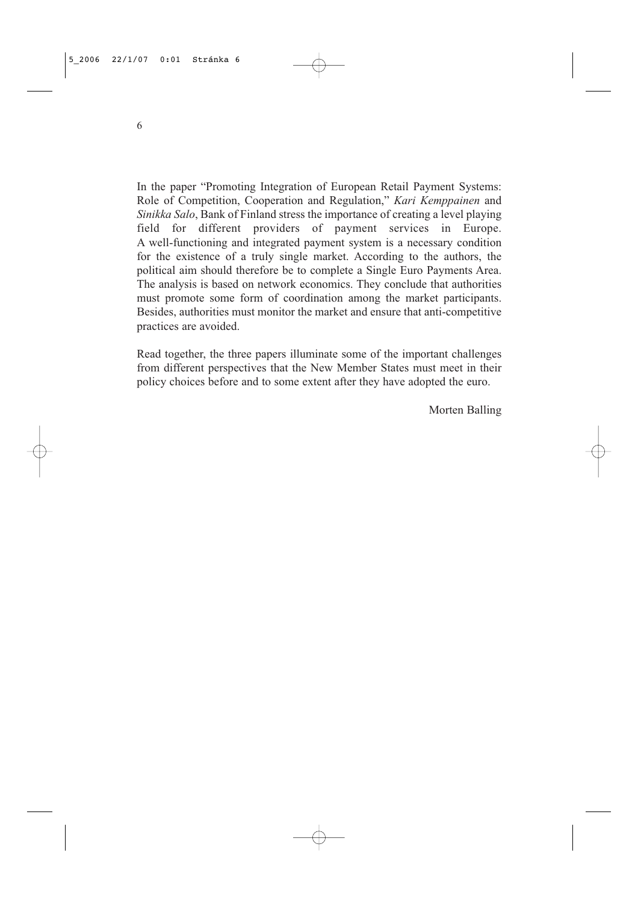In the paper "Promoting Integration of European Retail Payment Systems: Role of Competition, Cooperation and Regulation," *Kari Kemppainen* and *Sinikka Salo*, Bank of Finland stress the importance of creating a level playing field for different providers of payment services in Europe. A well-functioning and integrated payment system is a necessary condition for the existence of a truly single market. According to the authors, the political aim should therefore be to complete a Single Euro Payments Area. The analysis is based on network economics. They conclude that authorities must promote some form of coordination among the market participants. Besides, authorities must monitor the market and ensure that anti-competitive practices are avoided.

Read together, the three papers illuminate some of the important challenges from different perspectives that the New Member States must meet in their policy choices before and to some extent after they have adopted the euro.

Morten Balling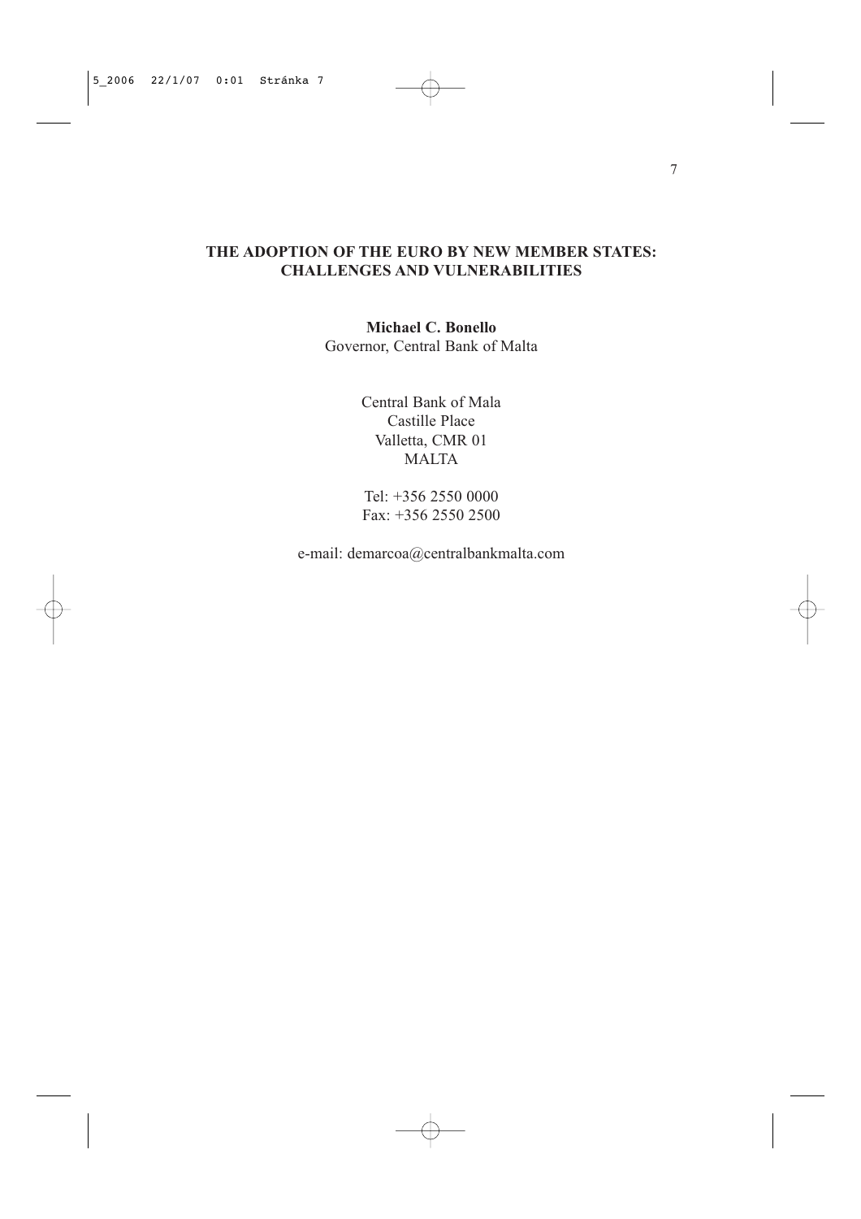# THE ADOPTION OF THE EURO BY NEW MEMBER STATES: CHALLENGES AND VULNERABILITIES

**Michael C. Bonello**
Governor, Central Bank of Malta

Central Bank of Mala
Castille Place
Valletta, CMR 01
MALTA

Tel: +356 2550 0000
Fax: +356 2550 2500

e-mail: demarcoa@centralbankmalta.com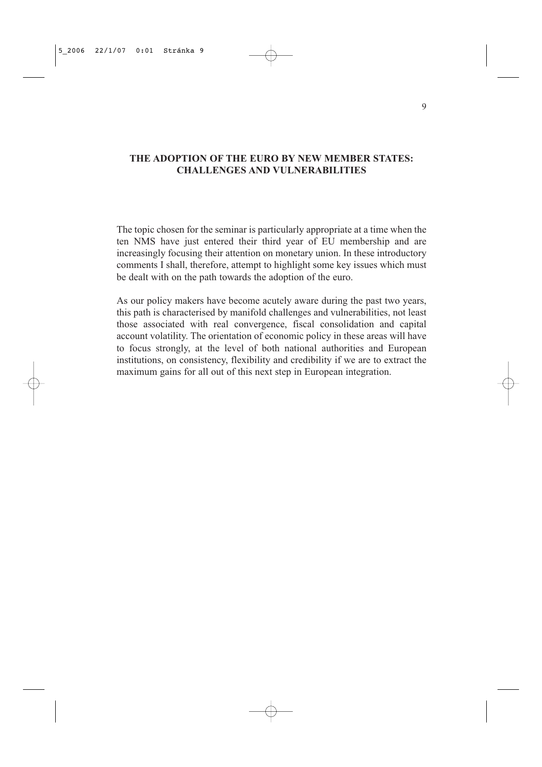## THE ADOPTION OF THE EURO BY NEW MEMBER STATES: CHALLENGES AND VULNERABILITIES

The topic chosen for the seminar is particularly appropriate at a time when the ten NMS have just entered their third year of EU membership and are increasingly focusing their attention on monetary union. In these introductory comments I shall, therefore, attempt to highlight some key issues which must be dealt with on the path towards the adoption of the euro.

As our policy makers have become acutely aware during the past two years, this path is characterised by manifold challenges and vulnerabilities, not least those associated with real convergence, fiscal consolidation and capital account volatility. The orientation of economic policy in these areas will have to focus strongly, at the level of both national authorities and European institutions, on consistency, flexibility and credibility if we are to extract the maximum gains for all out of this next step in European integration.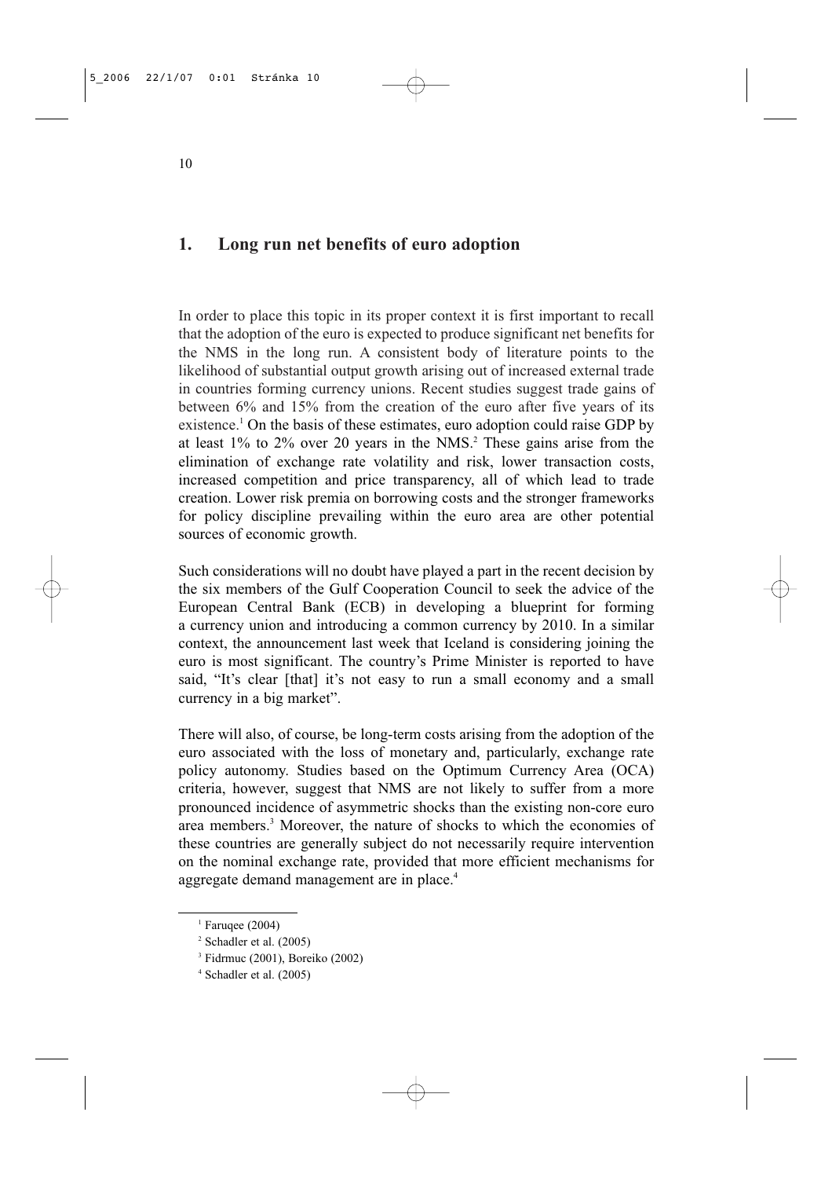# 1. Long run net benefits of euro adoption

In order to place this topic in its proper context it is first important to recall that the adoption of the euro is expected to produce significant net benefits for the NMS in the long run. A consistent body of literature points to the likelihood of substantial output growth arising out of increased external trade in countries forming currency unions. Recent studies suggest trade gains of between 6% and 15% from the creation of the euro after five years of its existence.[1] On the basis of these estimates, euro adoption could raise GDP by at least 1% to 2% over 20 years in the NMS.[2] These gains arise from the elimination of exchange rate volatility and risk, lower transaction costs, increased competition and price transparency, all of which lead to trade creation. Lower risk premia on borrowing costs and the stronger frameworks for policy discipline prevailing within the euro area are other potential sources of economic growth.

Such considerations will no doubt have played a part in the recent decision by the six members of the Gulf Cooperation Council to seek the advice of the European Central Bank (ECB) in developing a blueprint for forming a currency union and introducing a common currency by 2010. In a similar context, the announcement last week that Iceland is considering joining the euro is most significant. The country's Prime Minister is reported to have said, "It's clear [that] it's not easy to run a small economy and a small currency in a big market".

There will also, of course, be long-term costs arising from the adoption of the euro associated with the loss of monetary and, particularly, exchange rate policy autonomy. Studies based on the Optimum Currency Area (OCA) criteria, however, suggest that NMS are not likely to suffer from a more pronounced incidence of asymmetric shocks than the existing non-core euro area members.[3] Moreover, the nature of shocks to which the economies of these countries are generally subject do not necessarily require intervention on the nominal exchange rate, provided that more efficient mechanisms for aggregate demand management are in place.[4]

---

[1] Faruqee (2004)

[2] Schadler et al. (2005)

[3] Fidrmuc (2001), Boreiko (2002)

[4] Schadler et al. (2005)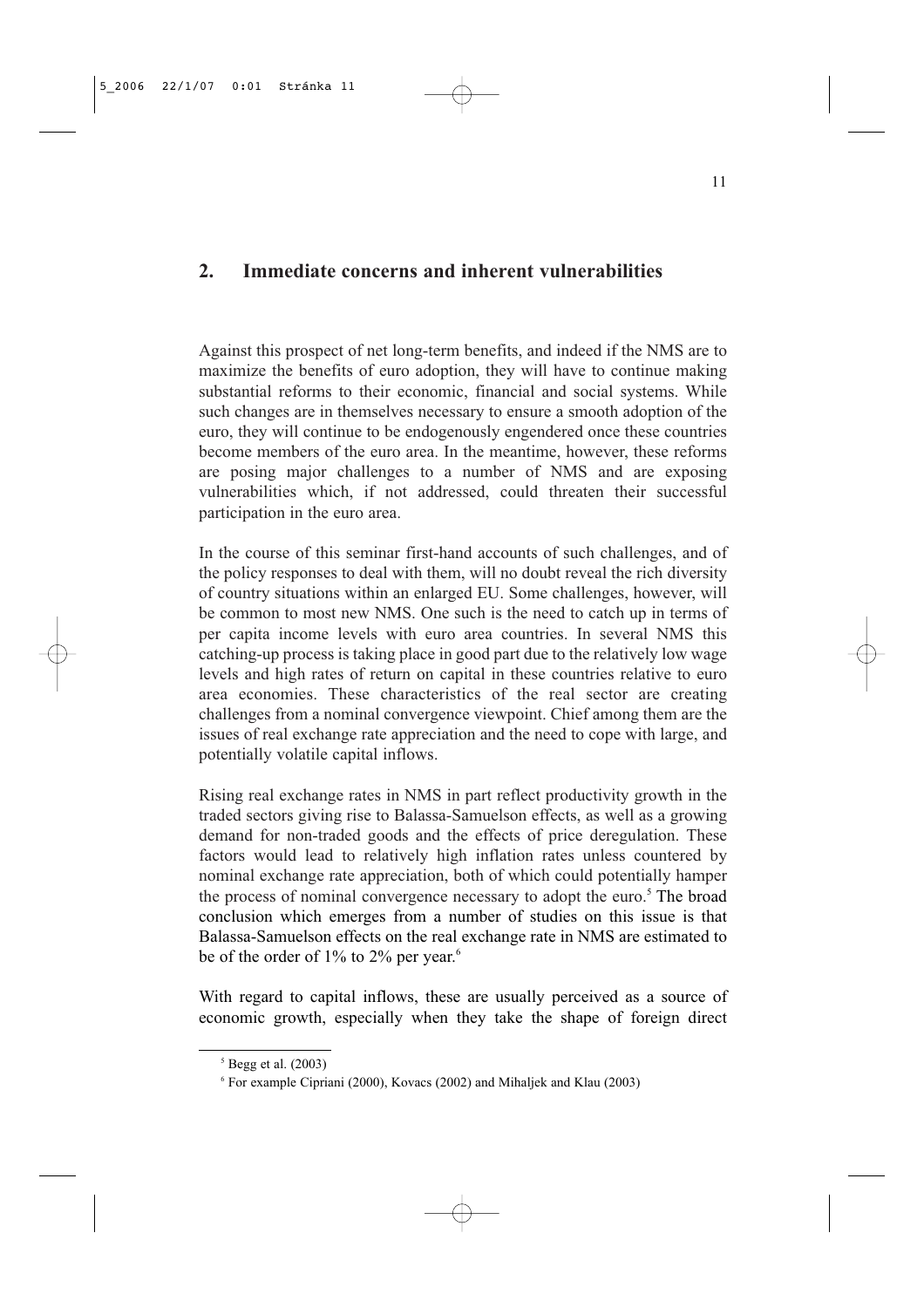## 2. Immediate concerns and inherent vulnerabilities

Against this prospect of net long-term benefits, and indeed if the NMS are to maximize the benefits of euro adoption, they will have to continue making substantial reforms to their economic, financial and social systems. While such changes are in themselves necessary to ensure a smooth adoption of the euro, they will continue to be endogenously engendered once these countries become members of the euro area. In the meantime, however, these reforms are posing major challenges to a number of NMS and are exposing vulnerabilities which, if not addressed, could threaten their successful participation in the euro area.

In the course of this seminar first-hand accounts of such challenges, and of the policy responses to deal with them, will no doubt reveal the rich diversity of country situations within an enlarged EU. Some challenges, however, will be common to most new NMS. One such is the need to catch up in terms of per capita income levels with euro area countries. In several NMS this catching-up process is taking place in good part due to the relatively low wage levels and high rates of return on capital in these countries relative to euro area economies. These characteristics of the real sector are creating challenges from a nominal convergence viewpoint. Chief among them are the issues of real exchange rate appreciation and the need to cope with large, and potentially volatile capital inflows.

Rising real exchange rates in NMS in part reflect productivity growth in the traded sectors giving rise to Balassa-Samuelson effects, as well as a growing demand for non-traded goods and the effects of price deregulation. These factors would lead to relatively high inflation rates unless countered by nominal exchange rate appreciation, both of which could potentially hamper the process of nominal convergence necessary to adopt the euro.[5] The broad conclusion which emerges from a number of studies on this issue is that Balassa-Samuelson effects on the real exchange rate in NMS are estimated to be of the order of 1% to 2% per year.[6]

With regard to capital inflows, these are usually perceived as a source of economic growth, especially when they take the shape of foreign direct

---

[5] Begg et al. (2003)

[6] For example Cipriani (2000), Kovacs (2002) and Mihaljek and Klau (2003)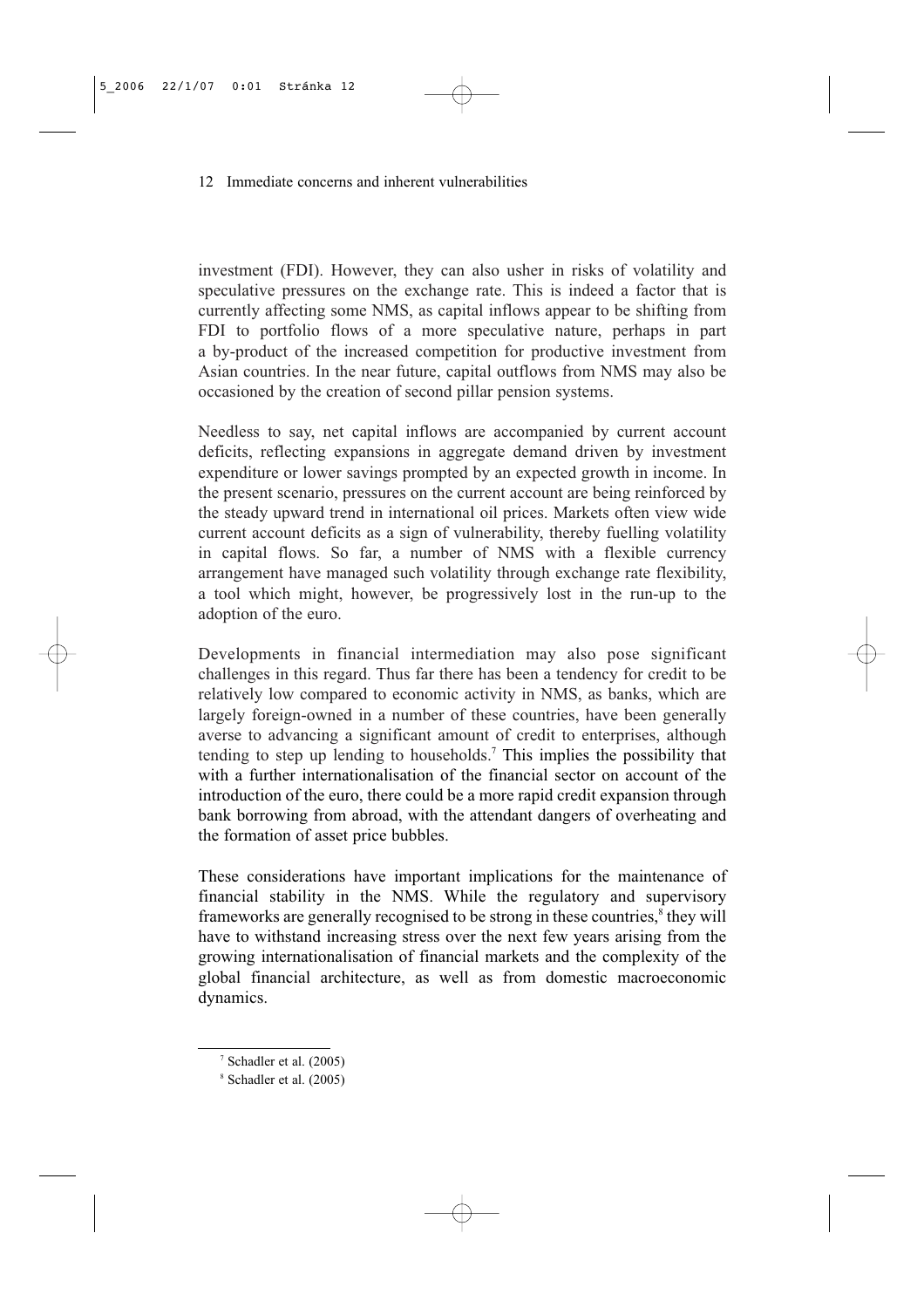investment (FDI). However, they can also usher in risks of volatility and speculative pressures on the exchange rate. This is indeed a factor that is currently affecting some NMS, as capital inflows appear to be shifting from FDI to portfolio flows of a more speculative nature, perhaps in part a by-product of the increased competition for productive investment from Asian countries. In the near future, capital outflows from NMS may also be occasioned by the creation of second pillar pension systems.

Needless to say, net capital inflows are accompanied by current account deficits, reflecting expansions in aggregate demand driven by investment expenditure or lower savings prompted by an expected growth in income. In the present scenario, pressures on the current account are being reinforced by the steady upward trend in international oil prices. Markets often view wide current account deficits as a sign of vulnerability, thereby fuelling volatility in capital flows. So far, a number of NMS with a flexible currency arrangement have managed such volatility through exchange rate flexibility, a tool which might, however, be progressively lost in the run-up to the adoption of the euro.

Developments in financial intermediation may also pose significant challenges in this regard. Thus far there has been a tendency for credit to be relatively low compared to economic activity in NMS, as banks, which are largely foreign-owned in a number of these countries, have been generally averse to advancing a significant amount of credit to enterprises, although tending to step up lending to households.[7] This implies the possibility that with a further internationalisation of the financial sector on account of the introduction of the euro, there could be a more rapid credit expansion through bank borrowing from abroad, with the attendant dangers of overheating and the formation of asset price bubbles.

These considerations have important implications for the maintenance of financial stability in the NMS. While the regulatory and supervisory frameworks are generally recognised to be strong in these countries,[8] they will have to withstand increasing stress over the next few years arising from the growing internationalisation of financial markets and the complexity of the global financial architecture, as well as from domestic macroeconomic dynamics.

---

[7] Schadler et al. (2005)

[8] Schadler et al. (2005)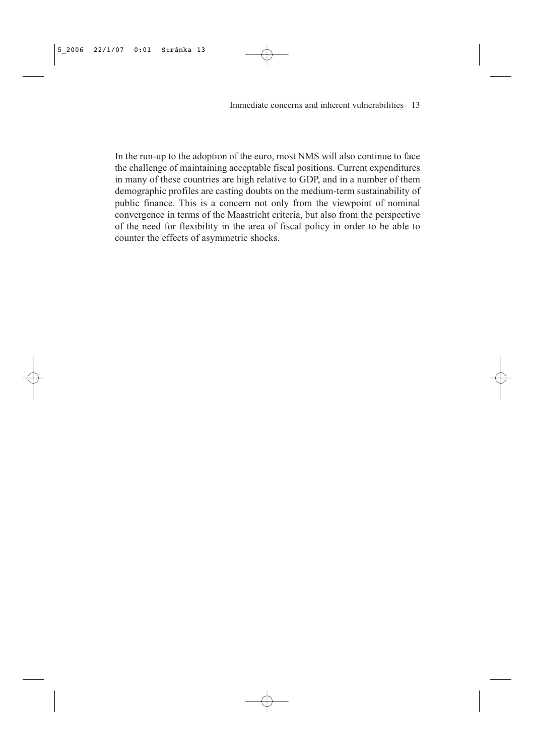In the run-up to the adoption of the euro, most NMS will also continue to face the challenge of maintaining acceptable fiscal positions. Current expenditures in many of these countries are high relative to GDP, and in a number of them demographic profiles are casting doubts on the medium-term sustainability of public finance. This is a concern not only from the viewpoint of nominal convergence in terms of the Maastricht criteria, but also from the perspective of the need for flexibility in the area of fiscal policy in order to be able to counter the effects of asymmetric shocks.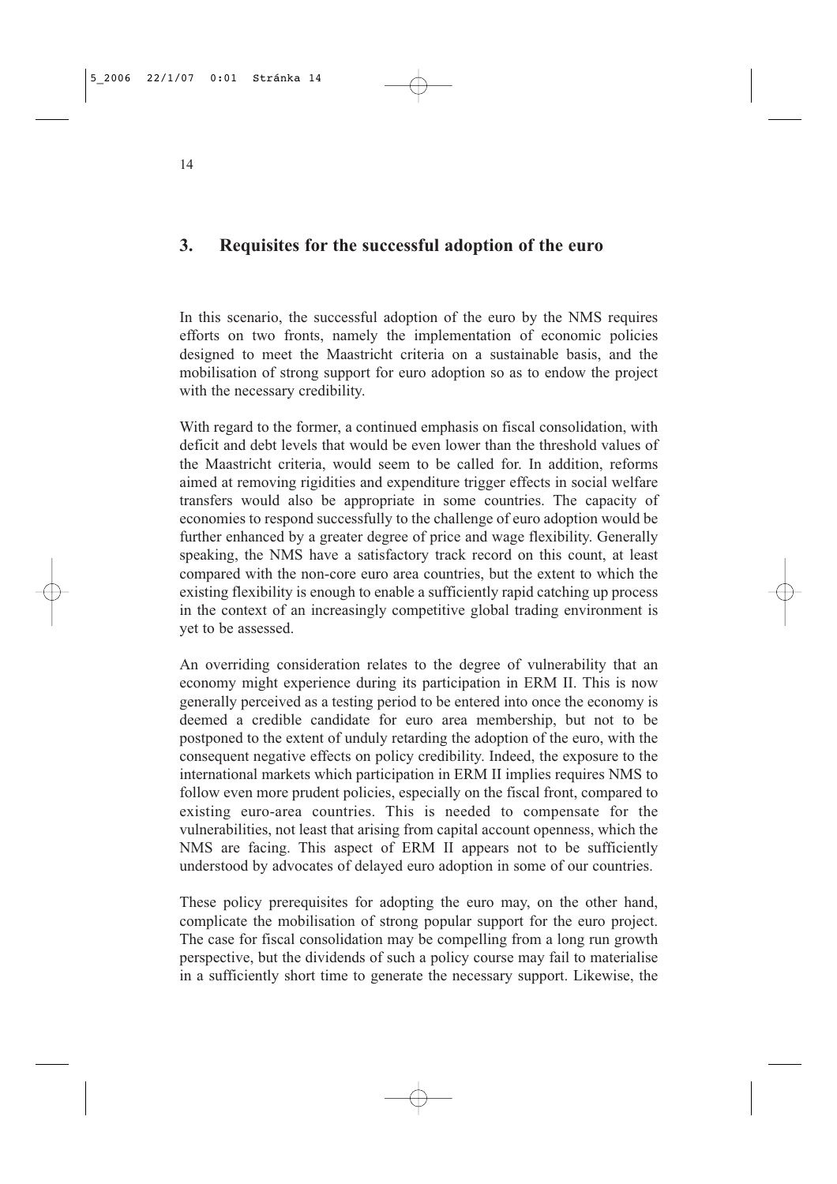## 3. Requisites for the successful adoption of the euro

In this scenario, the successful adoption of the euro by the NMS requires efforts on two fronts, namely the implementation of economic policies designed to meet the Maastricht criteria on a sustainable basis, and the mobilisation of strong support for euro adoption so as to endow the project with the necessary credibility.

With regard to the former, a continued emphasis on fiscal consolidation, with deficit and debt levels that would be even lower than the threshold values of the Maastricht criteria, would seem to be called for. In addition, reforms aimed at removing rigidities and expenditure trigger effects in social welfare transfers would also be appropriate in some countries. The capacity of economies to respond successfully to the challenge of euro adoption would be further enhanced by a greater degree of price and wage flexibility. Generally speaking, the NMS have a satisfactory track record on this count, at least compared with the non-core euro area countries, but the extent to which the existing flexibility is enough to enable a sufficiently rapid catching up process in the context of an increasingly competitive global trading environment is yet to be assessed.

An overriding consideration relates to the degree of vulnerability that an economy might experience during its participation in ERM II. This is now generally perceived as a testing period to be entered into once the economy is deemed a credible candidate for euro area membership, but not to be postponed to the extent of unduly retarding the adoption of the euro, with the consequent negative effects on policy credibility. Indeed, the exposure to the international markets which participation in ERM II implies requires NMS to follow even more prudent policies, especially on the fiscal front, compared to existing euro-area countries. This is needed to compensate for the vulnerabilities, not least that arising from capital account openness, which the NMS are facing. This aspect of ERM II appears not to be sufficiently understood by advocates of delayed euro adoption in some of our countries.

These policy prerequisites for adopting the euro may, on the other hand, complicate the mobilisation of strong popular support for the euro project. The case for fiscal consolidation may be compelling from a long run growth perspective, but the dividends of such a policy course may fail to materialise in a sufficiently short time to generate the necessary support. Likewise, the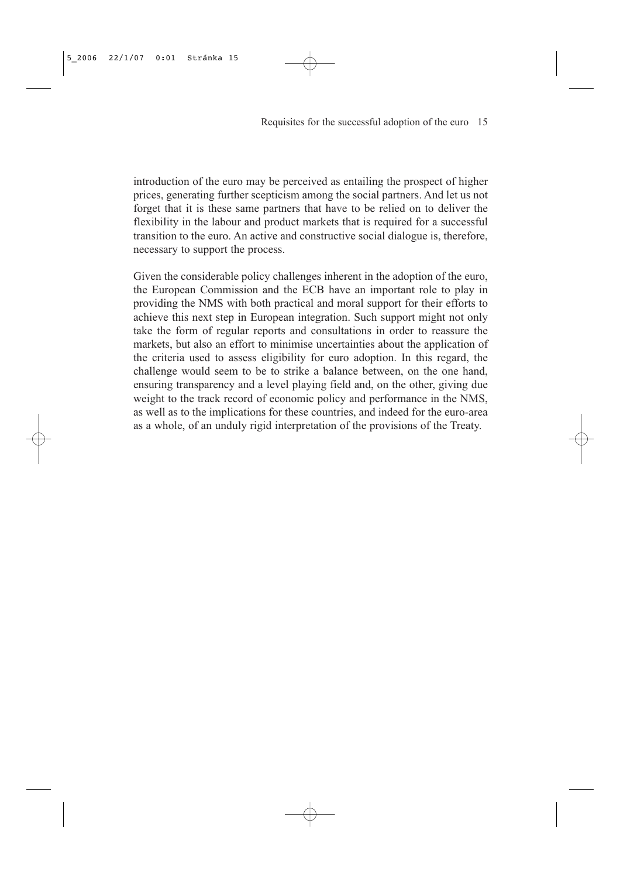introduction of the euro may be perceived as entailing the prospect of higher prices, generating further scepticism among the social partners. And let us not forget that it is these same partners that have to be relied on to deliver the flexibility in the labour and product markets that is required for a successful transition to the euro. An active and constructive social dialogue is, therefore, necessary to support the process.

Given the considerable policy challenges inherent in the adoption of the euro, the European Commission and the ECB have an important role to play in providing the NMS with both practical and moral support for their efforts to achieve this next step in European integration. Such support might not only take the form of regular reports and consultations in order to reassure the markets, but also an effort to minimise uncertainties about the application of the criteria used to assess eligibility for euro adoption. In this regard, the challenge would seem to be to strike a balance between, on the one hand, ensuring transparency and a level playing field and, on the other, giving due weight to the track record of economic policy and performance in the NMS, as well as to the implications for these countries, and indeed for the euro-area as a whole, of an unduly rigid interpretation of the provisions of the Treaty.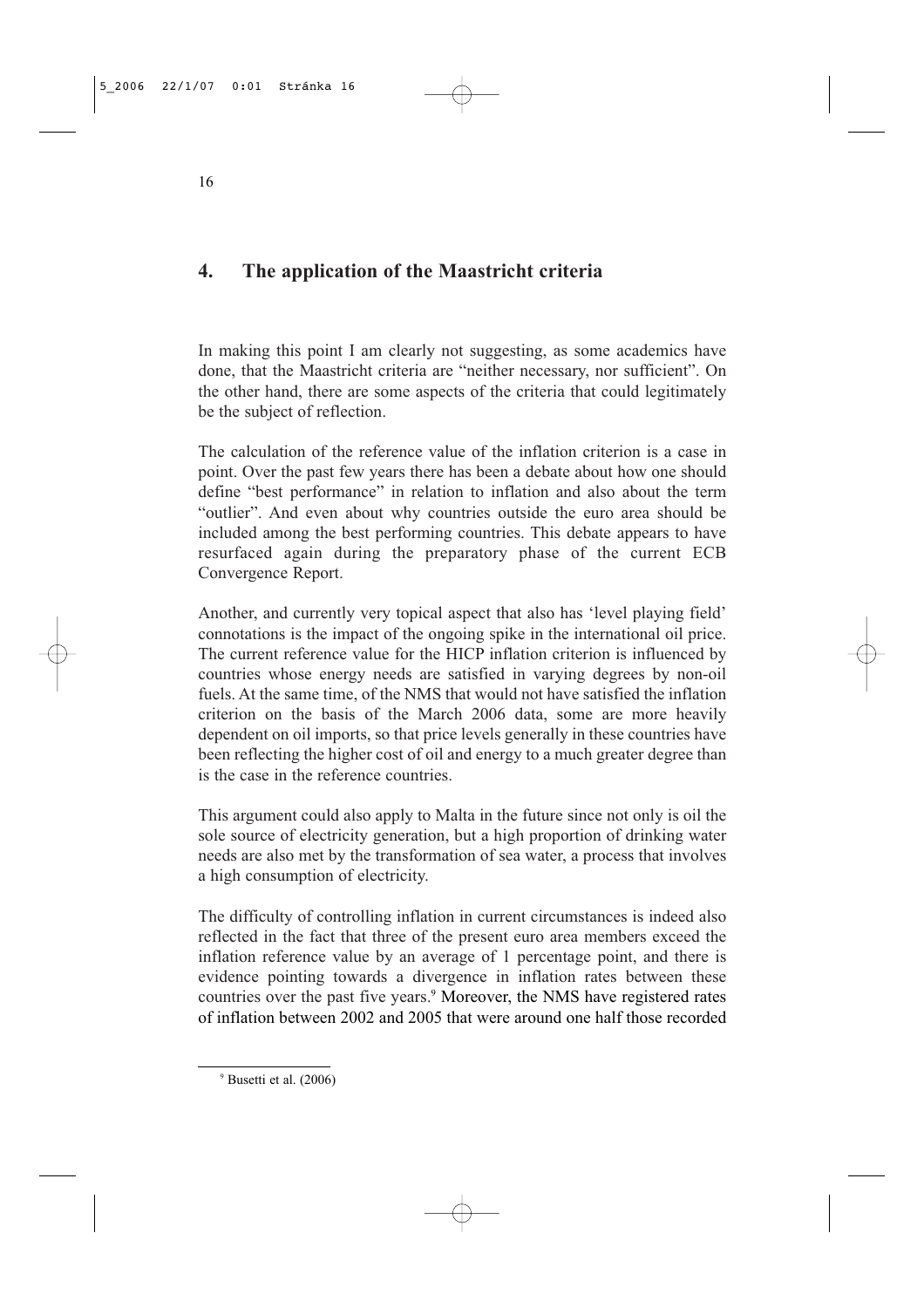## 4. The application of the Maastricht criteria

In making this point I am clearly not suggesting, as some academics have done, that the Maastricht criteria are "neither necessary, nor sufficient". On the other hand, there are some aspects of the criteria that could legitimately be the subject of reflection.

The calculation of the reference value of the inflation criterion is a case in point. Over the past few years there has been a debate about how one should define "best performance" in relation to inflation and also about the term "outlier". And even about why countries outside the euro area should be included among the best performing countries. This debate appears to have resurfaced again during the preparatory phase of the current ECB Convergence Report.

Another, and currently very topical aspect that also has 'level playing field' connotations is the impact of the ongoing spike in the international oil price. The current reference value for the HICP inflation criterion is influenced by countries whose energy needs are satisfied in varying degrees by non-oil fuels. At the same time, of the NMS that would not have satisfied the inflation criterion on the basis of the March 2006 data, some are more heavily dependent on oil imports, so that price levels generally in these countries have been reflecting the higher cost of oil and energy to a much greater degree than is the case in the reference countries.

This argument could also apply to Malta in the future since not only is oil the sole source of electricity generation, but a high proportion of drinking water needs are also met by the transformation of sea water, a process that involves a high consumption of electricity.

The difficulty of controlling inflation in current circumstances is indeed also reflected in the fact that three of the present euro area members exceed the inflation reference value by an average of 1 percentage point, and there is evidence pointing towards a divergence in inflation rates between these countries over the past five years.[9] Moreover, the NMS have registered rates of inflation between 2002 and 2005 that were around one half those recorded

[9] Busetti et al. (2006)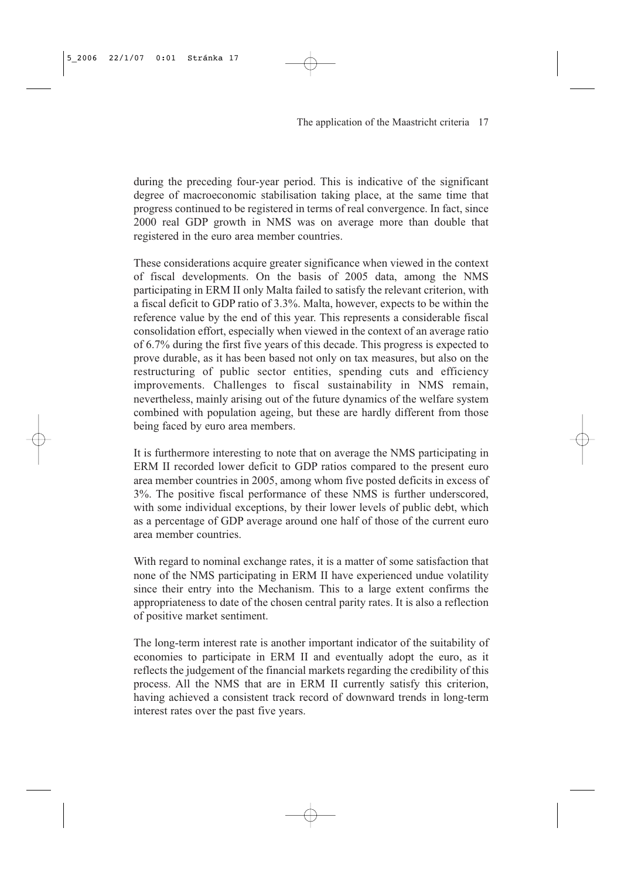during the preceding four-year period. This is indicative of the significant degree of macroeconomic stabilisation taking place, at the same time that progress continued to be registered in terms of real convergence. In fact, since 2000 real GDP growth in NMS was on average more than double that registered in the euro area member countries.

These considerations acquire greater significance when viewed in the context of fiscal developments. On the basis of 2005 data, among the NMS participating in ERM II only Malta failed to satisfy the relevant criterion, with a fiscal deficit to GDP ratio of 3.3%. Malta, however, expects to be within the reference value by the end of this year. This represents a considerable fiscal consolidation effort, especially when viewed in the context of an average ratio of 6.7% during the first five years of this decade. This progress is expected to prove durable, as it has been based not only on tax measures, but also on the restructuring of public sector entities, spending cuts and efficiency improvements. Challenges to fiscal sustainability in NMS remain, nevertheless, mainly arising out of the future dynamics of the welfare system combined with population ageing, but these are hardly different from those being faced by euro area members.

It is furthermore interesting to note that on average the NMS participating in ERM II recorded lower deficit to GDP ratios compared to the present euro area member countries in 2005, among whom five posted deficits in excess of 3%. The positive fiscal performance of these NMS is further underscored, with some individual exceptions, by their lower levels of public debt, which as a percentage of GDP average around one half of those of the current euro area member countries.

With regard to nominal exchange rates, it is a matter of some satisfaction that none of the NMS participating in ERM II have experienced undue volatility since their entry into the Mechanism. This to a large extent confirms the appropriateness to date of the chosen central parity rates. It is also a reflection of positive market sentiment.

The long-term interest rate is another important indicator of the suitability of economies to participate in ERM II and eventually adopt the euro, as it reflects the judgement of the financial markets regarding the credibility of this process. All the NMS that are in ERM II currently satisfy this criterion, having achieved a consistent track record of downward trends in long-term interest rates over the past five years.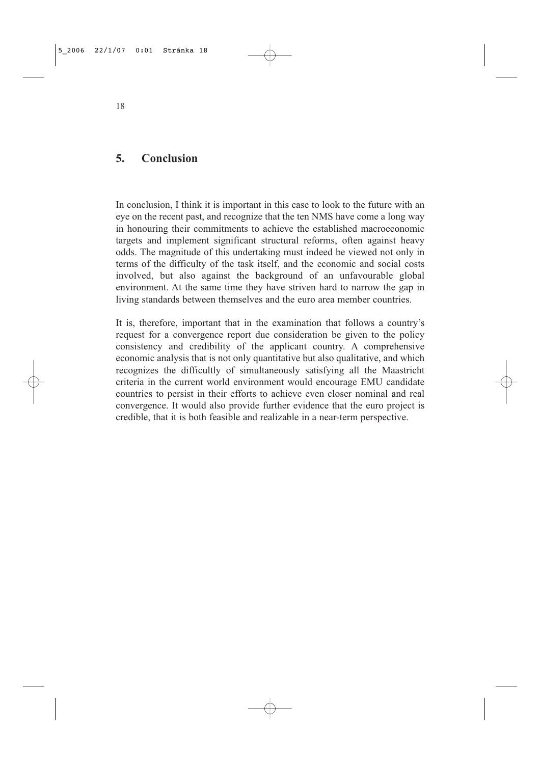## 5. Conclusion

In conclusion, I think it is important in this case to look to the future with an eye on the recent past, and recognize that the ten NMS have come a long way in honouring their commitments to achieve the established macroeconomic targets and implement significant structural reforms, often against heavy odds. The magnitude of this undertaking must indeed be viewed not only in terms of the difficulty of the task itself, and the economic and social costs involved, but also against the background of an unfavourable global environment. At the same time they have striven hard to narrow the gap in living standards between themselves and the euro area member countries.

It is, therefore, important that in the examination that follows a country's request for a convergence report due consideration be given to the policy consistency and credibility of the applicant country. A comprehensive economic analysis that is not only quantitative but also qualitative, and which recognizes the difficultly of simultaneously satisfying all the Maastricht criteria in the current world environment would encourage EMU candidate countries to persist in their efforts to achieve even closer nominal and real convergence. It would also provide further evidence that the euro project is credible, that it is both feasible and realizable in a near-term perspective.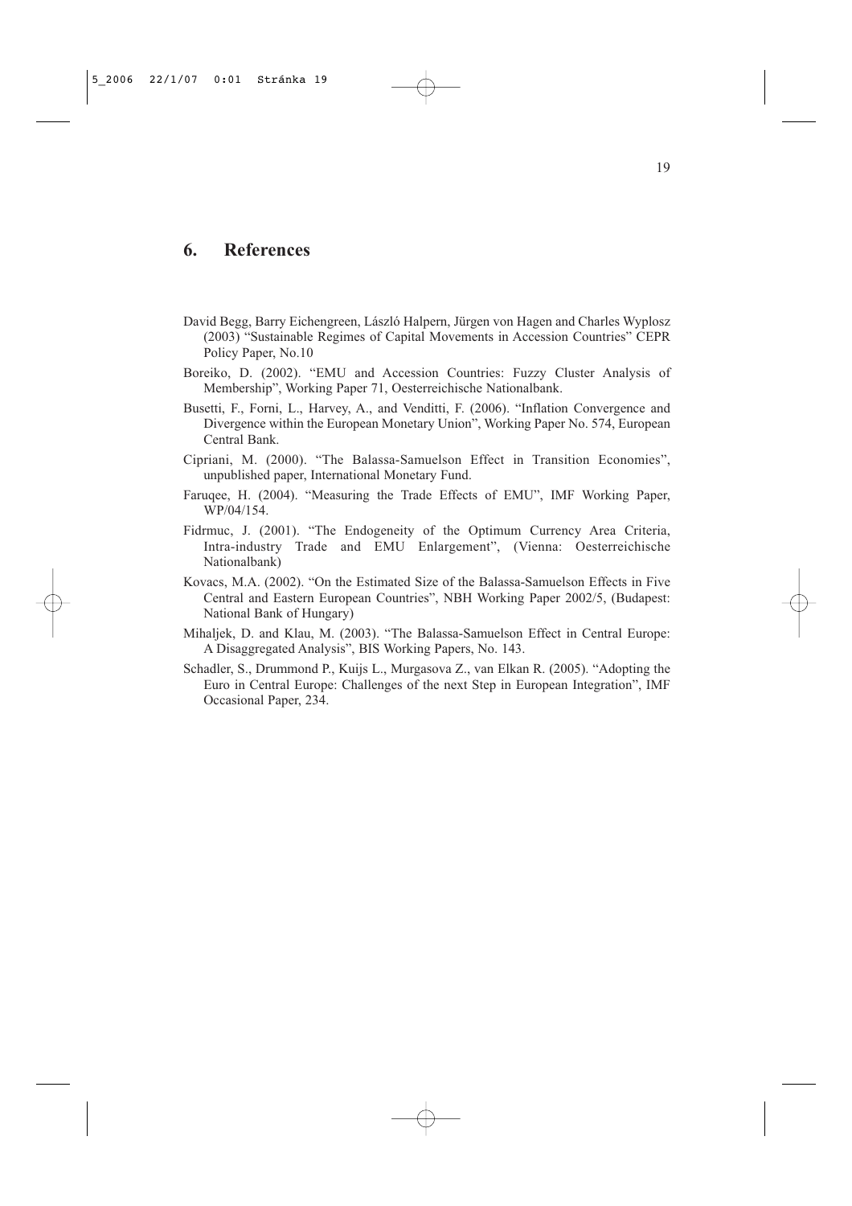## 6. References

David Begg, Barry Eichengreen, László Halpern, Jürgen von Hagen and Charles Wyplosz (2003) "Sustainable Regimes of Capital Movements in Accession Countries" CEPR Policy Paper, No.10

Boreiko, D. (2002). "EMU and Accession Countries: Fuzzy Cluster Analysis of Membership", Working Paper 71, Oesterreichische Nationalbank.

Busetti, F., Forni, L., Harvey, A., and Venditti, F. (2006). "Inflation Convergence and Divergence within the European Monetary Union", Working Paper No. 574, European Central Bank.

Cipriani, M. (2000). "The Balassa-Samuelson Effect in Transition Economies", unpublished paper, International Monetary Fund.

Faruqee, H. (2004). "Measuring the Trade Effects of EMU", IMF Working Paper, WP/04/154.

Fidrmuc, J. (2001). "The Endogeneity of the Optimum Currency Area Criteria, Intra-industry Trade and EMU Enlargement", (Vienna: Oesterreichische Nationalbank)

Kovacs, M.A. (2002). "On the Estimated Size of the Balassa-Samuelson Effects in Five Central and Eastern European Countries", NBH Working Paper 2002/5, (Budapest: National Bank of Hungary)

Mihaljek, D. and Klau, M. (2003). "The Balassa-Samuelson Effect in Central Europe: A Disaggregated Analysis", BIS Working Papers, No. 143.

Schadler, S., Drummond P., Kuijs L., Murgasova Z., van Elkan R. (2005). "Adopting the Euro in Central Europe: Challenges of the next Step in European Integration", IMF Occasional Paper, 234.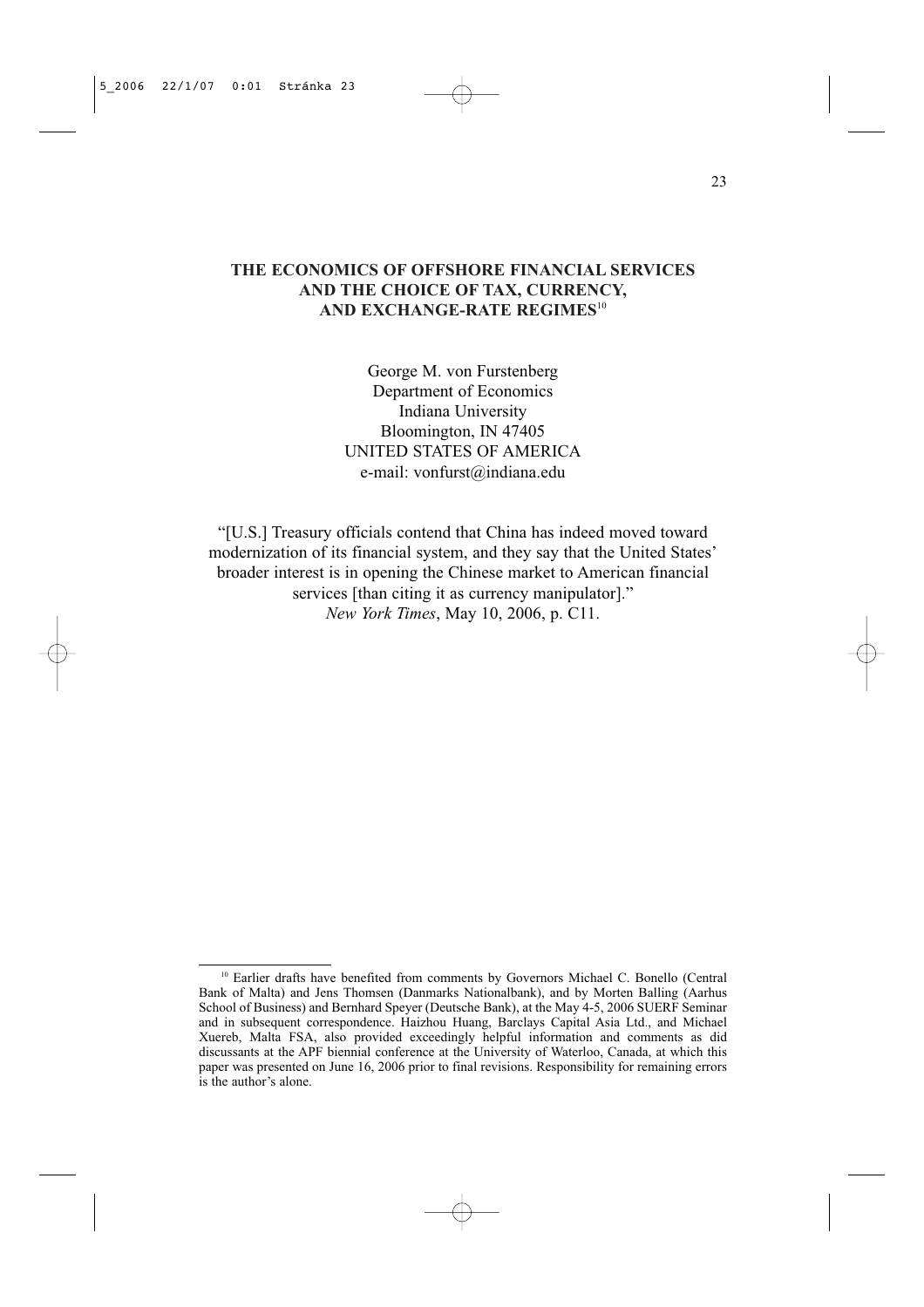# THE ECONOMICS OF OFFSHORE FINANCIAL SERVICES AND THE CHOICE OF TAX, CURRENCY, AND EXCHANGE-RATE REGIMES[10]

George M. von Furstenberg
Department of Economics
Indiana University
Bloomington, IN 47405
UNITED STATES OF AMERICA
e-mail: vonfurst@indiana.edu

"[U.S.] Treasury officials contend that China has indeed moved toward modernization of its financial system, and they say that the United States' broader interest is in opening the Chinese market to American financial services [than citing it as currency manipulator]."
*New York Times*, May 10, 2006, p. C11.

---

[10] Earlier drafts have benefited from comments by Governors Michael C. Bonello (Central Bank of Malta) and Jens Thomsen (Danmarks Nationalbank), and by Morten Balling (Aarhus School of Business) and Bernhard Speyer (Deutsche Bank), at the May 4-5, 2006 SUERF Seminar and in subsequent correspondence. Haizhou Huang, Barclays Capital Asia Ltd., and Michael Xuereb, Malta FSA, also provided exceedingly helpful information and comments as did discussants at the APF biennial conference at the University of Waterloo, Canada, at which this paper was presented on June 16, 2006 prior to final revisions. Responsibility for remaining errors is the author's alone.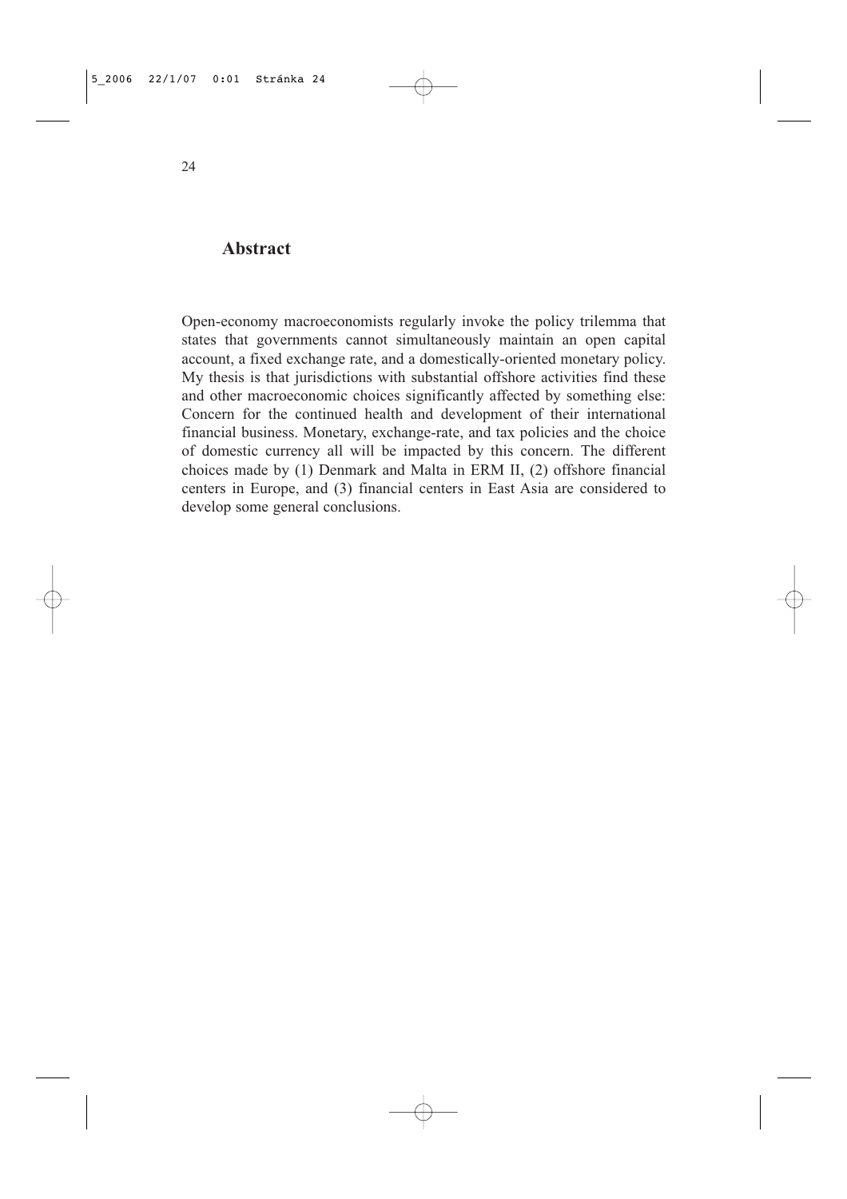## Abstract

Open-economy macroeconomists regularly invoke the policy trilemma that states that governments cannot simultaneously maintain an open capital account, a fixed exchange rate, and a domestically-oriented monetary policy. My thesis is that jurisdictions with substantial offshore activities find these and other macroeconomic choices significantly affected by something else: Concern for the continued health and development of their international financial business. Monetary, exchange-rate, and tax policies and the choice of domestic currency all will be impacted by this concern. The different choices made by (1) Denmark and Malta in ERM II, (2) offshore financial centers in Europe, and (3) financial centers in East Asia are considered to develop some general conclusions.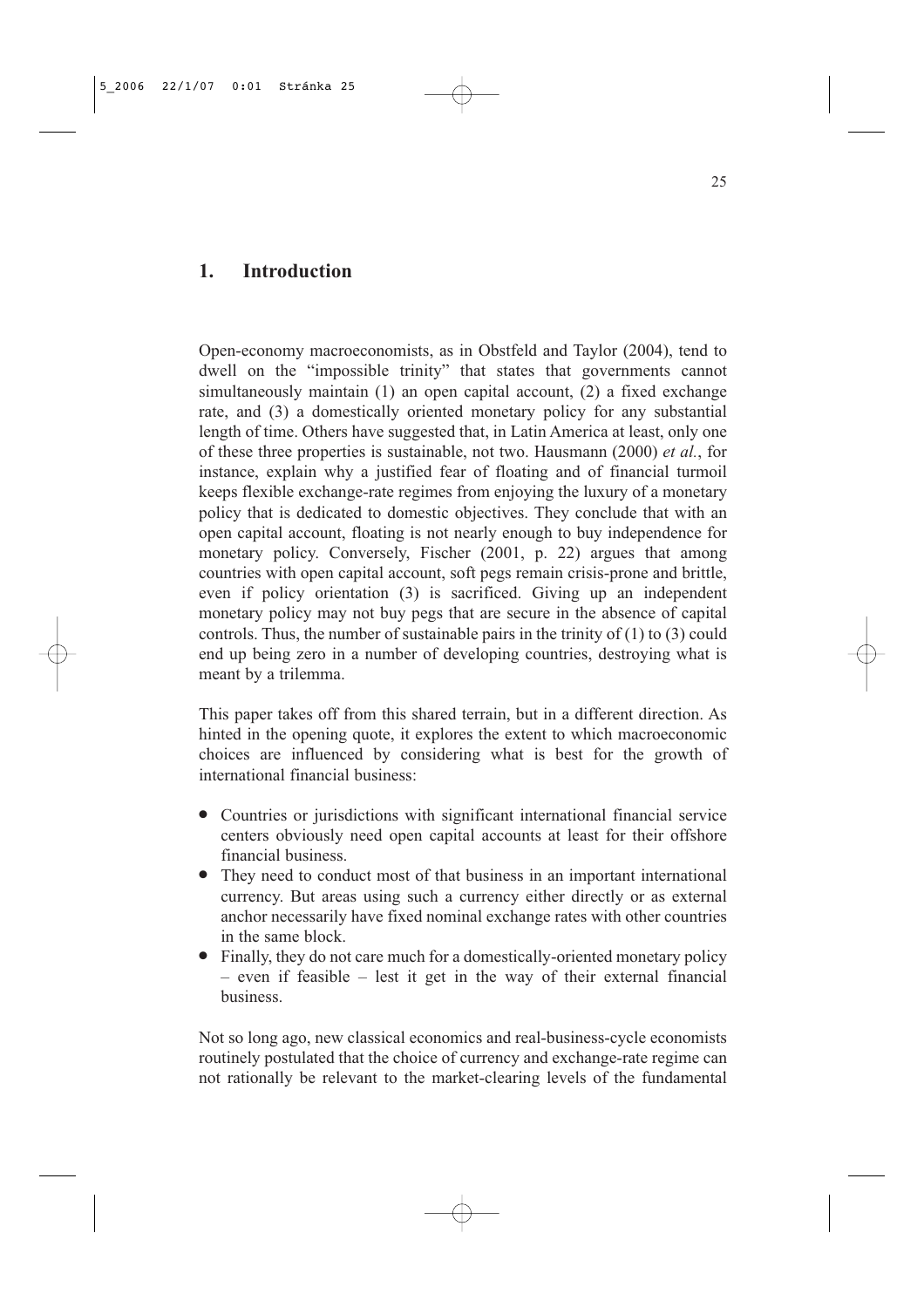# 1. Introduction

Open-economy macroeconomists, as in Obstfeld and Taylor (2004), tend to dwell on the "impossible trinity" that states that governments cannot simultaneously maintain (1) an open capital account, (2) a fixed exchange rate, and (3) a domestically oriented monetary policy for any substantial length of time. Others have suggested that, in Latin America at least, only one of these three properties is sustainable, not two. Hausmann (2000) *et al.*, for instance, explain why a justified fear of floating and of financial turmoil keeps flexible exchange-rate regimes from enjoying the luxury of a monetary policy that is dedicated to domestic objectives. They conclude that with an open capital account, floating is not nearly enough to buy independence for monetary policy. Conversely, Fischer (2001, p. 22) argues that among countries with open capital account, soft pegs remain crisis-prone and brittle, even if policy orientation (3) is sacrificed. Giving up an independent monetary policy may not buy pegs that are secure in the absence of capital controls. Thus, the number of sustainable pairs in the trinity of (1) to (3) could end up being zero in a number of developing countries, destroying what is meant by a trilemma.

This paper takes off from this shared terrain, but in a different direction. As hinted in the opening quote, it explores the extent to which macroeconomic choices are influenced by considering what is best for the growth of international financial business:

- Countries or jurisdictions with significant international financial service centers obviously need open capital accounts at least for their offshore financial business.
- They need to conduct most of that business in an important international currency. But areas using such a currency either directly or as external anchor necessarily have fixed nominal exchange rates with other countries in the same block.
- Finally, they do not care much for a domestically-oriented monetary policy – even if feasible – lest it get in the way of their external financial business.

Not so long ago, new classical economics and real-business-cycle economists routinely postulated that the choice of currency and exchange-rate regime can not rationally be relevant to the market-clearing levels of the fundamental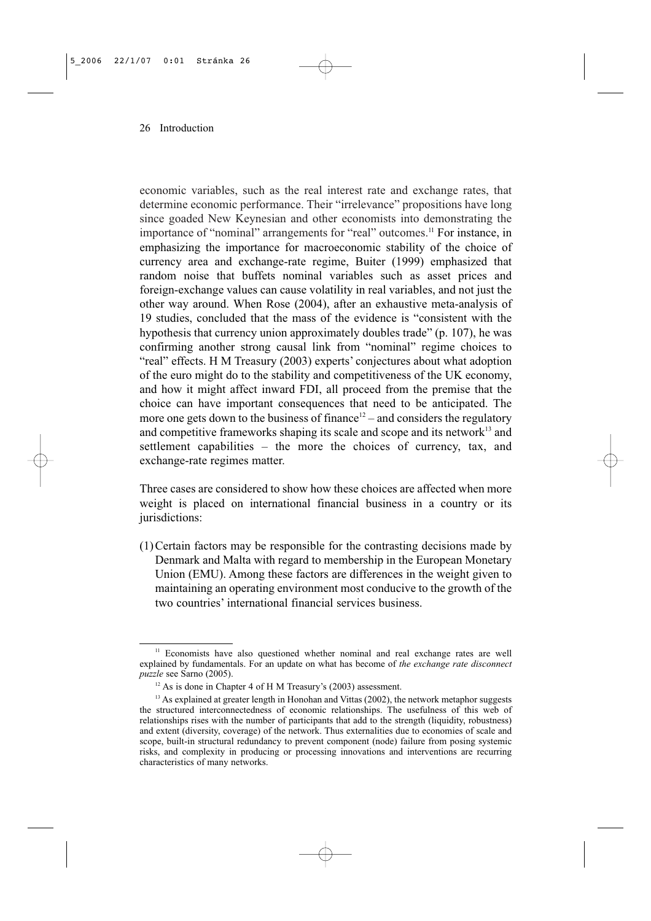economic variables, such as the real interest rate and exchange rates, that determine economic performance. Their "irrelevance" propositions have long since goaded New Keynesian and other economists into demonstrating the importance of "nominal" arrangements for "real" outcomes.[11] For instance, in emphasizing the importance for macroeconomic stability of the choice of currency area and exchange-rate regime, Buiter (1999) emphasized that random noise that buffets nominal variables such as asset prices and foreign-exchange values can cause volatility in real variables, and not just the other way around. When Rose (2004), after an exhaustive meta-analysis of 19 studies, concluded that the mass of the evidence is "consistent with the hypothesis that currency union approximately doubles trade" (p. 107), he was confirming another strong causal link from "nominal" regime choices to "real" effects. H M Treasury (2003) experts' conjectures about what adoption of the euro might do to the stability and competitiveness of the UK economy, and how it might affect inward FDI, all proceed from the premise that the choice can have important consequences that need to be anticipated. The more one gets down to the business of finance[12] – and considers the regulatory and competitive frameworks shaping its scale and scope and its network[13] and settlement capabilities – the more the choices of currency, tax, and exchange-rate regimes matter.

Three cases are considered to show how these choices are affected when more weight is placed on international financial business in a country or its jurisdictions:

(1) Certain factors may be responsible for the contrasting decisions made by Denmark and Malta with regard to membership in the European Monetary Union (EMU). Among these factors are differences in the weight given to maintaining an operating environment most conducive to the growth of the two countries' international financial services business.

---

[11] Economists have also questioned whether nominal and real exchange rates are well explained by fundamentals. For an update on what has become of *the exchange rate disconnect puzzle* see Sarno (2005).

[12] As is done in Chapter 4 of H M Treasury's (2003) assessment.

[13] As explained at greater length in Honohan and Vittas (2002), the network metaphor suggests the structured interconnectedness of economic relationships. The usefulness of this web of relationships rises with the number of participants that add to the strength (liquidity, robustness) and extent (diversity, coverage) of the network. Thus externalities due to economies of scale and scope, built-in structural redundancy to prevent component (node) failure from posing systemic risks, and complexity in producing or processing innovations and interventions are recurring characteristics of many networks.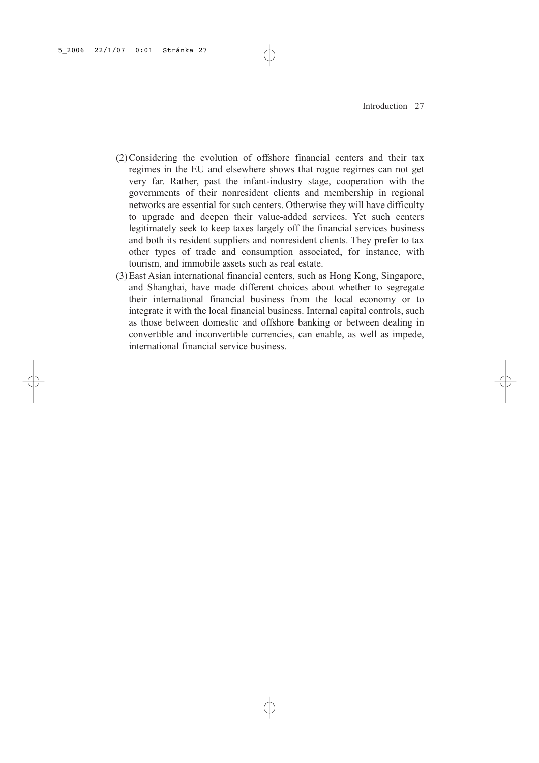(2) Considering the evolution of offshore financial centers and their tax regimes in the EU and elsewhere shows that rogue regimes can not get very far. Rather, past the infant-industry stage, cooperation with the governments of their nonresident clients and membership in regional networks are essential for such centers. Otherwise they will have difficulty to upgrade and deepen their value-added services. Yet such centers legitimately seek to keep taxes largely off the financial services business and both its resident suppliers and nonresident clients. They prefer to tax other types of trade and consumption associated, for instance, with tourism, and immobile assets such as real estate.

(3) East Asian international financial centers, such as Hong Kong, Singapore, and Shanghai, have made different choices about whether to segregate their international financial business from the local economy or to integrate it with the local financial business. Internal capital controls, such as those between domestic and offshore banking or between dealing in convertible and inconvertible currencies, can enable, as well as impede, international financial service business.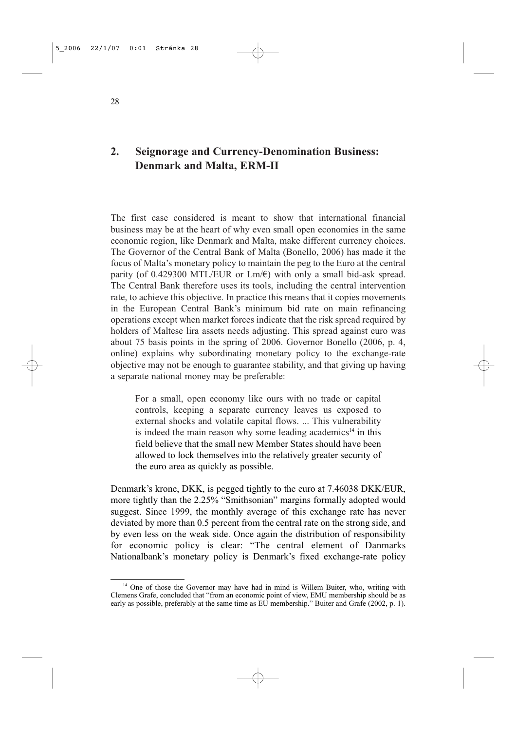## 2. Seignorage and Currency-Denomination Business: Denmark and Malta, ERM-II

The first case considered is meant to show that international financial business may be at the heart of why even small open economies in the same economic region, like Denmark and Malta, make different currency choices. The Governor of the Central Bank of Malta (Bonello, 2006) has made it the focus of Malta's monetary policy to maintain the peg to the Euro at the central parity (of 0.429300 MTL/EUR or Lm/€) with only a small bid-ask spread. The Central Bank therefore uses its tools, including the central intervention rate, to achieve this objective. In practice this means that it copies movements in the European Central Bank's minimum bid rate on main refinancing operations except when market forces indicate that the risk spread required by holders of Maltese lira assets needs adjusting. This spread against euro was about 75 basis points in the spring of 2006. Governor Bonello (2006, p. 4, online) explains why subordinating monetary policy to the exchange-rate objective may not be enough to guarantee stability, and that giving up having a separate national money may be preferable:

> For a small, open economy like ours with no trade or capital controls, keeping a separate currency leaves us exposed to external shocks and volatile capital flows. ... This vulnerability is indeed the main reason why some leading academics[14] in this field believe that the small new Member States should have been allowed to lock themselves into the relatively greater security of the euro area as quickly as possible.

Denmark's krone, DKK, is pegged tightly to the euro at 7.46038 DKK/EUR, more tightly than the 2.25% "Smithsonian" margins formally adopted would suggest. Since 1999, the monthly average of this exchange rate has never deviated by more than 0.5 percent from the central rate on the strong side, and by even less on the weak side. Once again the distribution of responsibility for economic policy is clear: "The central element of Danmarks Nationalbank's monetary policy is Denmark's fixed exchange-rate policy

---

[14] One of those the Governor may have had in mind is Willem Buiter, who, writing with Clemens Grafe, concluded that "from an economic point of view, EMU membership should be as early as possible, preferably at the same time as EU membership." Buiter and Grafe (2002, p. 1).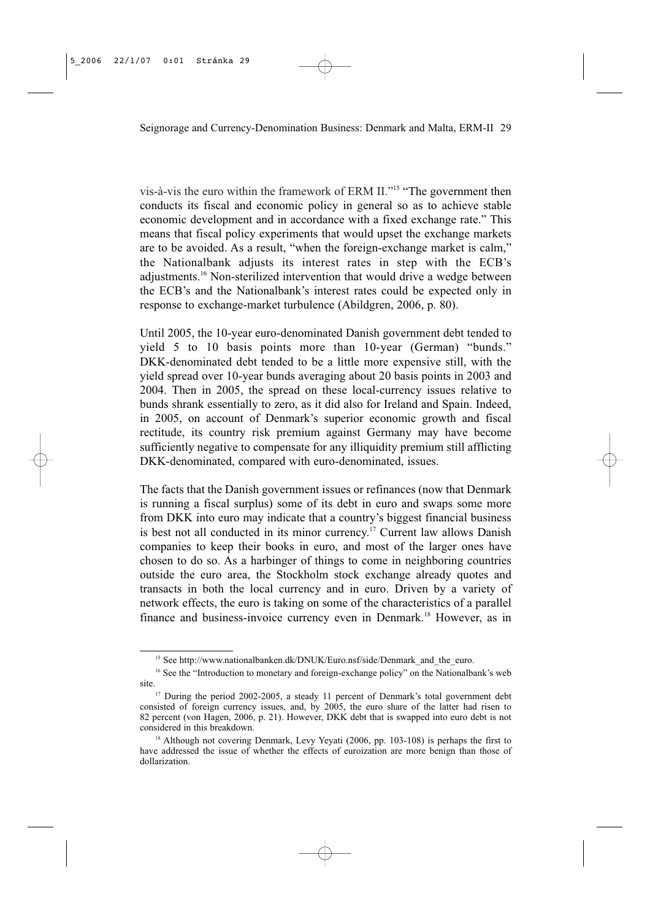vis-à-vis the euro within the framework of ERM II."[15] "The government then conducts its fiscal and economic policy in general so as to achieve stable economic development and in accordance with a fixed exchange rate." This means that fiscal policy experiments that would upset the exchange markets are to be avoided. As a result, "when the foreign-exchange market is calm," the Nationalbank adjusts its interest rates in step with the ECB's adjustments.[16] Non-sterilized intervention that would drive a wedge between the ECB's and the Nationalbank's interest rates could be expected only in response to exchange-market turbulence (Abildgren, 2006, p. 80).

Until 2005, the 10-year euro-denominated Danish government debt tended to yield 5 to 10 basis points more than 10-year (German) "bunds." DKK-denominated debt tended to be a little more expensive still, with the yield spread over 10-year bunds averaging about 20 basis points in 2003 and 2004. Then in 2005, the spread on these local-currency issues relative to bunds shrank essentially to zero, as it did also for Ireland and Spain. Indeed, in 2005, on account of Denmark's superior economic growth and fiscal rectitude, its country risk premium against Germany may have become sufficiently negative to compensate for any illiquidity premium still afflicting DKK-denominated, compared with euro-denominated, issues.

The facts that the Danish government issues or refinances (now that Denmark is running a fiscal surplus) some of its debt in euro and swaps some more from DKK into euro may indicate that a country's biggest financial business is best not all conducted in its minor currency.[17] Current law allows Danish companies to keep their books in euro, and most of the larger ones have chosen to do so. As a harbinger of things to come in neighboring countries outside the euro area, the Stockholm stock exchange already quotes and transacts in both the local currency and in euro. Driven by a variety of network effects, the euro is taking on some of the characteristics of a parallel finance and business-invoice currency even in Denmark.[18] However, as in

---

[15] See http://www.nationalbanken.dk/DNUK/Euro.nsf/side/Denmark_and_the_euro.

[16] See the "Introduction to monetary and foreign-exchange policy" on the Nationalbank's web site.

[17] During the period 2002-2005, a steady 11 percent of Denmark's total government debt consisted of foreign currency issues, and, by 2005, the euro share of the latter had risen to 82 percent (von Hagen, 2006, p. 21). However, DKK debt that is swapped into euro debt is not considered in this breakdown.

[18] Although not covering Denmark, Levy Yeyati (2006, pp. 103-108) is perhaps the first to have addressed the issue of whether the effects of euroization are more benign than those of dollarization.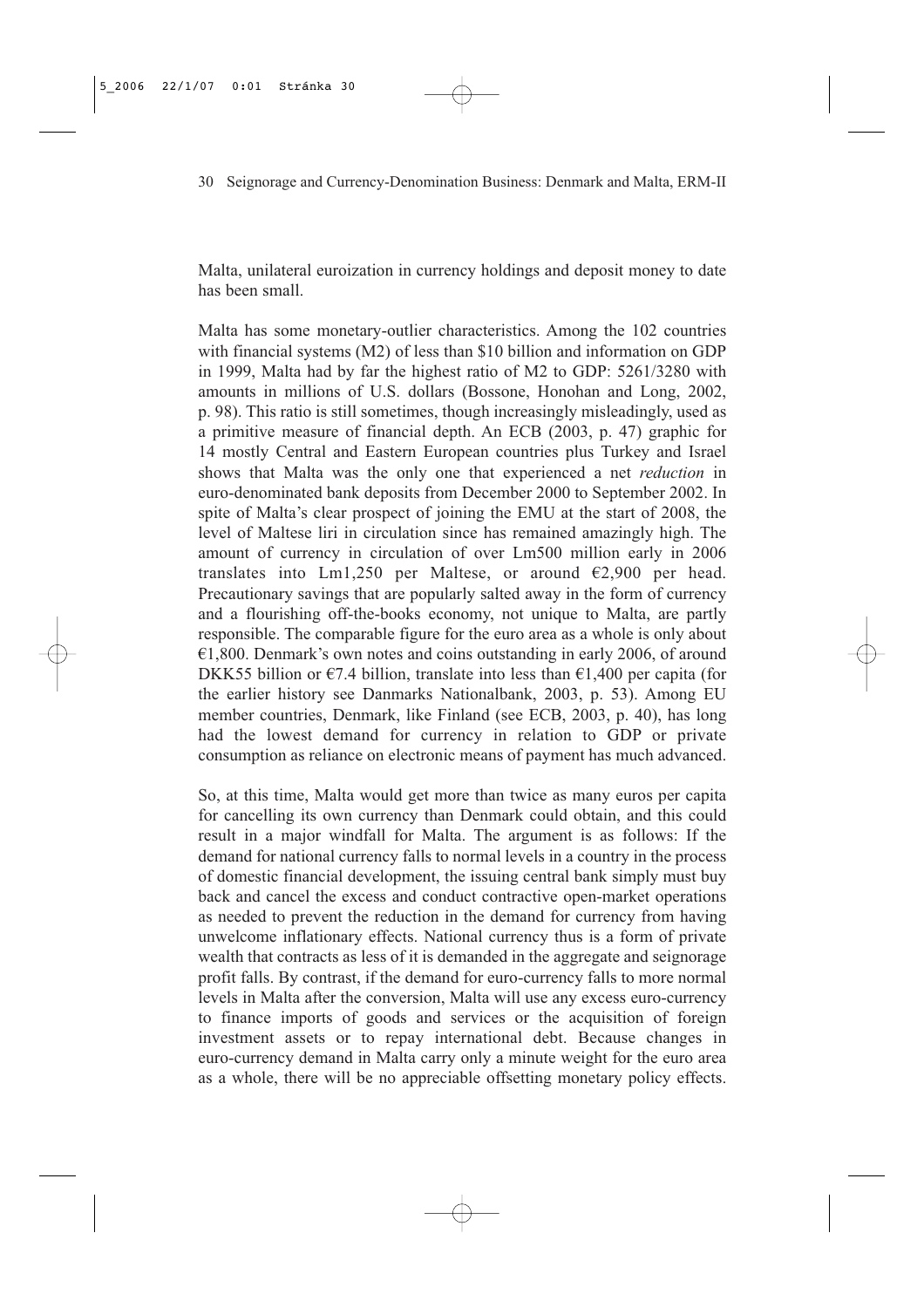Malta, unilateral euroization in currency holdings and deposit money to date has been small.

Malta has some monetary-outlier characteristics. Among the 102 countries with financial systems (M2) of less than \$10 billion and information on GDP in 1999, Malta had by far the highest ratio of M2 to GDP: 5261/3280 with amounts in millions of U.S. dollars (Bossone, Honohan and Long, 2002, p. 98). This ratio is still sometimes, though increasingly misleadingly, used as a primitive measure of financial depth. An ECB (2003, p. 47) graphic for 14 mostly Central and Eastern European countries plus Turkey and Israel shows that Malta was the only one that experienced a net *reduction* in euro-denominated bank deposits from December 2000 to September 2002. In spite of Malta's clear prospect of joining the EMU at the start of 2008, the level of Maltese liri in circulation since has remained amazingly high. The amount of currency in circulation of over Lm500 million early in 2006 translates into Lm1,250 per Maltese, or around €2,900 per head. Precautionary savings that are popularly salted away in the form of currency and a flourishing off-the-books economy, not unique to Malta, are partly responsible. The comparable figure for the euro area as a whole is only about €1,800. Denmark's own notes and coins outstanding in early 2006, of around DKK55 billion or €7.4 billion, translate into less than €1,400 per capita (for the earlier history see Danmarks Nationalbank, 2003, p. 53). Among EU member countries, Denmark, like Finland (see ECB, 2003, p. 40), has long had the lowest demand for currency in relation to GDP or private consumption as reliance on electronic means of payment has much advanced.

So, at this time, Malta would get more than twice as many euros per capita for cancelling its own currency than Denmark could obtain, and this could result in a major windfall for Malta. The argument is as follows: If the demand for national currency falls to normal levels in a country in the process of domestic financial development, the issuing central bank simply must buy back and cancel the excess and conduct contractive open-market operations as needed to prevent the reduction in the demand for currency from having unwelcome inflationary effects. National currency thus is a form of private wealth that contracts as less of it is demanded in the aggregate and seignorage profit falls. By contrast, if the demand for euro-currency falls to more normal levels in Malta after the conversion, Malta will use any excess euro-currency to finance imports of goods and services or the acquisition of foreign investment assets or to repay international debt. Because changes in euro-currency demand in Malta carry only a minute weight for the euro area as a whole, there will be no appreciable offsetting monetary policy effects.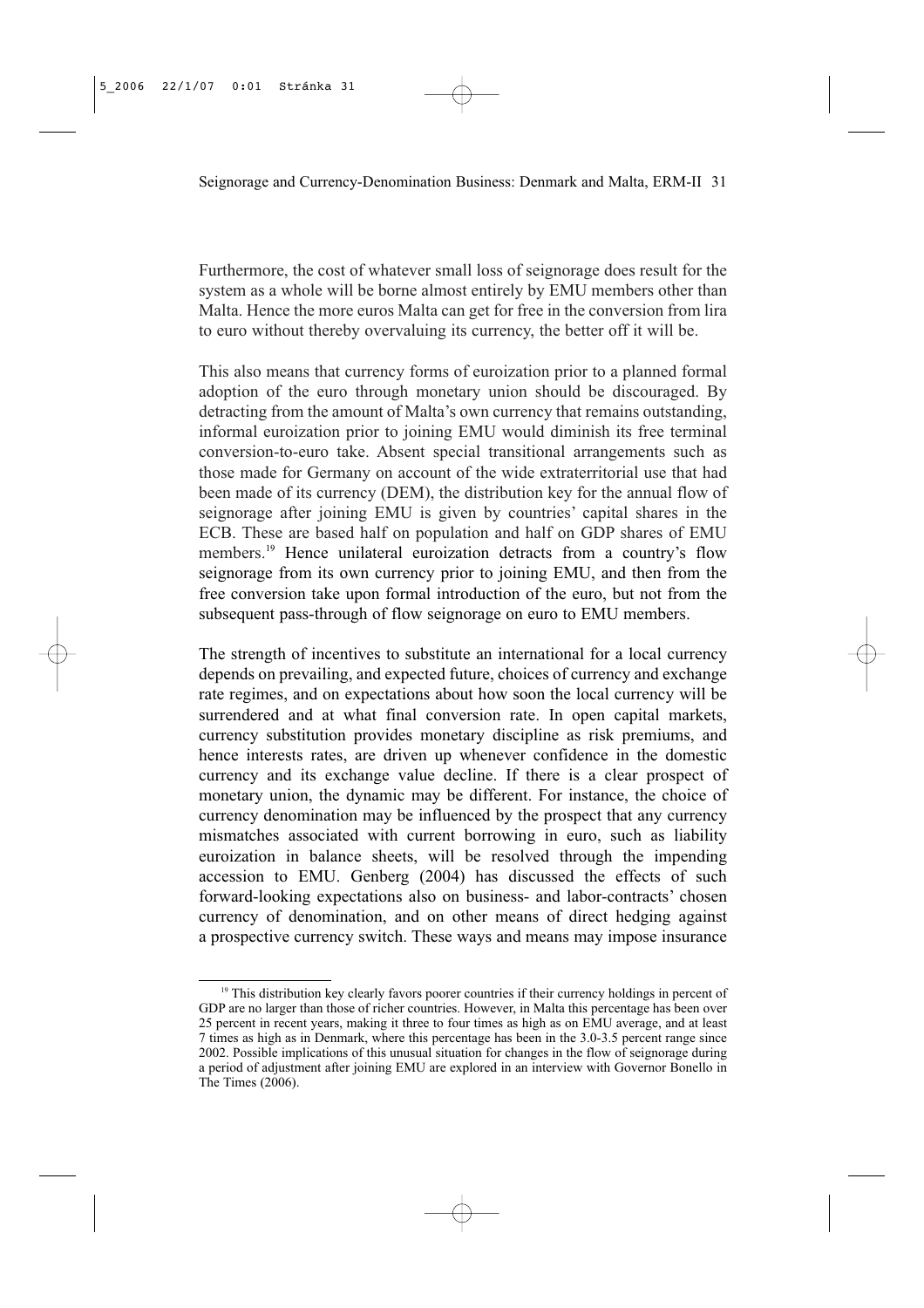Furthermore, the cost of whatever small loss of seignorage does result for the system as a whole will be borne almost entirely by EMU members other than Malta. Hence the more euros Malta can get for free in the conversion from lira to euro without thereby overvaluing its currency, the better off it will be.

This also means that currency forms of euroization prior to a planned formal adoption of the euro through monetary union should be discouraged. By detracting from the amount of Malta's own currency that remains outstanding, informal euroization prior to joining EMU would diminish its free terminal conversion-to-euro take. Absent special transitional arrangements such as those made for Germany on account of the wide extraterritorial use that had been made of its currency (DEM), the distribution key for the annual flow of seignorage after joining EMU is given by countries' capital shares in the ECB. These are based half on population and half on GDP shares of EMU members.[19] Hence unilateral euroization detracts from a country's flow seignorage from its own currency prior to joining EMU, and then from the free conversion take upon formal introduction of the euro, but not from the subsequent pass-through of flow seignorage on euro to EMU members.

The strength of incentives to substitute an international for a local currency depends on prevailing, and expected future, choices of currency and exchange rate regimes, and on expectations about how soon the local currency will be surrendered and at what final conversion rate. In open capital markets, currency substitution provides monetary discipline as risk premiums, and hence interests rates, are driven up whenever confidence in the domestic currency and its exchange value decline. If there is a clear prospect of monetary union, the dynamic may be different. For instance, the choice of currency denomination may be influenced by the prospect that any currency mismatches associated with current borrowing in euro, such as liability euroization in balance sheets, will be resolved through the impending accession to EMU. Genberg (2004) has discussed the effects of such forward-looking expectations also on business- and labor-contracts' chosen currency of denomination, and on other means of direct hedging against a prospective currency switch. These ways and means may impose insurance

[19] This distribution key clearly favors poorer countries if their currency holdings in percent of GDP are no larger than those of richer countries. However, in Malta this percentage has been over 25 percent in recent years, making it three to four times as high as on EMU average, and at least 7 times as high as in Denmark, where this percentage has been in the 3.0-3.5 percent range since 2002. Possible implications of this unusual situation for changes in the flow of seignorage during a period of adjustment after joining EMU are explored in an interview with Governor Bonello in The Times (2006).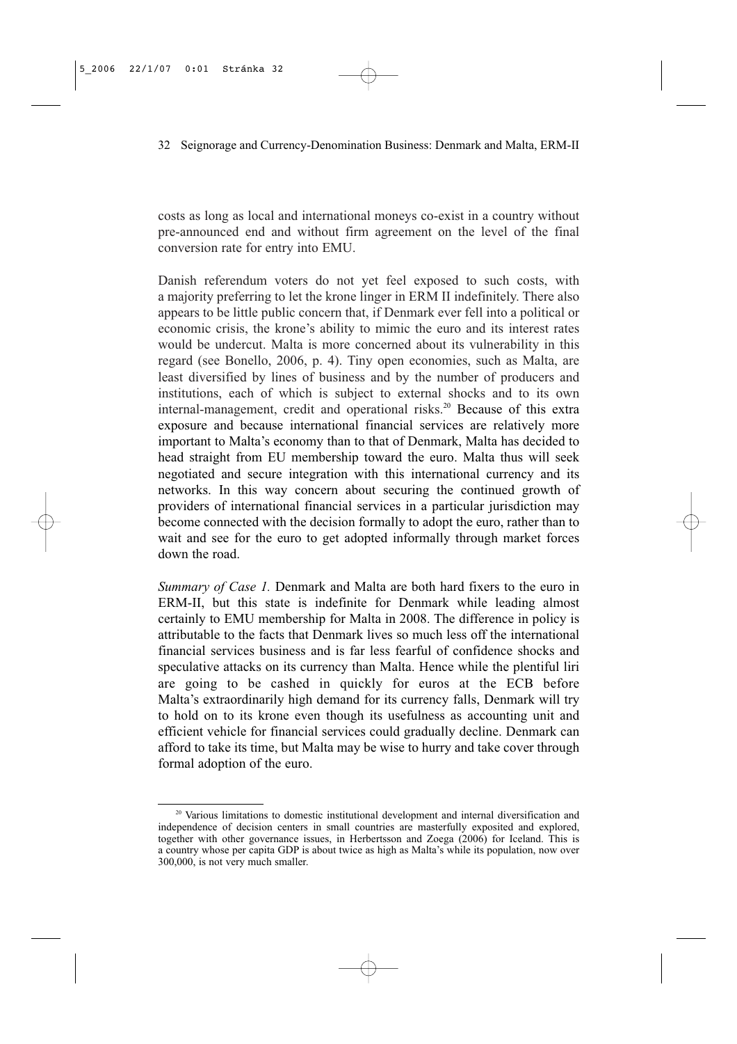costs as long as local and international moneys co-exist in a country without pre-announced end and without firm agreement on the level of the final conversion rate for entry into EMU.

Danish referendum voters do not yet feel exposed to such costs, with a majority preferring to let the krone linger in ERM II indefinitely. There also appears to be little public concern that, if Denmark ever fell into a political or economic crisis, the krone's ability to mimic the euro and its interest rates would be undercut. Malta is more concerned about its vulnerability in this regard (see Bonello, 2006, p. 4). Tiny open economies, such as Malta, are least diversified by lines of business and by the number of producers and institutions, each of which is subject to external shocks and to its own internal-management, credit and operational risks.[20] Because of this extra exposure and because international financial services are relatively more important to Malta's economy than to that of Denmark, Malta has decided to head straight from EU membership toward the euro. Malta thus will seek negotiated and secure integration with this international currency and its networks. In this way concern about securing the continued growth of providers of international financial services in a particular jurisdiction may become connected with the decision formally to adopt the euro, rather than to wait and see for the euro to get adopted informally through market forces down the road.

*Summary of Case 1.* Denmark and Malta are both hard fixers to the euro in ERM-II, but this state is indefinite for Denmark while leading almost certainly to EMU membership for Malta in 2008. The difference in policy is attributable to the facts that Denmark lives so much less off the international financial services business and is far less fearful of confidence shocks and speculative attacks on its currency than Malta. Hence while the plentiful liri are going to be cashed in quickly for euros at the ECB before Malta's extraordinarily high demand for its currency falls, Denmark will try to hold on to its krone even though its usefulness as accounting unit and efficient vehicle for financial services could gradually decline. Denmark can afford to take its time, but Malta may be wise to hurry and take cover through formal adoption of the euro.

[20] Various limitations to domestic institutional development and internal diversification and independence of decision centers in small countries are masterfully exposited and explored, together with other governance issues, in Herbertsson and Zoega (2006) for Iceland. This is a country whose per capita GDP is about twice as high as Malta's while its population, now over 300,000, is not very much smaller.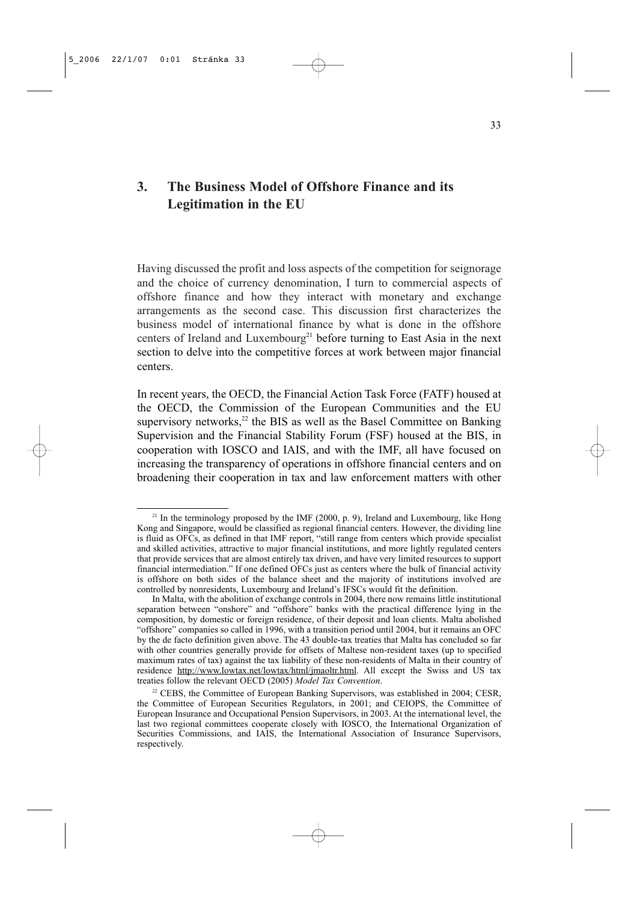## 3. The Business Model of Offshore Finance and its Legitimation in the EU

Having discussed the profit and loss aspects of the competition for seignorage and the choice of currency denomination, I turn to commercial aspects of offshore finance and how they interact with monetary and exchange arrangements as the second case. This discussion first characterizes the business model of international finance by what is done in the offshore centers of Ireland and Luxembourg[21] before turning to East Asia in the next section to delve into the competitive forces at work between major financial centers.

In recent years, the OECD, the Financial Action Task Force (FATF) housed at the OECD, the Commission of the European Communities and the EU supervisory networks,[22] the BIS as well as the Basel Committee on Banking Supervision and the Financial Stability Forum (FSF) housed at the BIS, in cooperation with IOSCO and IAIS, and with the IMF, all have focused on increasing the transparency of operations in offshore financial centers and on broadening their cooperation in tax and law enforcement matters with other

---

[21] In the terminology proposed by the IMF (2000, p. 9), Ireland and Luxembourg, like Hong Kong and Singapore, would be classified as regional financial centers. However, the dividing line is fluid as OFCs, as defined in that IMF report, "still range from centers which provide specialist and skilled activities, attractive to major financial institutions, and more lightly regulated centers that provide services that are almost entirely tax driven, and have very limited resources to support financial intermediation." If one defined OFCs just as centers where the bulk of financial activity is offshore on both sides of the balance sheet and the majority of institutions involved are controlled by nonresidents, Luxembourg and Ireland's IFSCs would fit the definition.

In Malta, with the abolition of exchange controls in 2004, there now remains little institutional separation between "onshore" and "offshore" banks with the practical difference lying in the composition, by domestic or foreign residence, of their deposit and loan clients. Malta abolished "offshore" companies so called in 1996, with a transition period until 2004, but it remains an OFC by the de facto definition given above. The 43 double-tax treaties that Malta has concluded so far with other countries generally provide for offsets of Maltese non-resident taxes (up to specified maximum rates of tax) against the tax liability of these non-residents of Malta in their country of residence http://www.lowtax.net/lowtax/html/jmaoltr.html. All except the Swiss and US tax treaties follow the relevant OECD (2005) *Model Tax Convention*.

[22] CEBS, the Committee of European Banking Supervisors, was established in 2004; CESR, the Committee of European Securities Regulators, in 2001; and CEIOPS, the Committee of European Insurance and Occupational Pension Supervisors, in 2003. At the international level, the last two regional committees cooperate closely with IOSCO, the International Organization of Securities Commissions, and IAIS, the International Association of Insurance Supervisors, respectively.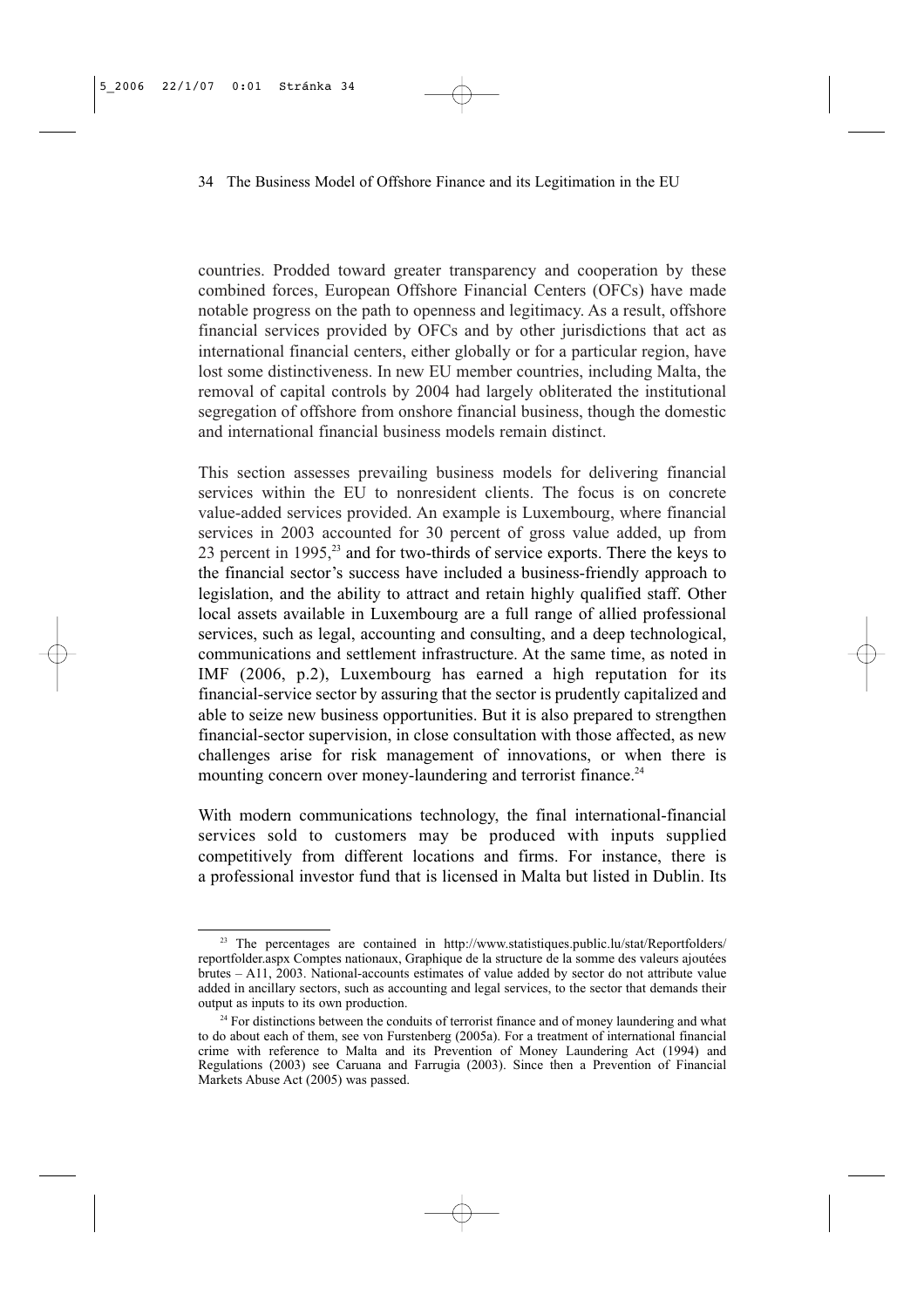countries. Prodded toward greater transparency and cooperation by these combined forces, European Offshore Financial Centers (OFCs) have made notable progress on the path to openness and legitimacy. As a result, offshore financial services provided by OFCs and by other jurisdictions that act as international financial centers, either globally or for a particular region, have lost some distinctiveness. In new EU member countries, including Malta, the removal of capital controls by 2004 had largely obliterated the institutional segregation of offshore from onshore financial business, though the domestic and international financial business models remain distinct.

This section assesses prevailing business models for delivering financial services within the EU to nonresident clients. The focus is on concrete value-added services provided. An example is Luxembourg, where financial services in 2003 accounted for 30 percent of gross value added, up from 23 percent in 1995,[23] and for two-thirds of service exports. There the keys to the financial sector's success have included a business-friendly approach to legislation, and the ability to attract and retain highly qualified staff. Other local assets available in Luxembourg are a full range of allied professional services, such as legal, accounting and consulting, and a deep technological, communications and settlement infrastructure. At the same time, as noted in IMF (2006, p.2), Luxembourg has earned a high reputation for its financial-service sector by assuring that the sector is prudently capitalized and able to seize new business opportunities. But it is also prepared to strengthen financial-sector supervision, in close consultation with those affected, as new challenges arise for risk management of innovations, or when there is mounting concern over money-laundering and terrorist finance.[24]

With modern communications technology, the final international-financial services sold to customers may be produced with inputs supplied competitively from different locations and firms. For instance, there is a professional investor fund that is licensed in Malta but listed in Dublin. Its

---

[23] The percentages are contained in http://www.statistiques.public.lu/stat/Reportfolders/reportfolder.aspx Comptes nationaux, Graphique de la structure de la somme des valeurs ajoutées brutes – A11, 2003. National-accounts estimates of value added by sector do not attribute value added in ancillary sectors, such as accounting and legal services, to the sector that demands their output as inputs to its own production.

[24] For distinctions between the conduits of terrorist finance and of money laundering and what to do about each of them, see von Furstenberg (2005a). For a treatment of international financial crime with reference to Malta and its Prevention of Money Laundering Act (1994) and Regulations (2003) see Caruana and Farrugia (2003). Since then a Prevention of Financial Markets Abuse Act (2005) was passed.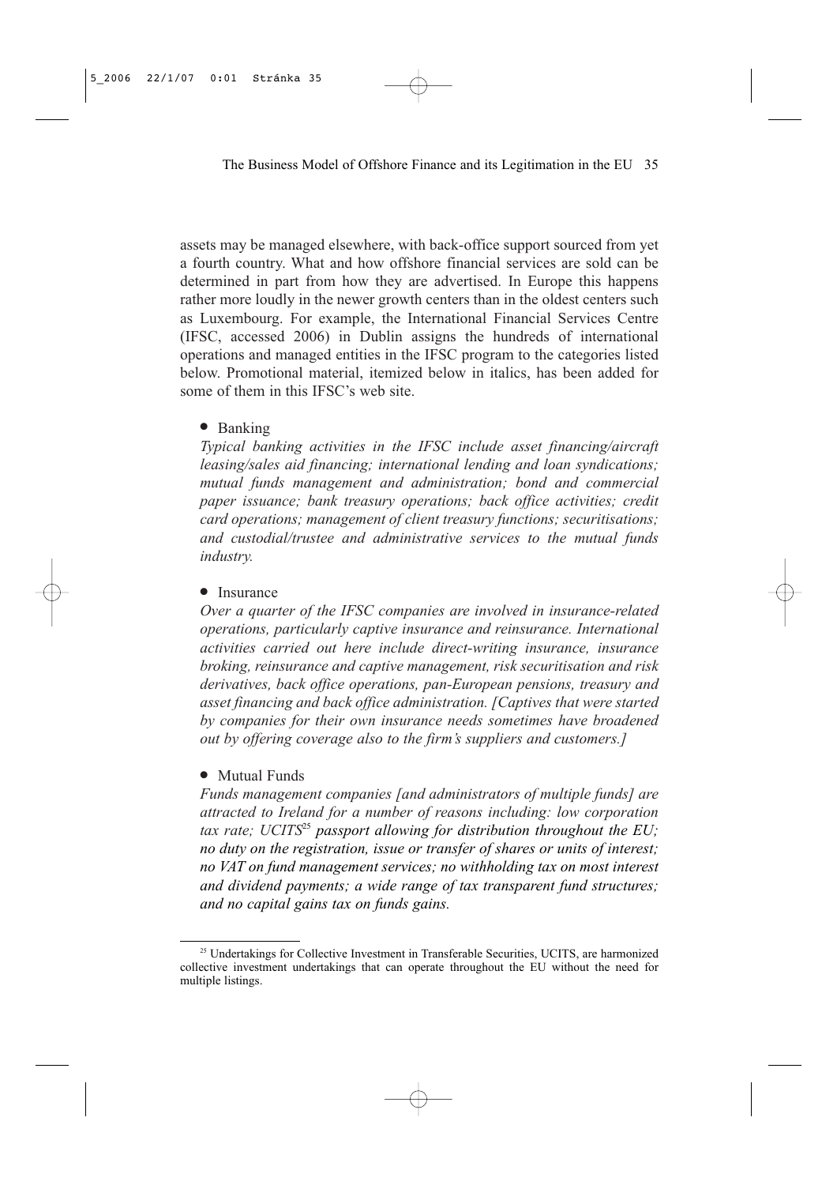assets may be managed elsewhere, with back-office support sourced from yet a fourth country. What and how offshore financial services are sold can be determined in part from how they are advertised. In Europe this happens rather more loudly in the newer growth centers than in the oldest centers such as Luxembourg. For example, the International Financial Services Centre (IFSC, accessed 2006) in Dublin assigns the hundreds of international operations and managed entities in the IFSC program to the categories listed below. Promotional material, itemized below in italics, has been added for some of them in this IFSC's web site.

- Banking
  *Typical banking activities in the IFSC include asset financing/aircraft leasing/sales aid financing; international lending and loan syndications; mutual funds management and administration; bond and commercial paper issuance; bank treasury operations; back office activities; credit card operations; management of client treasury functions; securitisations; and custodial/trustee and administrative services to the mutual funds industry.*

- Insurance
  *Over a quarter of the IFSC companies are involved in insurance-related operations, particularly captive insurance and reinsurance. International activities carried out here include direct-writing insurance, insurance broking, reinsurance and captive management, risk securitisation and risk derivatives, back office operations, pan-European pensions, treasury and asset financing and back office administration. [Captives that were started by companies for their own insurance needs sometimes have broadened out by offering coverage also to the firm's suppliers and customers.]*

- Mutual Funds
  *Funds management companies [and administrators of multiple funds] are attracted to Ireland for a number of reasons including: low corporation tax rate; UCITS*[25] ***passport allowing for distribution throughout the EU; no duty on the registration, issue or transfer of shares or units of interest; no VAT on fund management services; no withholding tax on most interest and dividend payments; a wide range of tax transparent fund structures; and no capital gains tax on funds gains.***

[25] Undertakings for Collective Investment in Transferable Securities, UCITS, are harmonized collective investment undertakings that can operate throughout the EU without the need for multiple listings.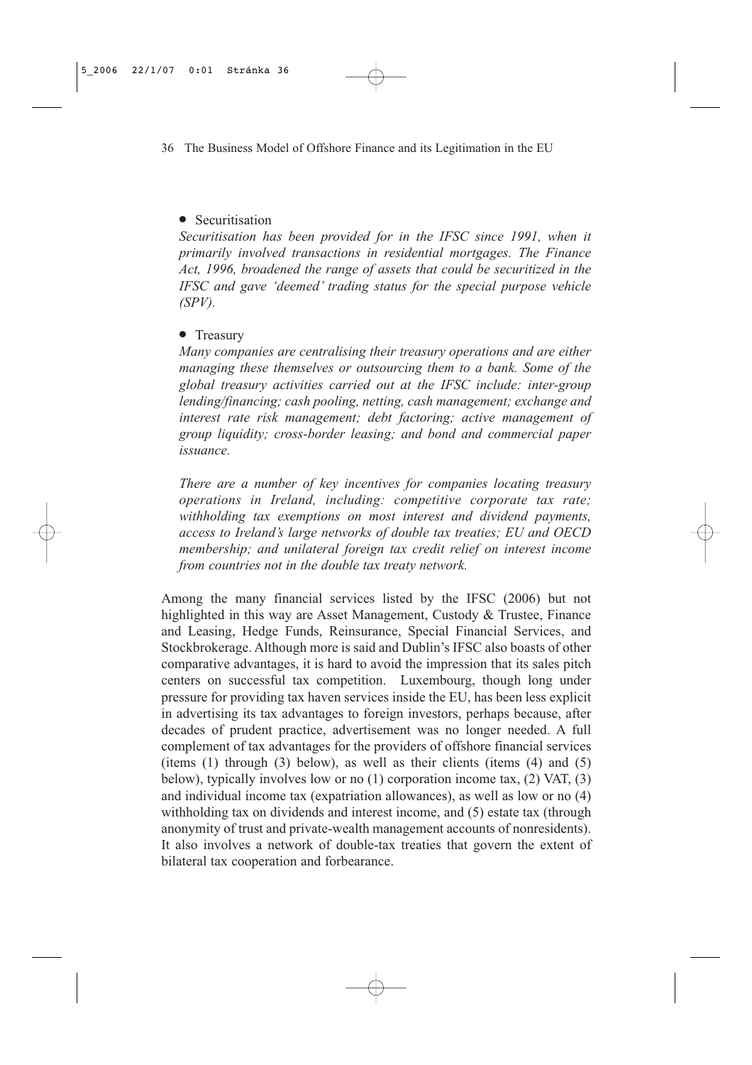- Securitisation

  *Securitisation has been provided for in the IFSC since 1991, when it primarily involved transactions in residential mortgages. The Finance Act, 1996, broadened the range of assets that could be securitized in the IFSC and gave 'deemed' trading status for the special purpose vehicle (SPV).*

- Treasury

  *Many companies are centralising their treasury operations and are either managing these themselves or outsourcing them to a bank. Some of the global treasury activities carried out at the IFSC include: inter-group lending/financing; cash pooling, netting, cash management; exchange and interest rate risk management; debt factoring; active management of group liquidity; cross-border leasing; and bond and commercial paper issuance.*

  *There are a number of key incentives for companies locating treasury operations in Ireland, including: competitive corporate tax rate; withholding tax exemptions on most interest and dividend payments, access to Ireland's large networks of double tax treaties; EU and OECD membership; and unilateral foreign tax credit relief on interest income from countries not in the double tax treaty network.*

Among the many financial services listed by the IFSC (2006) but not highlighted in this way are Asset Management, Custody & Trustee, Finance and Leasing, Hedge Funds, Reinsurance, Special Financial Services, and Stockbrokerage. Although more is said and Dublin's IFSC also boasts of other comparative advantages, it is hard to avoid the impression that its sales pitch centers on successful tax competition. Luxembourg, though long under pressure for providing tax haven services inside the EU, has been less explicit in advertising its tax advantages to foreign investors, perhaps because, after decades of prudent practice, advertisement was no longer needed. A full complement of tax advantages for the providers of offshore financial services (items (1) through (3) below), as well as their clients (items (4) and (5) below), typically involves low or no (1) corporation income tax, (2) VAT, (3) and individual income tax (expatriation allowances), as well as low or no (4) withholding tax on dividends and interest income, and (5) estate tax (through anonymity of trust and private-wealth management accounts of nonresidents). It also involves a network of double-tax treaties that govern the extent of bilateral tax cooperation and forbearance.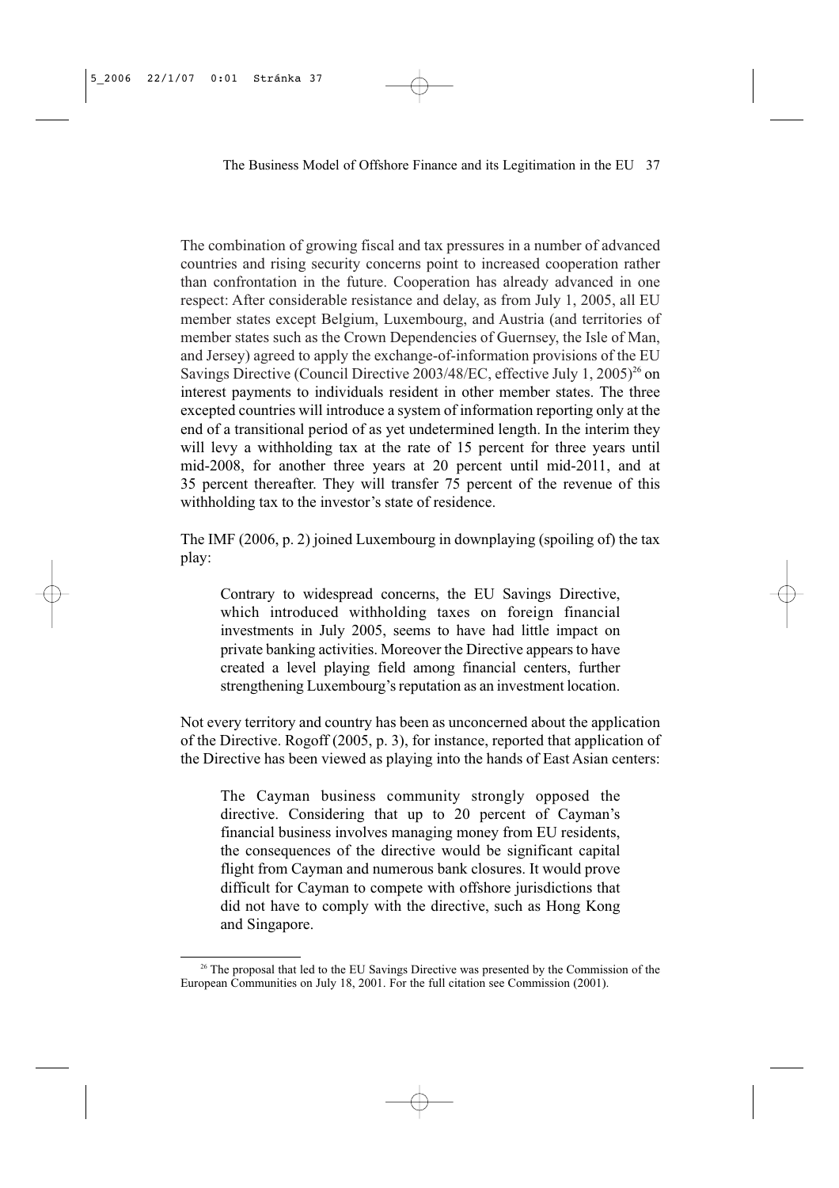The combination of growing fiscal and tax pressures in a number of advanced countries and rising security concerns point to increased cooperation rather than confrontation in the future. Cooperation has already advanced in one respect: After considerable resistance and delay, as from July 1, 2005, all EU member states except Belgium, Luxembourg, and Austria (and territories of member states such as the Crown Dependencies of Guernsey, the Isle of Man, and Jersey) agreed to apply the exchange-of-information provisions of the EU Savings Directive (Council Directive 2003/48/EC, effective July 1, 2005)[26] on interest payments to individuals resident in other member states. The three excepted countries will introduce a system of information reporting only at the end of a transitional period of as yet undetermined length. In the interim they will levy a withholding tax at the rate of 15 percent for three years until mid-2008, for another three years at 20 percent until mid-2011, and at 35 percent thereafter. They will transfer 75 percent of the revenue of this withholding tax to the investor's state of residence.

The IMF (2006, p. 2) joined Luxembourg in downplaying (spoiling of) the tax play:

> Contrary to widespread concerns, the EU Savings Directive, which introduced withholding taxes on foreign financial investments in July 2005, seems to have had little impact on private banking activities. Moreover the Directive appears to have created a level playing field among financial centers, further strengthening Luxembourg's reputation as an investment location.

Not every territory and country has been as unconcerned about the application of the Directive. Rogoff (2005, p. 3), for instance, reported that application of the Directive has been viewed as playing into the hands of East Asian centers:

> The Cayman business community strongly opposed the directive. Considering that up to 20 percent of Cayman's financial business involves managing money from EU residents, the consequences of the directive would be significant capital flight from Cayman and numerous bank closures. It would prove difficult for Cayman to compete with offshore jurisdictions that did not have to comply with the directive, such as Hong Kong and Singapore.

[26] The proposal that led to the EU Savings Directive was presented by the Commission of the European Communities on July 18, 2001. For the full citation see Commission (2001).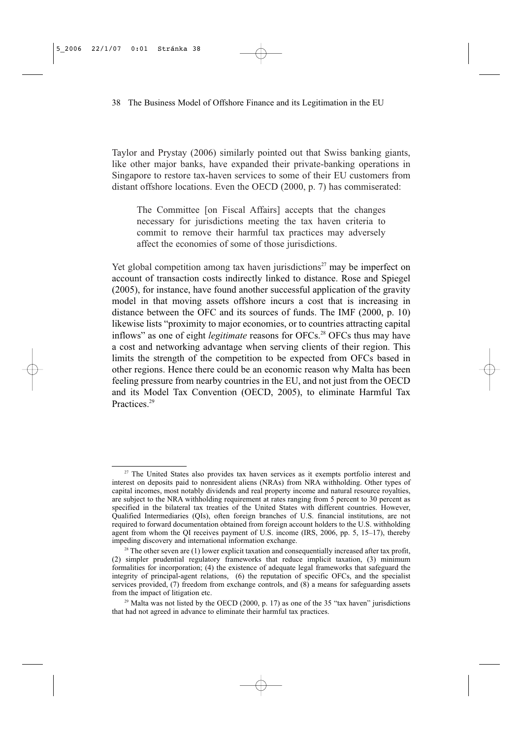Taylor and Prystay (2006) similarly pointed out that Swiss banking giants, like other major banks, have expanded their private-banking operations in Singapore to restore tax-haven services to some of their EU customers from distant offshore locations. Even the OECD (2000, p. 7) has commiserated:

> The Committee [on Fiscal Affairs] accepts that the changes necessary for jurisdictions meeting the tax haven criteria to commit to remove their harmful tax practices may adversely affect the economies of some of those jurisdictions.

Yet global competition among tax haven jurisdictions[27] may be imperfect on account of transaction costs indirectly linked to distance. Rose and Spiegel (2005), for instance, have found another successful application of the gravity model in that moving assets offshore incurs a cost that is increasing in distance between the OFC and its sources of funds. The IMF (2000, p. 10) likewise lists "proximity to major economies, or to countries attracting capital inflows" as one of eight *legitimate* reasons for OFCs.[28] OFCs thus may have a cost and networking advantage when serving clients of their region. This limits the strength of the competition to be expected from OFCs based in other regions. Hence there could be an economic reason why Malta has been feeling pressure from nearby countries in the EU, and not just from the OECD and its Model Tax Convention (OECD, 2005), to eliminate Harmful Tax Practices.[29]

---

[27] The United States also provides tax haven services as it exempts portfolio interest and interest on deposits paid to nonresident aliens (NRAs) from NRA withholding. Other types of capital incomes, most notably dividends and real property income and natural resource royalties, are subject to the NRA withholding requirement at rates ranging from 5 percent to 30 percent as specified in the bilateral tax treaties of the United States with different countries. However, Qualified Intermediaries (QIs), often foreign branches of U.S. financial institutions, are not required to forward documentation obtained from foreign account holders to the U.S. withholding agent from whom the QI receives payment of U.S. income (IRS, 2006, pp. 5, 15–17), thereby impeding discovery and international information exchange.

[28] The other seven are (1) lower explicit taxation and consequentially increased after tax profit, (2) simpler prudential regulatory frameworks that reduce implicit taxation, (3) minimum formalities for incorporation; (4) the existence of adequate legal frameworks that safeguard the integrity of principal-agent relations, (6) the reputation of specific OFCs, and the specialist services provided, (7) freedom from exchange controls, and (8) a means for safeguarding assets from the impact of litigation etc.

[29] Malta was not listed by the OECD (2000, p. 17) as one of the 35 "tax haven" jurisdictions that had not agreed in advance to eliminate their harmful tax practices.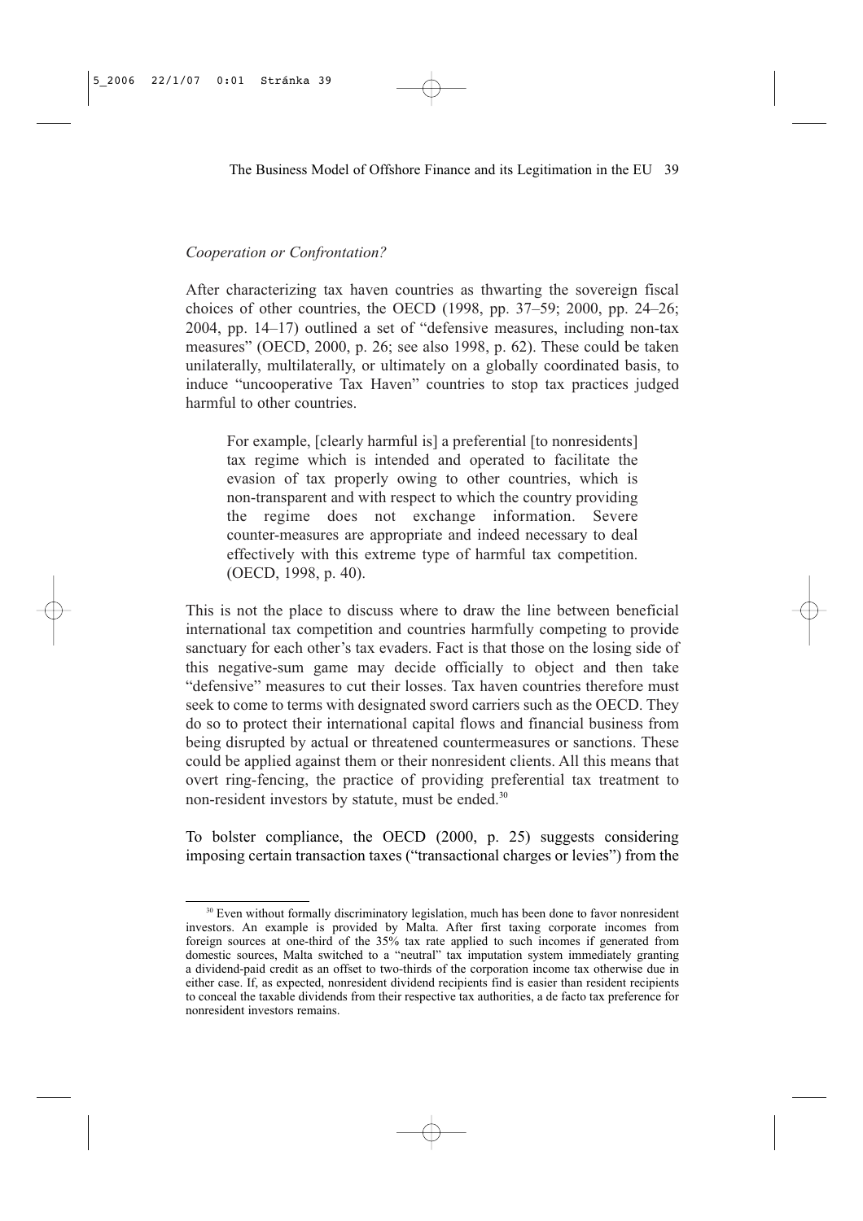*Cooperation or Confrontation?*

After characterizing tax haven countries as thwarting the sovereign fiscal choices of other countries, the OECD (1998, pp. 37–59; 2000, pp. 24–26; 2004, pp. 14–17) outlined a set of "defensive measures, including non-tax measures" (OECD, 2000, p. 26; see also 1998, p. 62). These could be taken unilaterally, multilaterally, or ultimately on a globally coordinated basis, to induce "uncooperative Tax Haven" countries to stop tax practices judged harmful to other countries.

> For example, [clearly harmful is] a preferential [to nonresidents] tax regime which is intended and operated to facilitate the evasion of tax properly owing to other countries, which is non-transparent and with respect to which the country providing the regime does not exchange information. Severe counter-measures are appropriate and indeed necessary to deal effectively with this extreme type of harmful tax competition. (OECD, 1998, p. 40).

This is not the place to discuss where to draw the line between beneficial international tax competition and countries harmfully competing to provide sanctuary for each other's tax evaders. Fact is that those on the losing side of this negative-sum game may decide officially to object and then take "defensive" measures to cut their losses. Tax haven countries therefore must seek to come to terms with designated sword carriers such as the OECD. They do so to protect their international capital flows and financial business from being disrupted by actual or threatened countermeasures or sanctions. These could be applied against them or their nonresident clients. All this means that overt ring-fencing, the practice of providing preferential tax treatment to non-resident investors by statute, must be ended.[30]

To bolster compliance, the OECD (2000, p. 25) suggests considering imposing certain transaction taxes ("transactional charges or levies") from the

[30] Even without formally discriminatory legislation, much has been done to favor nonresident investors. An example is provided by Malta. After first taxing corporate incomes from foreign sources at one-third of the 35% tax rate applied to such incomes if generated from domestic sources, Malta switched to a "neutral" tax imputation system immediately granting a dividend-paid credit as an offset to two-thirds of the corporation income tax otherwise due in either case. If, as expected, nonresident dividend recipients find is easier than resident recipients to conceal the taxable dividends from their respective tax authorities, a de facto tax preference for nonresident investors remains.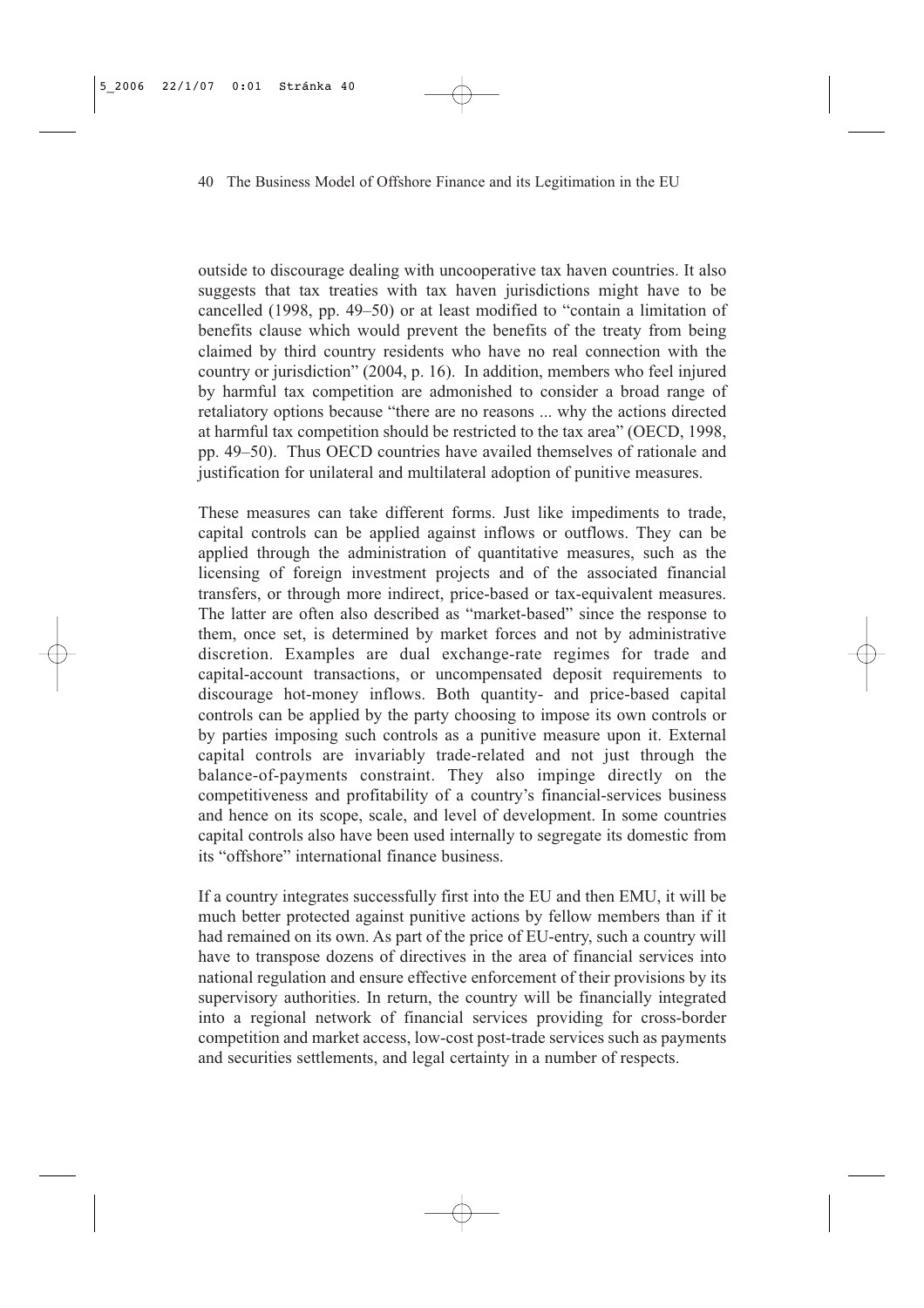outside to discourage dealing with uncooperative tax haven countries. It also suggests that tax treaties with tax haven jurisdictions might have to be cancelled (1998, pp. 49–50) or at least modified to "contain a limitation of benefits clause which would prevent the benefits of the treaty from being claimed by third country residents who have no real connection with the country or jurisdiction" (2004, p. 16). In addition, members who feel injured by harmful tax competition are admonished to consider a broad range of retaliatory options because "there are no reasons ... why the actions directed at harmful tax competition should be restricted to the tax area" (OECD, 1998, pp. 49–50). Thus OECD countries have availed themselves of rationale and justification for unilateral and multilateral adoption of punitive measures.

These measures can take different forms. Just like impediments to trade, capital controls can be applied against inflows or outflows. They can be applied through the administration of quantitative measures, such as the licensing of foreign investment projects and of the associated financial transfers, or through more indirect, price-based or tax-equivalent measures. The latter are often also described as "market-based" since the response to them, once set, is determined by market forces and not by administrative discretion. Examples are dual exchange-rate regimes for trade and capital-account transactions, or uncompensated deposit requirements to discourage hot-money inflows. Both quantity- and price-based capital controls can be applied by the party choosing to impose its own controls or by parties imposing such controls as a punitive measure upon it. External capital controls are invariably trade-related and not just through the balance-of-payments constraint. They also impinge directly on the competitiveness and profitability of a country's financial-services business and hence on its scope, scale, and level of development. In some countries capital controls also have been used internally to segregate its domestic from its "offshore" international finance business.

If a country integrates successfully first into the EU and then EMU, it will be much better protected against punitive actions by fellow members than if it had remained on its own. As part of the price of EU-entry, such a country will have to transpose dozens of directives in the area of financial services into national regulation and ensure effective enforcement of their provisions by its supervisory authorities. In return, the country will be financially integrated into a regional network of financial services providing for cross-border competition and market access, low-cost post-trade services such as payments and securities settlements, and legal certainty in a number of respects.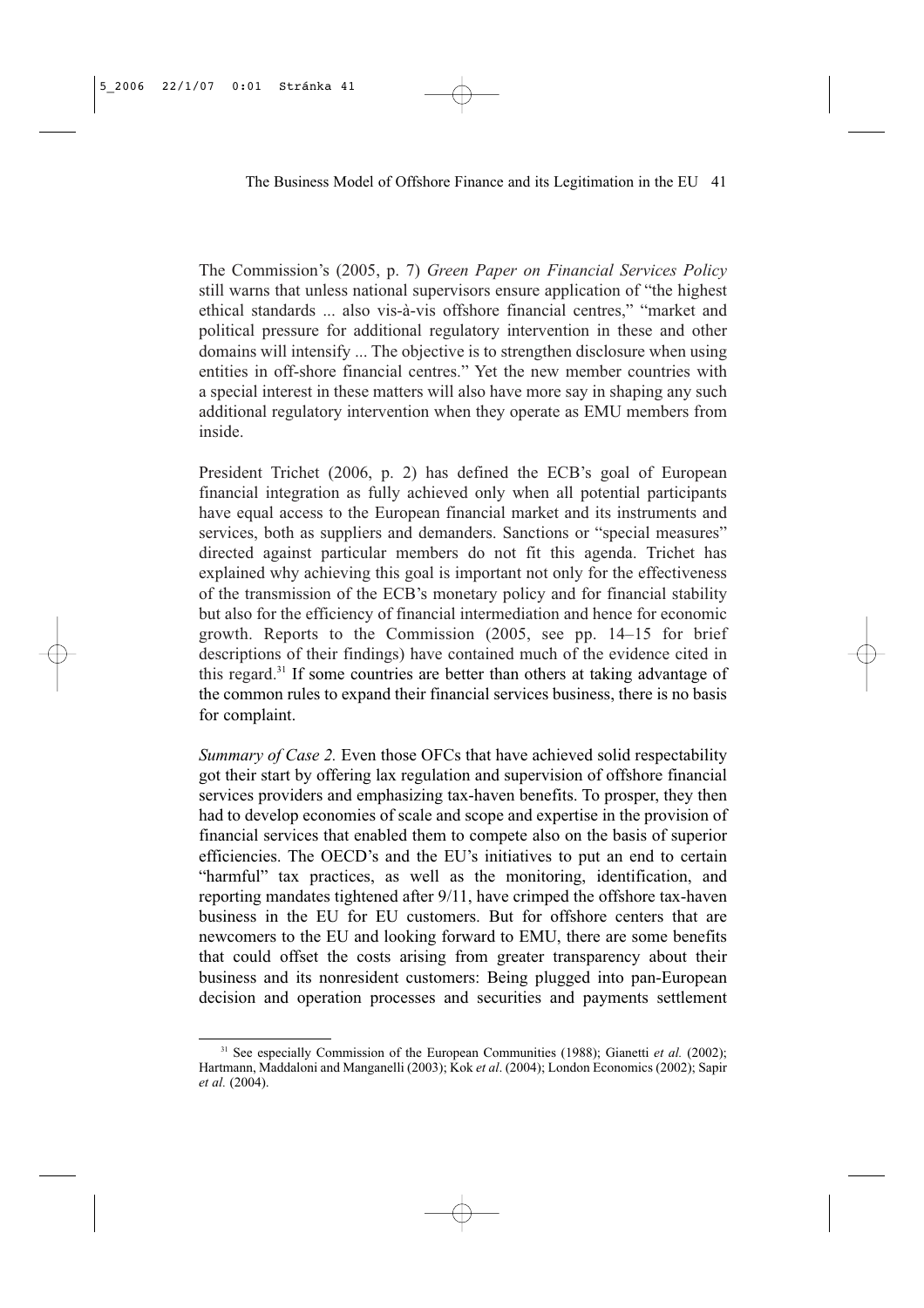The Commission's (2005, p. 7) *Green Paper on Financial Services Policy* still warns that unless national supervisors ensure application of "the highest ethical standards ... also vis-à-vis offshore financial centres," "market and political pressure for additional regulatory intervention in these and other domains will intensify ... The objective is to strengthen disclosure when using entities in off-shore financial centres." Yet the new member countries with a special interest in these matters will also have more say in shaping any such additional regulatory intervention when they operate as EMU members from inside.

President Trichet (2006, p. 2) has defined the ECB's goal of European financial integration as fully achieved only when all potential participants have equal access to the European financial market and its instruments and services, both as suppliers and demanders. Sanctions or "special measures" directed against particular members do not fit this agenda. Trichet has explained why achieving this goal is important not only for the effectiveness of the transmission of the ECB's monetary policy and for financial stability but also for the efficiency of financial intermediation and hence for economic growth. Reports to the Commission (2005, see pp. 14–15 for brief descriptions of their findings) have contained much of the evidence cited in this regard.[31] If some countries are better than others at taking advantage of the common rules to expand their financial services business, there is no basis for complaint.

*Summary of Case 2.* Even those OFCs that have achieved solid respectability got their start by offering lax regulation and supervision of offshore financial services providers and emphasizing tax-haven benefits. To prosper, they then had to develop economies of scale and scope and expertise in the provision of financial services that enabled them to compete also on the basis of superior efficiencies. The OECD's and the EU's initiatives to put an end to certain "harmful" tax practices, as well as the monitoring, identification, and reporting mandates tightened after 9/11, have crimped the offshore tax-haven business in the EU for EU customers. But for offshore centers that are newcomers to the EU and looking forward to EMU, there are some benefits that could offset the costs arising from greater transparency about their business and its nonresident customers: Being plugged into pan-European decision and operation processes and securities and payments settlement

[31] See especially Commission of the European Communities (1988); Gianetti *et al.* (2002); Hartmann, Maddaloni and Manganelli (2003); Kok *et al*. (2004); London Economics (2002); Sapir *et al.* (2004).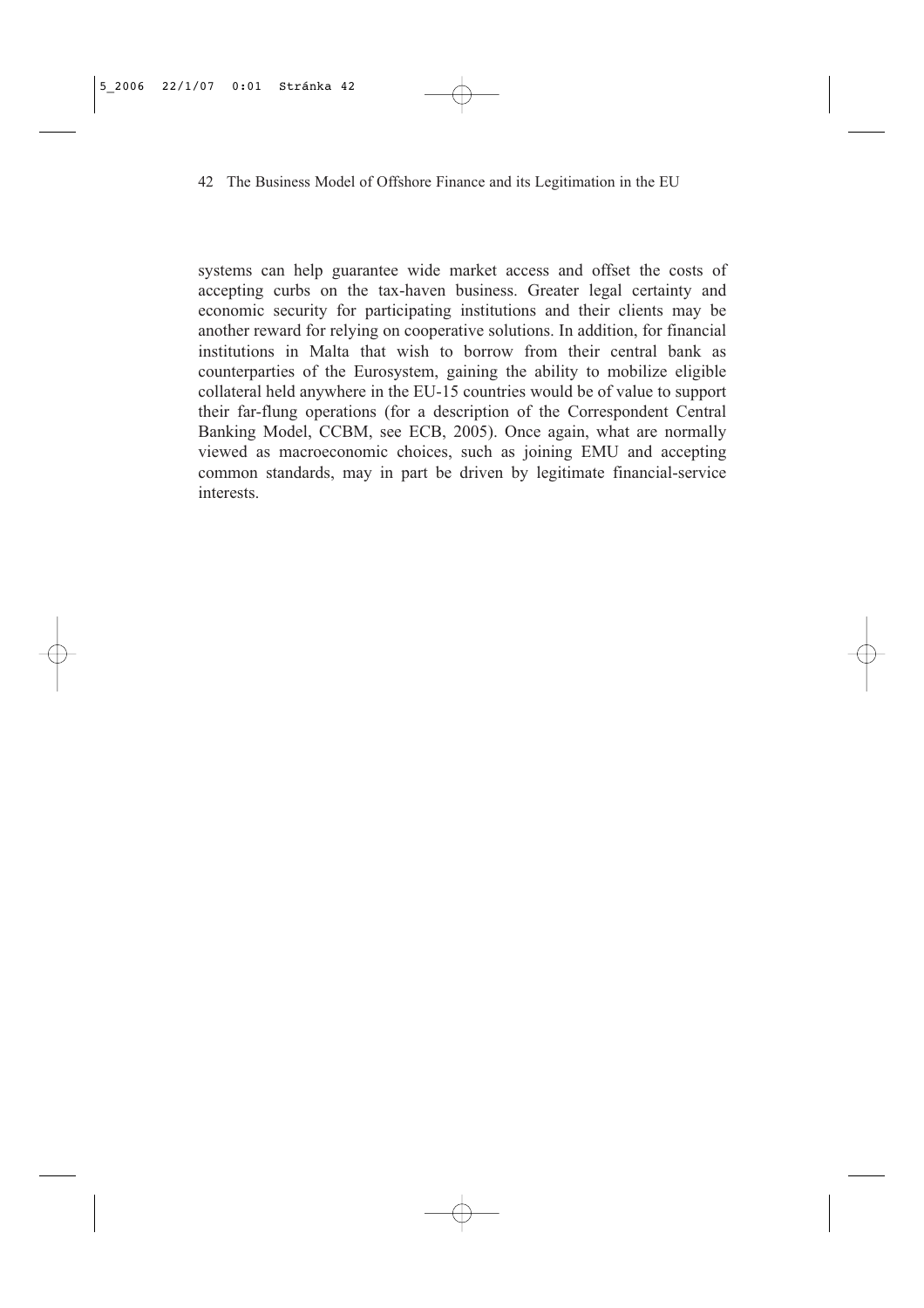systems can help guarantee wide market access and offset the costs of accepting curbs on the tax-haven business. Greater legal certainty and economic security for participating institutions and their clients may be another reward for relying on cooperative solutions. In addition, for financial institutions in Malta that wish to borrow from their central bank as counterparties of the Eurosystem, gaining the ability to mobilize eligible collateral held anywhere in the EU-15 countries would be of value to support their far-flung operations (for a description of the Correspondent Central Banking Model, CCBM, see ECB, 2005). Once again, what are normally viewed as macroeconomic choices, such as joining EMU and accepting common standards, may in part be driven by legitimate financial-service interests.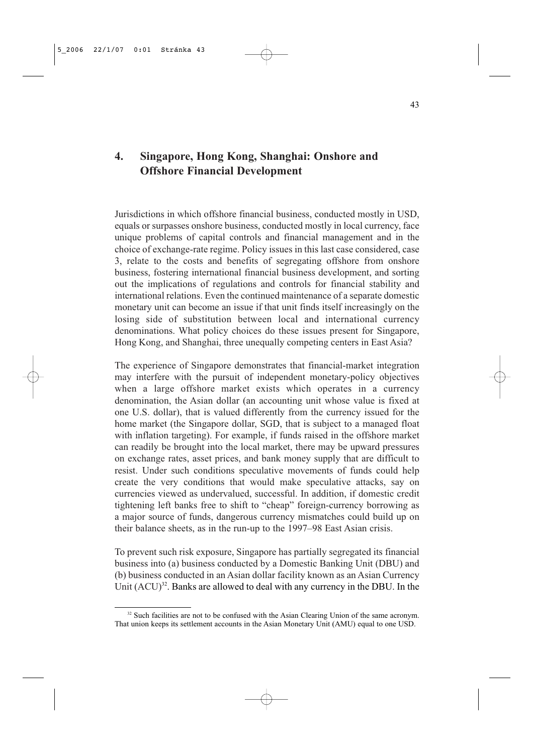# 4. Singapore, Hong Kong, Shanghai: Onshore and Offshore Financial Development

Jurisdictions in which offshore financial business, conducted mostly in USD, equals or surpasses onshore business, conducted mostly in local currency, face unique problems of capital controls and financial management and in the choice of exchange-rate regime. Policy issues in this last case considered, case 3, relate to the costs and benefits of segregating offshore from onshore business, fostering international financial business development, and sorting out the implications of regulations and controls for financial stability and international relations. Even the continued maintenance of a separate domestic monetary unit can become an issue if that unit finds itself increasingly on the losing side of substitution between local and international currency denominations. What policy choices do these issues present for Singapore, Hong Kong, and Shanghai, three unequally competing centers in East Asia?

The experience of Singapore demonstrates that financial-market integration may interfere with the pursuit of independent monetary-policy objectives when a large offshore market exists which operates in a currency denomination, the Asian dollar (an accounting unit whose value is fixed at one U.S. dollar), that is valued differently from the currency issued for the home market (the Singapore dollar, SGD, that is subject to a managed float with inflation targeting). For example, if funds raised in the offshore market can readily be brought into the local market, there may be upward pressures on exchange rates, asset prices, and bank money supply that are difficult to resist. Under such conditions speculative movements of funds could help create the very conditions that would make speculative attacks, say on currencies viewed as undervalued, successful. In addition, if domestic credit tightening left banks free to shift to "cheap" foreign-currency borrowing as a major source of funds, dangerous currency mismatches could build up on their balance sheets, as in the run-up to the 1997–98 East Asian crisis.

To prevent such risk exposure, Singapore has partially segregated its financial business into (a) business conducted by a Domestic Banking Unit (DBU) and (b) business conducted in an Asian dollar facility known as an Asian Currency Unit (ACU)[32]. Banks are allowed to deal with any currency in the DBU. In the

[32] Such facilities are not to be confused with the Asian Clearing Union of the same acronym. That union keeps its settlement accounts in the Asian Monetary Unit (AMU) equal to one USD.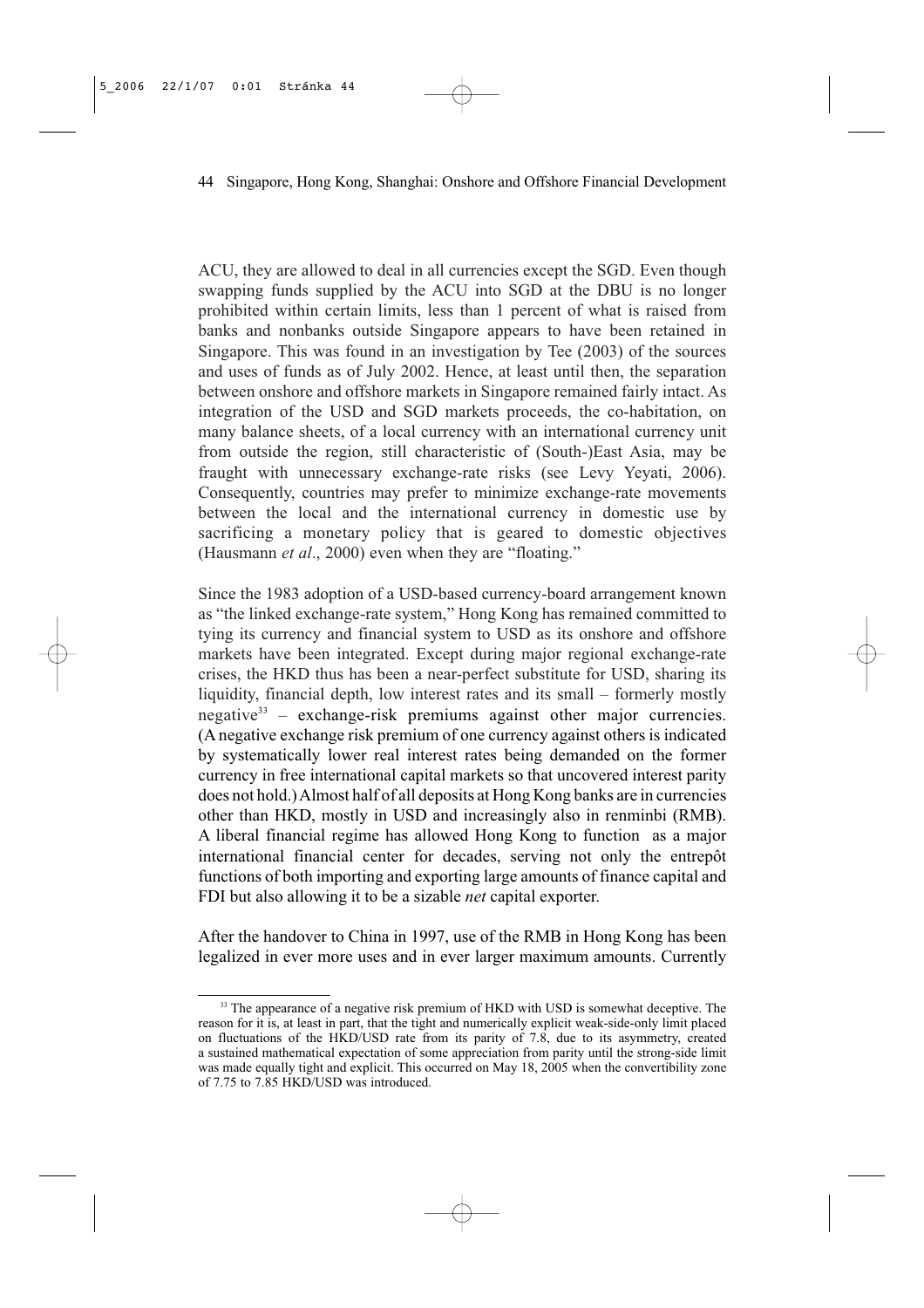ACU, they are allowed to deal in all currencies except the SGD. Even though swapping funds supplied by the ACU into SGD at the DBU is no longer prohibited within certain limits, less than 1 percent of what is raised from banks and nonbanks outside Singapore appears to have been retained in Singapore. This was found in an investigation by Tee (2003) of the sources and uses of funds as of July 2002. Hence, at least until then, the separation between onshore and offshore markets in Singapore remained fairly intact. As integration of the USD and SGD markets proceeds, the co-habitation, on many balance sheets, of a local currency with an international currency unit from outside the region, still characteristic of (South-)East Asia, may be fraught with unnecessary exchange-rate risks (see Levy Yeyati, 2006). Consequently, countries may prefer to minimize exchange-rate movements between the local and the international currency in domestic use by sacrificing a monetary policy that is geared to domestic objectives (Hausmann *et al*., 2000) even when they are "floating."

Since the 1983 adoption of a USD-based currency-board arrangement known as "the linked exchange-rate system," Hong Kong has remained committed to tying its currency and financial system to USD as its onshore and offshore markets have been integrated. Except during major regional exchange-rate crises, the HKD thus has been a near-perfect substitute for USD, sharing its liquidity, financial depth, low interest rates and its small – formerly mostly negative[33] – exchange-risk premiums against other major currencies. (A negative exchange risk premium of one currency against others is indicated by systematically lower real interest rates being demanded on the former currency in free international capital markets so that uncovered interest parity does not hold.) Almost half of all deposits at Hong Kong banks are in currencies other than HKD, mostly in USD and increasingly also in renminbi (RMB). A liberal financial regime has allowed Hong Kong to function as a major international financial center for decades, serving not only the entrepôt functions of both importing and exporting large amounts of finance capital and FDI but also allowing it to be a sizable *net* capital exporter.

After the handover to China in 1997, use of the RMB in Hong Kong has been legalized in ever more uses and in ever larger maximum amounts. Currently

[33] The appearance of a negative risk premium of HKD with USD is somewhat deceptive. The reason for it is, at least in part, that the tight and numerically explicit weak-side-only limit placed on fluctuations of the HKD/USD rate from its parity of 7.8, due to its asymmetry, created a sustained mathematical expectation of some appreciation from parity until the strong-side limit was made equally tight and explicit. This occurred on May 18, 2005 when the convertibility zone of 7.75 to 7.85 HKD/USD was introduced.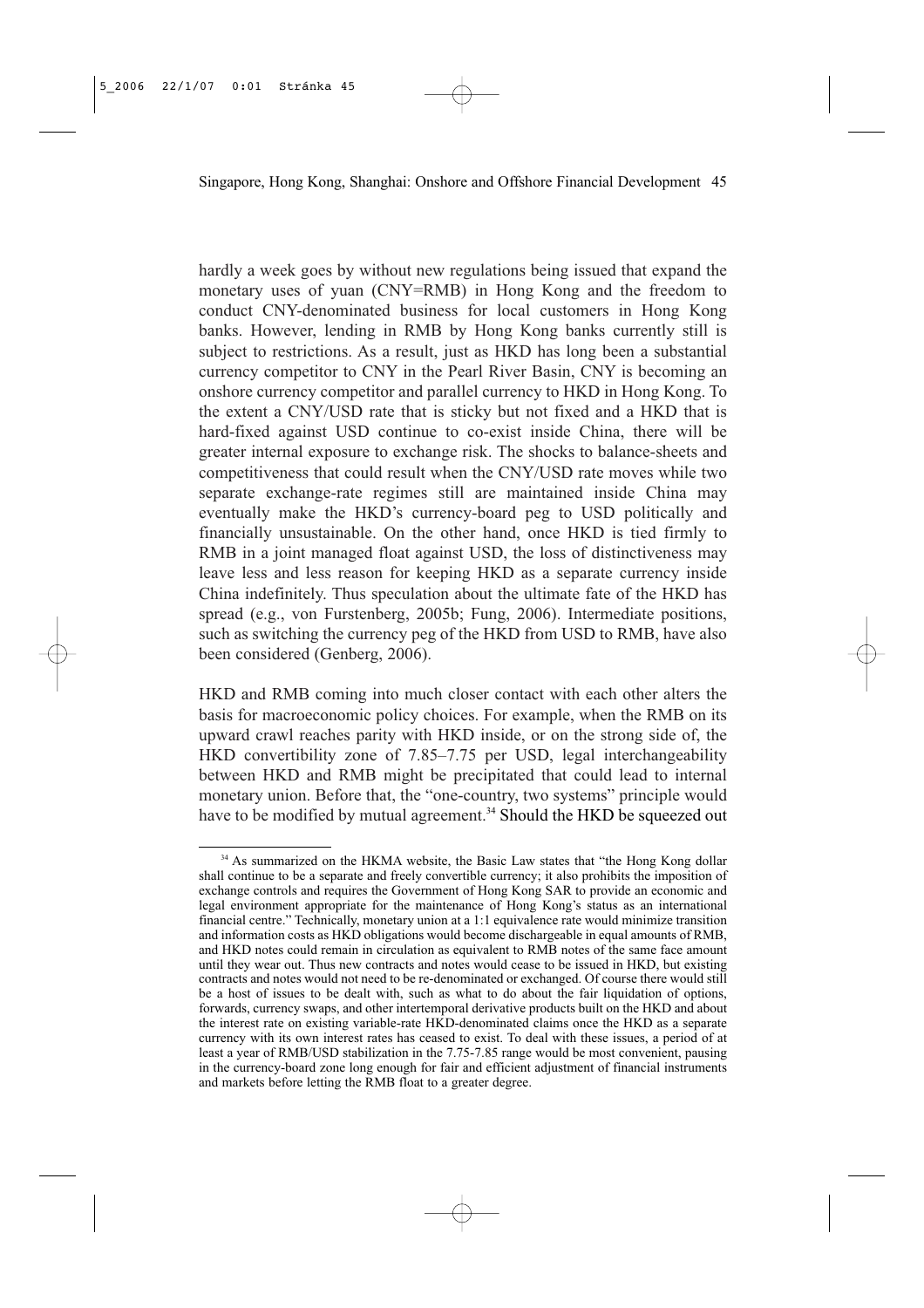hardly a week goes by without new regulations being issued that expand the monetary uses of yuan (CNY=RMB) in Hong Kong and the freedom to conduct CNY-denominated business for local customers in Hong Kong banks. However, lending in RMB by Hong Kong banks currently still is subject to restrictions. As a result, just as HKD has long been a substantial currency competitor to CNY in the Pearl River Basin, CNY is becoming an onshore currency competitor and parallel currency to HKD in Hong Kong. To the extent a CNY/USD rate that is sticky but not fixed and a HKD that is hard-fixed against USD continue to co-exist inside China, there will be greater internal exposure to exchange risk. The shocks to balance-sheets and competitiveness that could result when the CNY/USD rate moves while two separate exchange-rate regimes still are maintained inside China may eventually make the HKD's currency-board peg to USD politically and financially unsustainable. On the other hand, once HKD is tied firmly to RMB in a joint managed float against USD, the loss of distinctiveness may leave less and less reason for keeping HKD as a separate currency inside China indefinitely. Thus speculation about the ultimate fate of the HKD has spread (e.g., von Furstenberg, 2005b; Fung, 2006). Intermediate positions, such as switching the currency peg of the HKD from USD to RMB, have also been considered (Genberg, 2006).

HKD and RMB coming into much closer contact with each other alters the basis for macroeconomic policy choices. For example, when the RMB on its upward crawl reaches parity with HKD inside, or on the strong side of, the HKD convertibility zone of 7.85–7.75 per USD, legal interchangeability between HKD and RMB might be precipitated that could lead to internal monetary union. Before that, the "one-country, two systems" principle would have to be modified by mutual agreement.[34] Should the HKD be squeezed out

[34] As summarized on the HKMA website, the Basic Law states that "the Hong Kong dollar shall continue to be a separate and freely convertible currency; it also prohibits the imposition of exchange controls and requires the Government of Hong Kong SAR to provide an economic and legal environment appropriate for the maintenance of Hong Kong's status as an international financial centre." Technically, monetary union at a 1:1 equivalence rate would minimize transition and information costs as HKD obligations would become dischargeable in equal amounts of RMB, and HKD notes could remain in circulation as equivalent to RMB notes of the same face amount until they wear out. Thus new contracts and notes would cease to be issued in HKD, but existing contracts and notes would not need to be re-denominated or exchanged. Of course there would still be a host of issues to be dealt with, such as what to do about the fair liquidation of options, forwards, currency swaps, and other intertemporal derivative products built on the HKD and about the interest rate on existing variable-rate HKD-denominated claims once the HKD as a separate currency with its own interest rates has ceased to exist. To deal with these issues, a period of at least a year of RMB/USD stabilization in the 7.75-7.85 range would be most convenient, pausing in the currency-board zone long enough for fair and efficient adjustment of financial instruments and markets before letting the RMB float to a greater degree.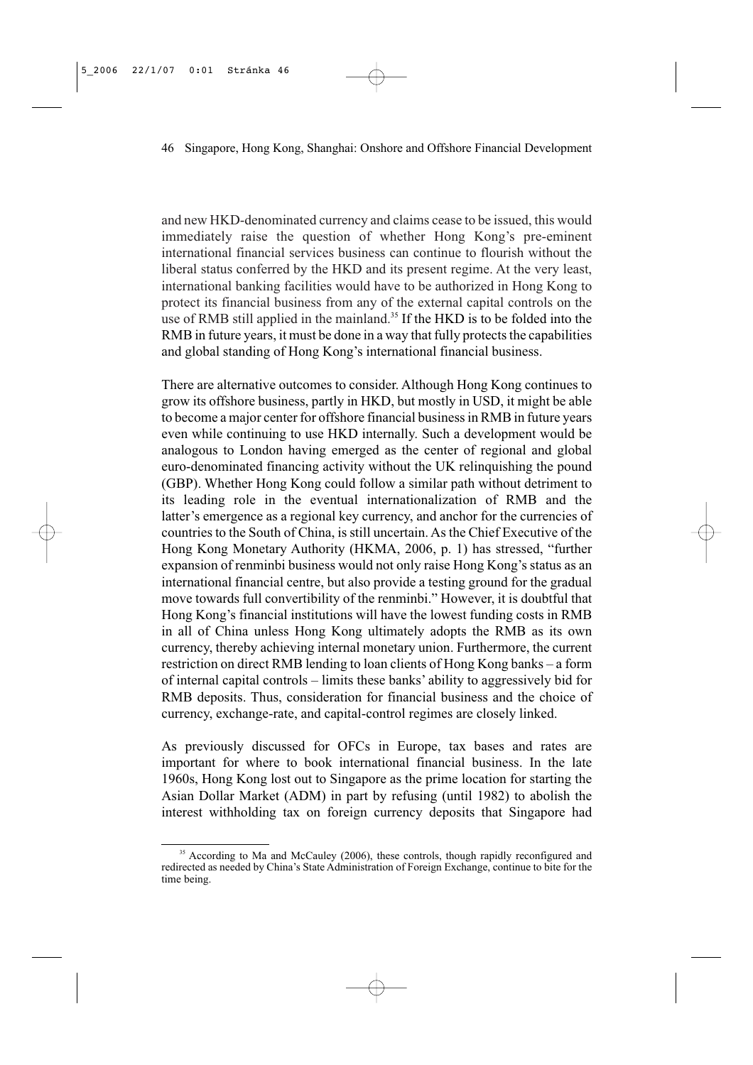and new HKD-denominated currency and claims cease to be issued, this would immediately raise the question of whether Hong Kong's pre-eminent international financial services business can continue to flourish without the liberal status conferred by the HKD and its present regime. At the very least, international banking facilities would have to be authorized in Hong Kong to protect its financial business from any of the external capital controls on the use of RMB still applied in the mainland.[35] If the HKD is to be folded into the RMB in future years, it must be done in a way that fully protects the capabilities and global standing of Hong Kong's international financial business.

There are alternative outcomes to consider. Although Hong Kong continues to grow its offshore business, partly in HKD, but mostly in USD, it might be able to become a major center for offshore financial business in RMB in future years even while continuing to use HKD internally. Such a development would be analogous to London having emerged as the center of regional and global euro-denominated financing activity without the UK relinquishing the pound (GBP). Whether Hong Kong could follow a similar path without detriment to its leading role in the eventual internationalization of RMB and the latter's emergence as a regional key currency, and anchor for the currencies of countries to the South of China, is still uncertain. As the Chief Executive of the Hong Kong Monetary Authority (HKMA, 2006, p. 1) has stressed, "further expansion of renminbi business would not only raise Hong Kong's status as an international financial centre, but also provide a testing ground for the gradual move towards full convertibility of the renminbi." However, it is doubtful that Hong Kong's financial institutions will have the lowest funding costs in RMB in all of China unless Hong Kong ultimately adopts the RMB as its own currency, thereby achieving internal monetary union. Furthermore, the current restriction on direct RMB lending to loan clients of Hong Kong banks – a form of internal capital controls – limits these banks' ability to aggressively bid for RMB deposits. Thus, consideration for financial business and the choice of currency, exchange-rate, and capital-control regimes are closely linked.

As previously discussed for OFCs in Europe, tax bases and rates are important for where to book international financial business. In the late 1960s, Hong Kong lost out to Singapore as the prime location for starting the Asian Dollar Market (ADM) in part by refusing (until 1982) to abolish the interest withholding tax on foreign currency deposits that Singapore had

[35] According to Ma and McCauley (2006), these controls, though rapidly reconfigured and redirected as needed by China's State Administration of Foreign Exchange, continue to bite for the time being.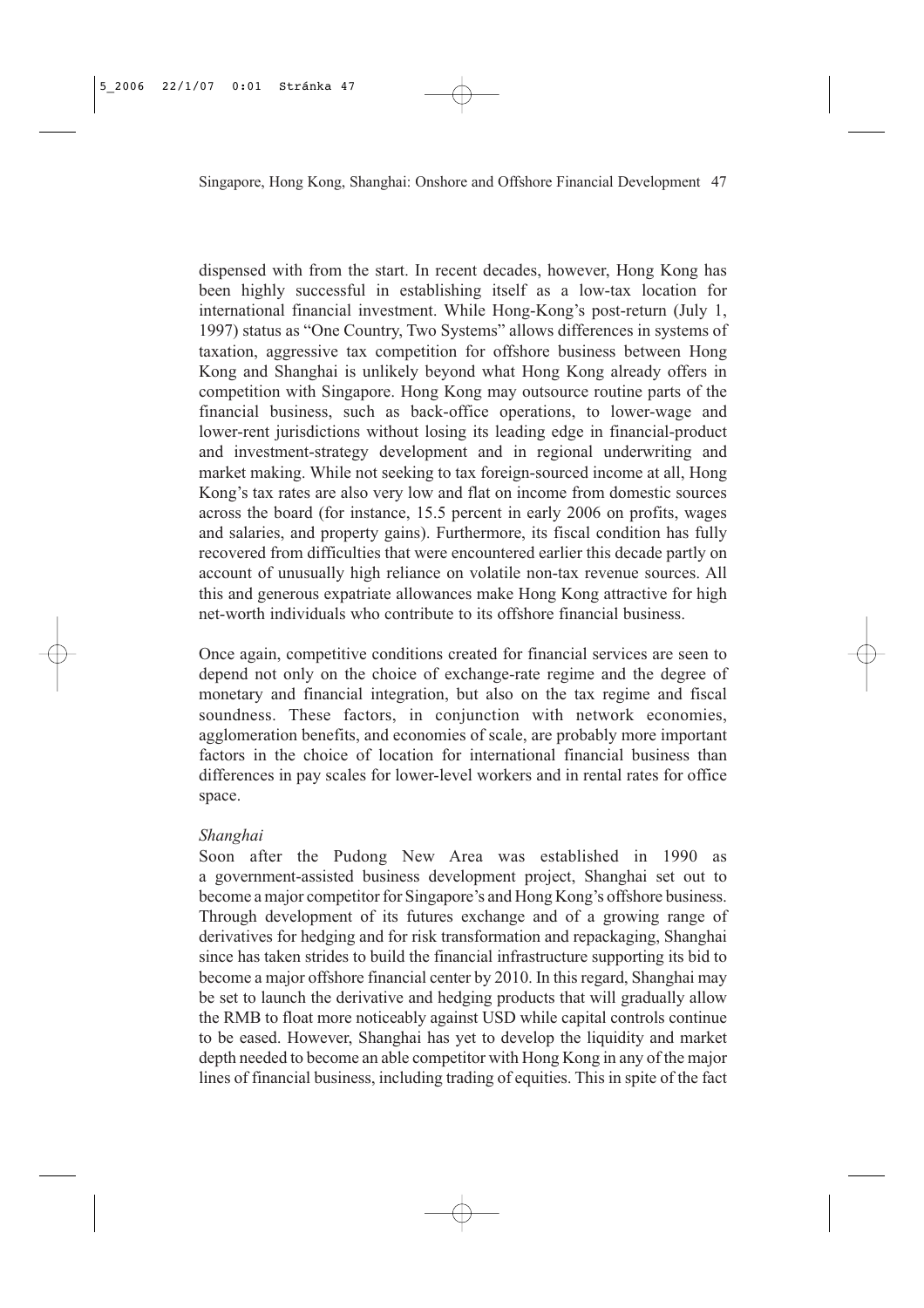dispensed with from the start. In recent decades, however, Hong Kong has been highly successful in establishing itself as a low-tax location for international financial investment. While Hong-Kong's post-return (July 1, 1997) status as "One Country, Two Systems" allows differences in systems of taxation, aggressive tax competition for offshore business between Hong Kong and Shanghai is unlikely beyond what Hong Kong already offers in competition with Singapore. Hong Kong may outsource routine parts of the financial business, such as back-office operations, to lower-wage and lower-rent jurisdictions without losing its leading edge in financial-product and investment-strategy development and in regional underwriting and market making. While not seeking to tax foreign-sourced income at all, Hong Kong's tax rates are also very low and flat on income from domestic sources across the board (for instance, 15.5 percent in early 2006 on profits, wages and salaries, and property gains). Furthermore, its fiscal condition has fully recovered from difficulties that were encountered earlier this decade partly on account of unusually high reliance on volatile non-tax revenue sources. All this and generous expatriate allowances make Hong Kong attractive for high net-worth individuals who contribute to its offshore financial business.

Once again, competitive conditions created for financial services are seen to depend not only on the choice of exchange-rate regime and the degree of monetary and financial integration, but also on the tax regime and fiscal soundness. These factors, in conjunction with network economies, agglomeration benefits, and economies of scale, are probably more important factors in the choice of location for international financial business than differences in pay scales for lower-level workers and in rental rates for office space.

*Shanghai*

Soon after the Pudong New Area was established in 1990 as a government-assisted business development project, Shanghai set out to become a major competitor for Singapore's and Hong Kong's offshore business. Through development of its futures exchange and of a growing range of derivatives for hedging and for risk transformation and repackaging, Shanghai since has taken strides to build the financial infrastructure supporting its bid to become a major offshore financial center by 2010. In this regard, Shanghai may be set to launch the derivative and hedging products that will gradually allow the RMB to float more noticeably against USD while capital controls continue to be eased. However, Shanghai has yet to develop the liquidity and market depth needed to become an able competitor with Hong Kong in any of the major lines of financial business, including trading of equities. This in spite of the fact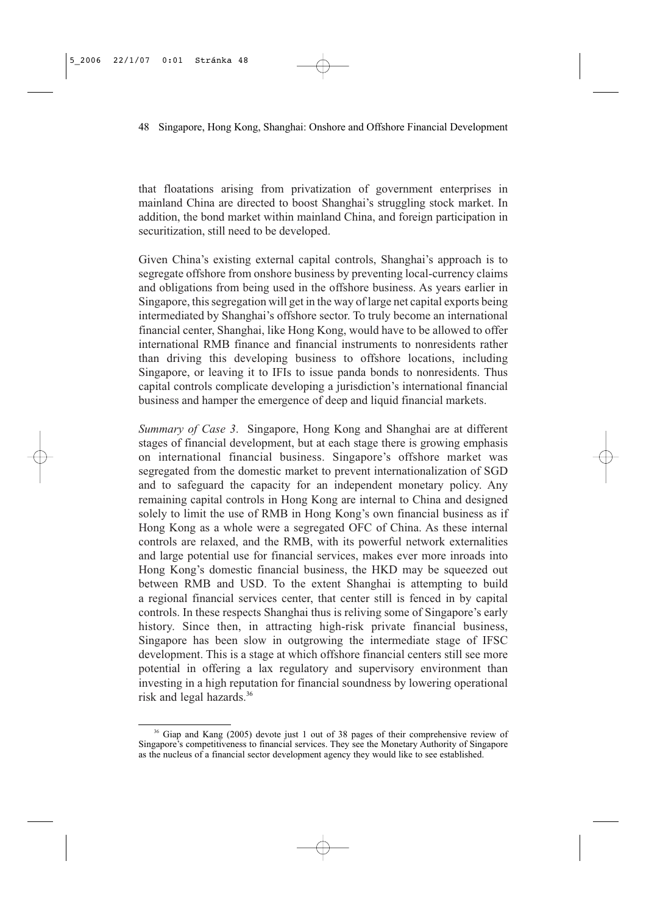that floatations arising from privatization of government enterprises in mainland China are directed to boost Shanghai's struggling stock market. In addition, the bond market within mainland China, and foreign participation in securitization, still need to be developed.

Given China's existing external capital controls, Shanghai's approach is to segregate offshore from onshore business by preventing local-currency claims and obligations from being used in the offshore business. As years earlier in Singapore, this segregation will get in the way of large net capital exports being intermediated by Shanghai's offshore sector. To truly become an international financial center, Shanghai, like Hong Kong, would have to be allowed to offer international RMB finance and financial instruments to nonresidents rather than driving this developing business to offshore locations, including Singapore, or leaving it to IFIs to issue panda bonds to nonresidents. Thus capital controls complicate developing a jurisdiction's international financial business and hamper the emergence of deep and liquid financial markets.

*Summary of Case 3*. Singapore, Hong Kong and Shanghai are at different stages of financial development, but at each stage there is growing emphasis on international financial business. Singapore's offshore market was segregated from the domestic market to prevent internationalization of SGD and to safeguard the capacity for an independent monetary policy. Any remaining capital controls in Hong Kong are internal to China and designed solely to limit the use of RMB in Hong Kong's own financial business as if Hong Kong as a whole were a segregated OFC of China. As these internal controls are relaxed, and the RMB, with its powerful network externalities and large potential use for financial services, makes ever more inroads into Hong Kong's domestic financial business, the HKD may be squeezed out between RMB and USD. To the extent Shanghai is attempting to build a regional financial services center, that center still is fenced in by capital controls. In these respects Shanghai thus is reliving some of Singapore's early history. Since then, in attracting high-risk private financial business, Singapore has been slow in outgrowing the intermediate stage of IFSC development. This is a stage at which offshore financial centers still see more potential in offering a lax regulatory and supervisory environment than investing in a high reputation for financial soundness by lowering operational risk and legal hazards.[36]

[36] Giap and Kang (2005) devote just 1 out of 38 pages of their comprehensive review of Singapore's competitiveness to financial services. They see the Monetary Authority of Singapore as the nucleus of a financial sector development agency they would like to see established.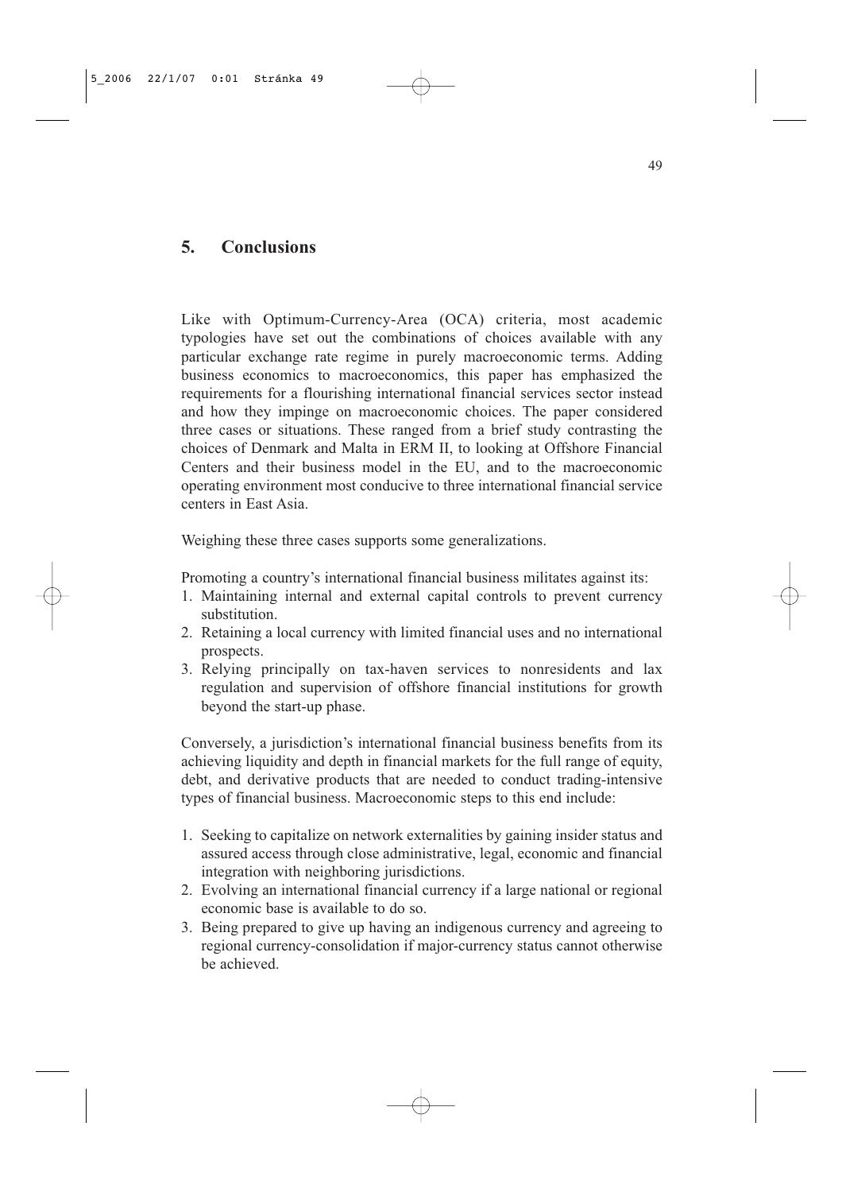## 5. Conclusions

Like with Optimum-Currency-Area (OCA) criteria, most academic typologies have set out the combinations of choices available with any particular exchange rate regime in purely macroeconomic terms. Adding business economics to macroeconomics, this paper has emphasized the requirements for a flourishing international financial services sector instead and how they impinge on macroeconomic choices. The paper considered three cases or situations. These ranged from a brief study contrasting the choices of Denmark and Malta in ERM II, to looking at Offshore Financial Centers and their business model in the EU, and to the macroeconomic operating environment most conducive to three international financial service centers in East Asia.

Weighing these three cases supports some generalizations.

Promoting a country's international financial business militates against its:

1. Maintaining internal and external capital controls to prevent currency substitution.
2. Retaining a local currency with limited financial uses and no international prospects.
3. Relying principally on tax-haven services to nonresidents and lax regulation and supervision of offshore financial institutions for growth beyond the start-up phase.

Conversely, a jurisdiction's international financial business benefits from its achieving liquidity and depth in financial markets for the full range of equity, debt, and derivative products that are needed to conduct trading-intensive types of financial business. Macroeconomic steps to this end include:

1. Seeking to capitalize on network externalities by gaining insider status and assured access through close administrative, legal, economic and financial integration with neighboring jurisdictions.
2. Evolving an international financial currency if a large national or regional economic base is available to do so.
3. Being prepared to give up having an indigenous currency and agreeing to regional currency-consolidation if major-currency status cannot otherwise be achieved.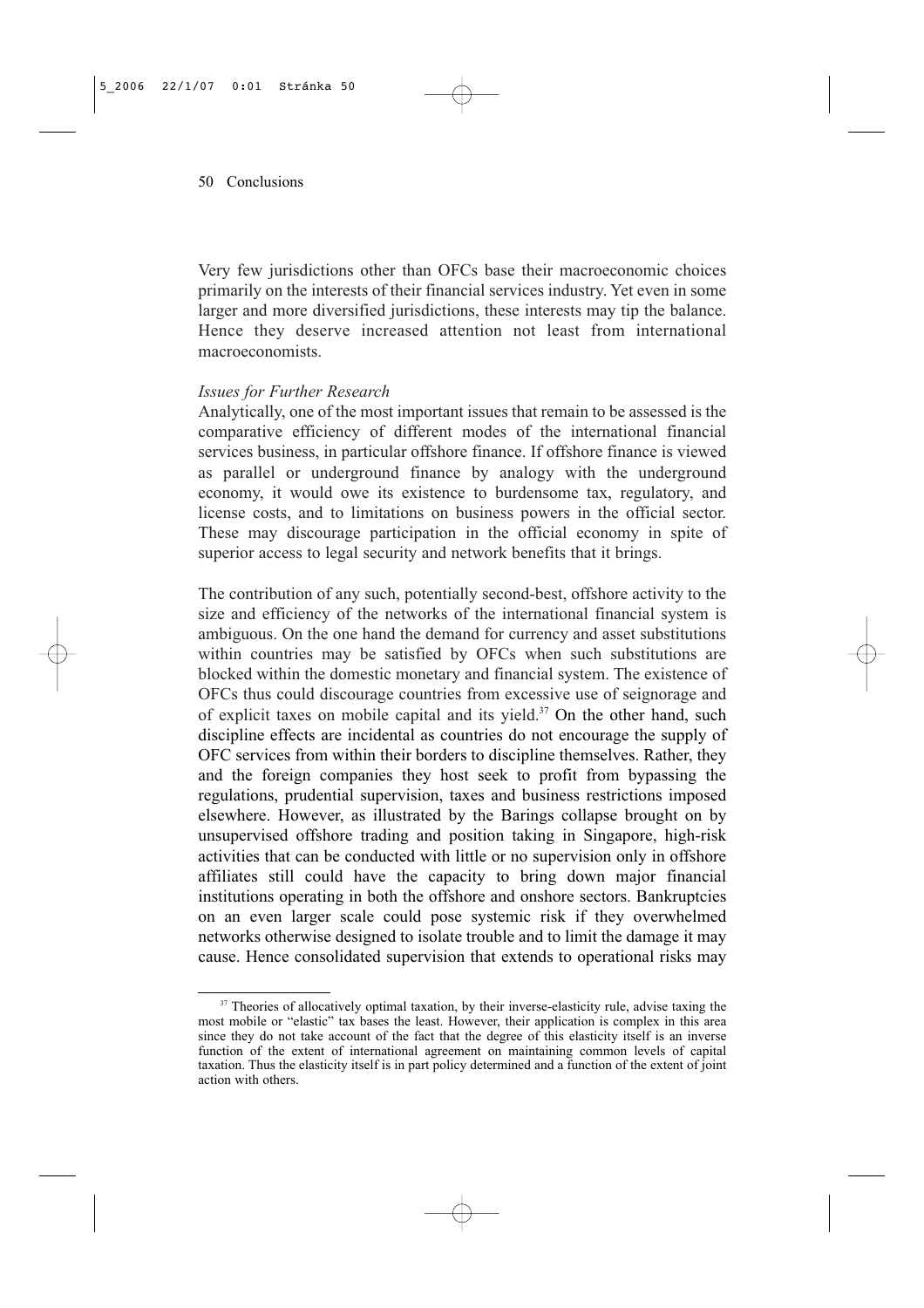Very few jurisdictions other than OFCs base their macroeconomic choices primarily on the interests of their financial services industry. Yet even in some larger and more diversified jurisdictions, these interests may tip the balance. Hence they deserve increased attention not least from international macroeconomists.

### *Issues for Further Research*

Analytically, one of the most important issues that remain to be assessed is the comparative efficiency of different modes of the international financial services business, in particular offshore finance. If offshore finance is viewed as parallel or underground finance by analogy with the underground economy, it would owe its existence to burdensome tax, regulatory, and license costs, and to limitations on business powers in the official sector. These may discourage participation in the official economy in spite of superior access to legal security and network benefits that it brings.

The contribution of any such, potentially second-best, offshore activity to the size and efficiency of the networks of the international financial system is ambiguous. On the one hand the demand for currency and asset substitutions within countries may be satisfied by OFCs when such substitutions are blocked within the domestic monetary and financial system. The existence of OFCs thus could discourage countries from excessive use of seignorage and of explicit taxes on mobile capital and its yield.[37] On the other hand, such discipline effects are incidental as countries do not encourage the supply of OFC services from within their borders to discipline themselves. Rather, they and the foreign companies they host seek to profit from bypassing the regulations, prudential supervision, taxes and business restrictions imposed elsewhere. However, as illustrated by the Barings collapse brought on by unsupervised offshore trading and position taking in Singapore, high-risk activities that can be conducted with little or no supervision only in offshore affiliates still could have the capacity to bring down major financial institutions operating in both the offshore and onshore sectors. Bankruptcies on an even larger scale could pose systemic risk if they overwhelmed networks otherwise designed to isolate trouble and to limit the damage it may cause. Hence consolidated supervision that extends to operational risks may

[37] Theories of allocatively optimal taxation, by their inverse-elasticity rule, advise taxing the most mobile or "elastic" tax bases the least. However, their application is complex in this area since they do not take account of the fact that the degree of this elasticity itself is an inverse function of the extent of international agreement on maintaining common levels of capital taxation. Thus the elasticity itself is in part policy determined and a function of the extent of joint action with others.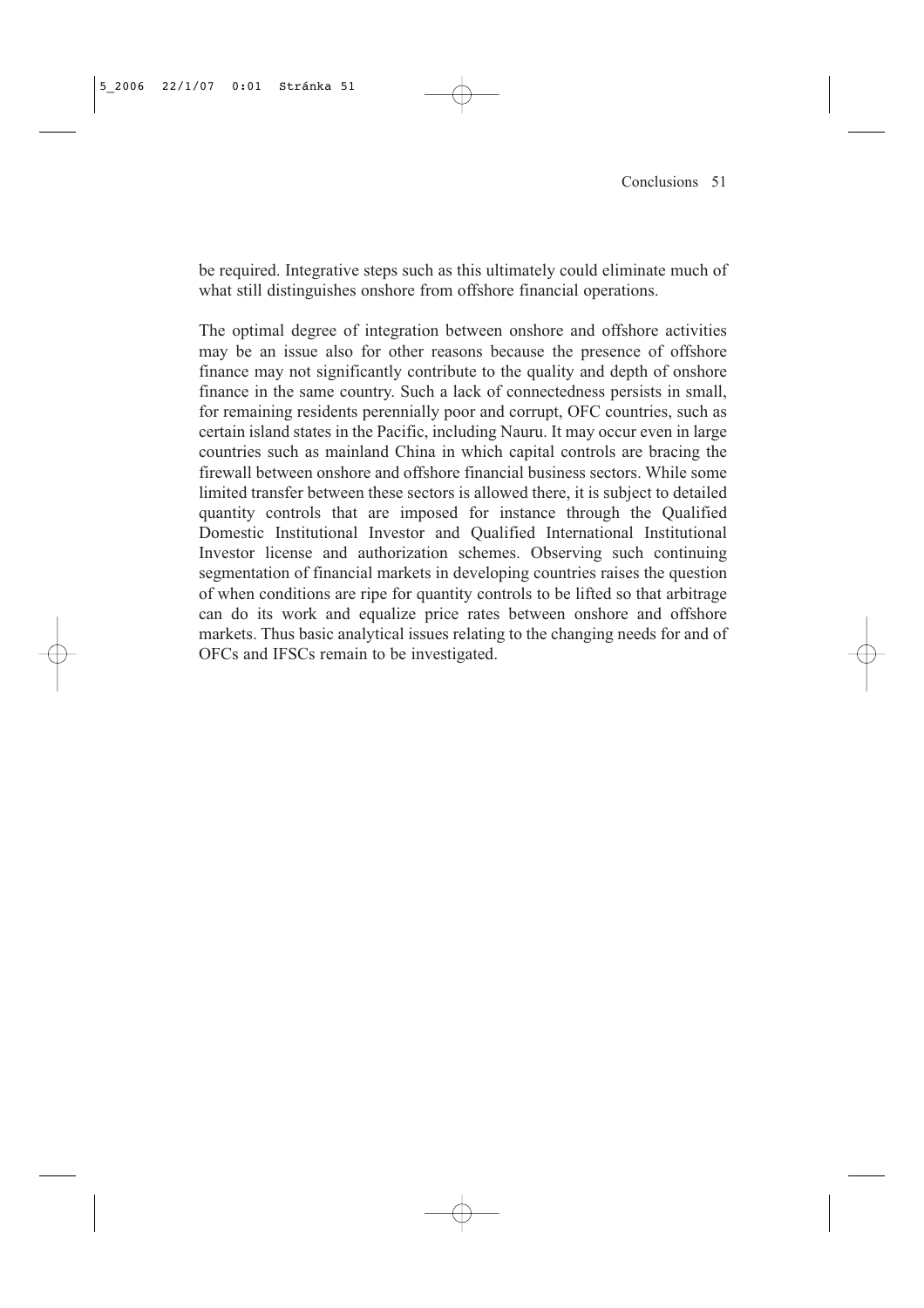be required. Integrative steps such as this ultimately could eliminate much of what still distinguishes onshore from offshore financial operations.

The optimal degree of integration between onshore and offshore activities may be an issue also for other reasons because the presence of offshore finance may not significantly contribute to the quality and depth of onshore finance in the same country. Such a lack of connectedness persists in small, for remaining residents perennially poor and corrupt, OFC countries, such as certain island states in the Pacific, including Nauru. It may occur even in large countries such as mainland China in which capital controls are bracing the firewall between onshore and offshore financial business sectors. While some limited transfer between these sectors is allowed there, it is subject to detailed quantity controls that are imposed for instance through the Qualified Domestic Institutional Investor and Qualified International Institutional Investor license and authorization schemes. Observing such continuing segmentation of financial markets in developing countries raises the question of when conditions are ripe for quantity controls to be lifted so that arbitrage can do its work and equalize price rates between onshore and offshore markets. Thus basic analytical issues relating to the changing needs for and of OFCs and IFSCs remain to be investigated.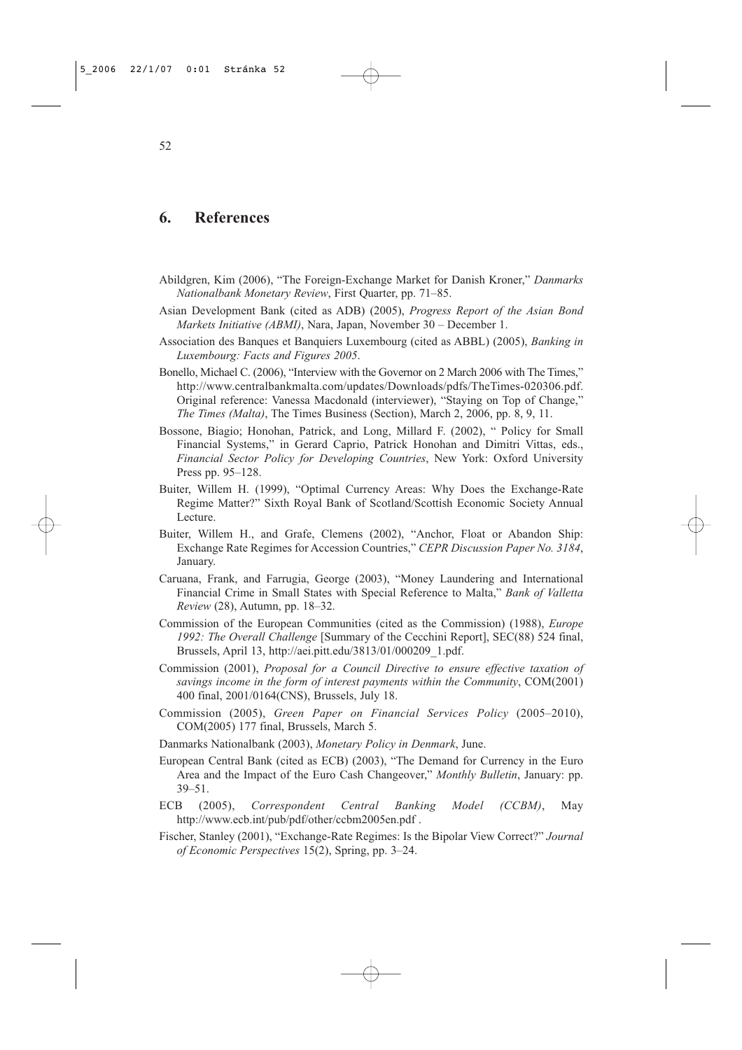## 6. References

Abildgren, Kim (2006), "The Foreign-Exchange Market for Danish Kroner," *Danmarks Nationalbank Monetary Review*, First Quarter, pp. 71–85.

Asian Development Bank (cited as ADB) (2005), *Progress Report of the Asian Bond Markets Initiative (ABMI)*, Nara, Japan, November 30 – December 1.

Association des Banques et Banquiers Luxembourg (cited as ABBL) (2005), *Banking in Luxembourg: Facts and Figures 2005*.

Bonello, Michael C. (2006), "Interview with the Governor on 2 March 2006 with The Times," http://www.centralbankmalta.com/updates/Downloads/pdfs/TheTimes-020306.pdf. Original reference: Vanessa Macdonald (interviewer), "Staying on Top of Change," *The Times (Malta)*, The Times Business (Section), March 2, 2006, pp. 8, 9, 11.

Bossone, Biagio; Honohan, Patrick, and Long, Millard F. (2002), " Policy for Small Financial Systems," in Gerard Caprio, Patrick Honohan and Dimitri Vittas, eds., *Financial Sector Policy for Developing Countries*, New York: Oxford University Press pp. 95–128.

Buiter, Willem H. (1999), "Optimal Currency Areas: Why Does the Exchange-Rate Regime Matter?" Sixth Royal Bank of Scotland/Scottish Economic Society Annual Lecture.

Buiter, Willem H., and Grafe, Clemens (2002), "Anchor, Float or Abandon Ship: Exchange Rate Regimes for Accession Countries," *CEPR Discussion Paper No. 3184*, January.

Caruana, Frank, and Farrugia, George (2003), "Money Laundering and International Financial Crime in Small States with Special Reference to Malta," *Bank of Valletta Review* (28), Autumn, pp. 18–32.

Commission of the European Communities (cited as the Commission) (1988), *Europe 1992: The Overall Challenge* [Summary of the Cecchini Report], SEC(88) 524 final, Brussels, April 13, http://aei.pitt.edu/3813/01/000209_1.pdf.

Commission (2001), *Proposal for a Council Directive to ensure effective taxation of savings income in the form of interest payments within the Community*, COM(2001) 400 final, 2001/0164(CNS), Brussels, July 18.

Commission (2005), *Green Paper on Financial Services Policy* (2005–2010), COM(2005) 177 final, Brussels, March 5.

Danmarks Nationalbank (2003), *Monetary Policy in Denmark*, June.

European Central Bank (cited as ECB) (2003), "The Demand for Currency in the Euro Area and the Impact of the Euro Cash Changeover," *Monthly Bulletin*, January: pp. 39–51.

ECB (2005), *Correspondent Central Banking Model (CCBM)*, May http://www.ecb.int/pub/pdf/other/ccbm2005en.pdf .

Fischer, Stanley (2001), "Exchange-Rate Regimes: Is the Bipolar View Correct?" *Journal of Economic Perspectives* 15(2), Spring, pp. 3–24.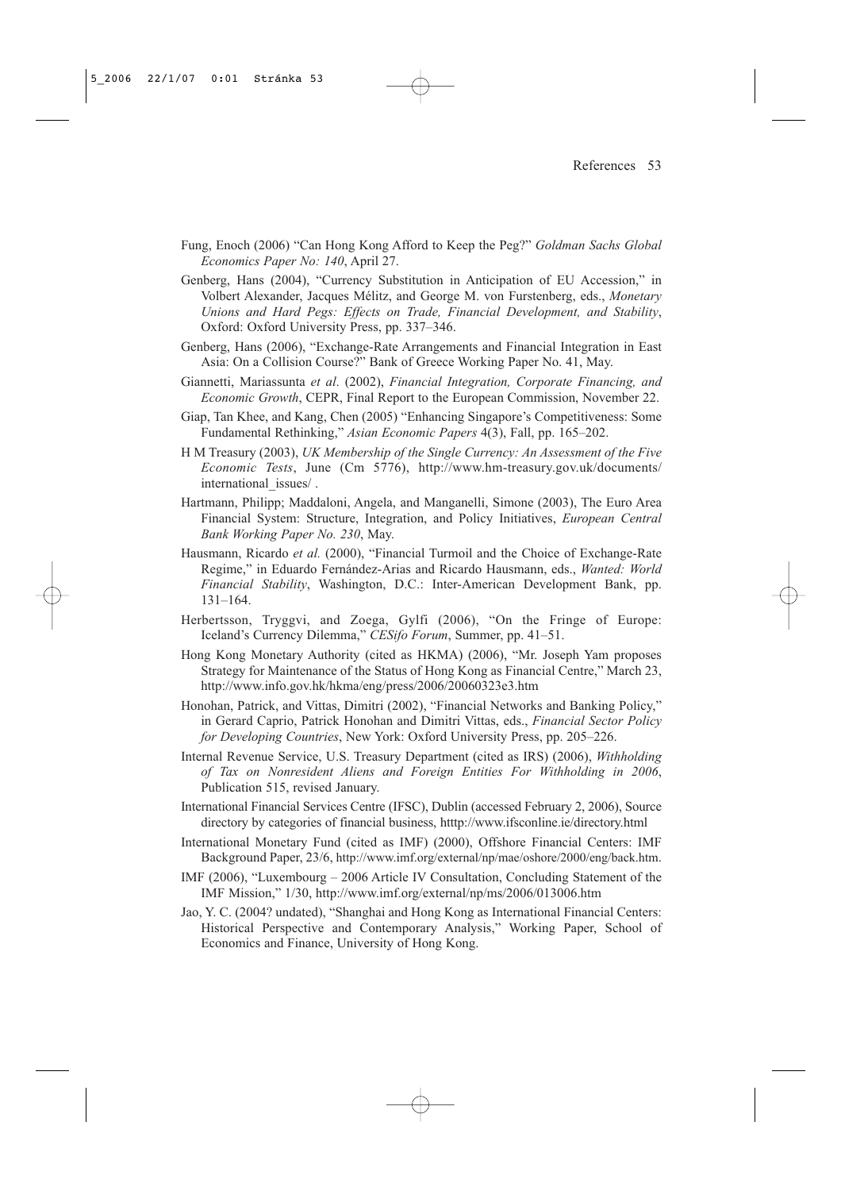Fung, Enoch (2006) "Can Hong Kong Afford to Keep the Peg?" *Goldman Sachs Global Economics Paper No: 140*, April 27.

Genberg, Hans (2004), "Currency Substitution in Anticipation of EU Accession," in Volbert Alexander, Jacques Mélitz, and George M. von Furstenberg, eds., *Monetary Unions and Hard Pegs: Effects on Trade, Financial Development, and Stability*, Oxford: Oxford University Press, pp. 337–346.

Genberg, Hans (2006), "Exchange-Rate Arrangements and Financial Integration in East Asia: On a Collision Course?" Bank of Greece Working Paper No. 41, May.

Giannetti, Mariassunta *et al*. (2002), *Financial Integration, Corporate Financing, and Economic Growth*, CEPR, Final Report to the European Commission, November 22.

Giap, Tan Khee, and Kang, Chen (2005) "Enhancing Singapore's Competitiveness: Some Fundamental Rethinking," *Asian Economic Papers* 4(3), Fall, pp. 165–202.

H M Treasury (2003), *UK Membership of the Single Currency: An Assessment of the Five Economic Tests*, June (Cm 5776), http://www.hm-treasury.gov.uk/documents/international_issues/ .

Hartmann, Philipp; Maddaloni, Angela, and Manganelli, Simone (2003), The Euro Area Financial System: Structure, Integration, and Policy Initiatives, *European Central Bank Working Paper No. 230*, May.

Hausmann, Ricardo *et al.* (2000), "Financial Turmoil and the Choice of Exchange-Rate Regime," in Eduardo Fernández-Arias and Ricardo Hausmann, eds., *Wanted: World Financial Stability*, Washington, D.C.: Inter-American Development Bank, pp. 131–164.

Herbertsson, Tryggvi, and Zoega, Gylfi (2006), "On the Fringe of Europe: Iceland's Currency Dilemma," *CESifo Forum*, Summer, pp. 41–51.

Hong Kong Monetary Authority (cited as HKMA) (2006), "Mr. Joseph Yam proposes Strategy for Maintenance of the Status of Hong Kong as Financial Centre," March 23, http://www.info.gov.hk/hkma/eng/press/2006/20060323e3.htm

Honohan, Patrick, and Vittas, Dimitri (2002), "Financial Networks and Banking Policy," in Gerard Caprio, Patrick Honohan and Dimitri Vittas, eds., *Financial Sector Policy for Developing Countries*, New York: Oxford University Press, pp. 205–226.

Internal Revenue Service, U.S. Treasury Department (cited as IRS) (2006), *Withholding of Tax on Nonresident Aliens and Foreign Entities For Withholding in 2006*, Publication 515, revised January.

International Financial Services Centre (IFSC), Dublin (accessed February 2, 2006), Source directory by categories of financial business, htttp://www.ifsconline.ie/directory.html

International Monetary Fund (cited as IMF) (2000), Offshore Financial Centers: IMF Background Paper, 23/6, http://www.imf.org/external/np/mae/oshore/2000/eng/back.htm.

IMF (2006), "Luxembourg – 2006 Article IV Consultation, Concluding Statement of the IMF Mission," 1/30, http://www.imf.org/external/np/ms/2006/013006.htm

Jao, Y. C. (2004? undated), "Shanghai and Hong Kong as International Financial Centers: Historical Perspective and Contemporary Analysis," Working Paper, School of Economics and Finance, University of Hong Kong.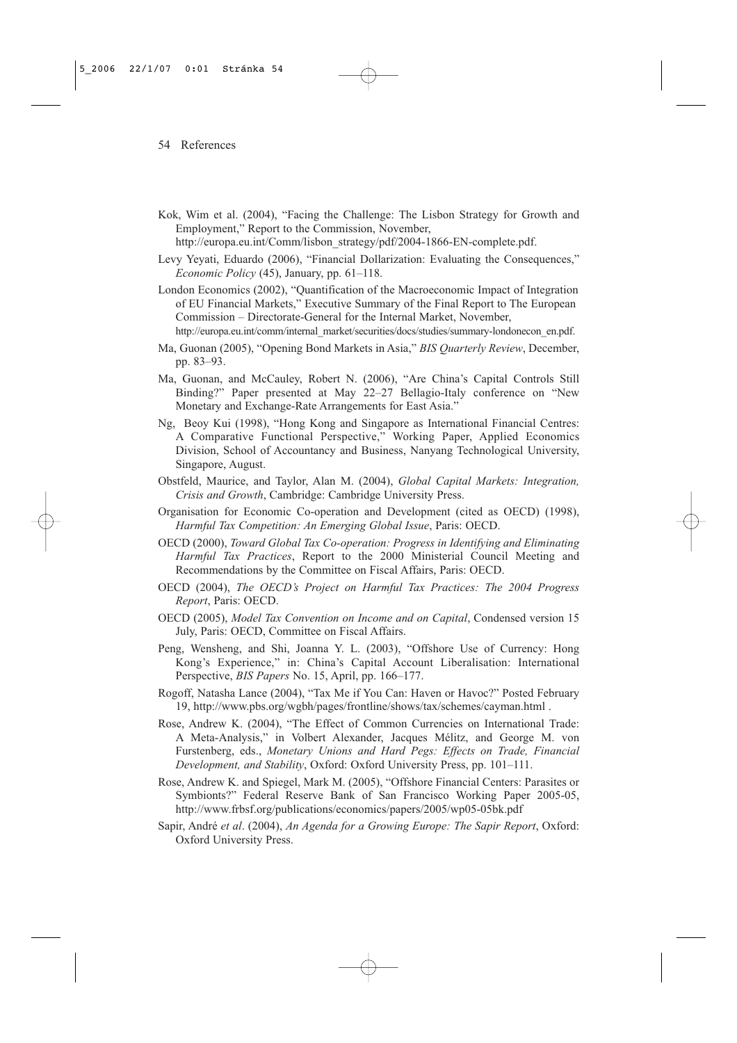Kok, Wim et al. (2004), "Facing the Challenge: The Lisbon Strategy for Growth and Employment," Report to the Commission, November, http://europa.eu.int/Comm/lisbon_strategy/pdf/2004-1866-EN-complete.pdf.

Levy Yeyati, Eduardo (2006), "Financial Dollarization: Evaluating the Consequences," *Economic Policy* (45), January, pp. 61–118.

London Economics (2002), "Quantification of the Macroeconomic Impact of Integration of EU Financial Markets," Executive Summary of the Final Report to The European Commission – Directorate-General for the Internal Market, November, http://europa.eu.int/comm/internal_market/securities/docs/studies/summary-londonecon_en.pdf.

Ma, Guonan (2005), "Opening Bond Markets in Asia," *BIS Quarterly Review*, December, pp. 83–93.

Ma, Guonan, and McCauley, Robert N. (2006), "Are China's Capital Controls Still Binding?" Paper presented at May 22–27 Bellagio-Italy conference on "New Monetary and Exchange-Rate Arrangements for East Asia."

Ng, Beoy Kui (1998), "Hong Kong and Singapore as International Financial Centres: A Comparative Functional Perspective," Working Paper, Applied Economics Division, School of Accountancy and Business, Nanyang Technological University, Singapore, August.

Obstfeld, Maurice, and Taylor, Alan M. (2004), *Global Capital Markets: Integration, Crisis and Growth*, Cambridge: Cambridge University Press.

Organisation for Economic Co-operation and Development (cited as OECD) (1998), *Harmful Tax Competition: An Emerging Global Issue*, Paris: OECD.

OECD (2000), *Toward Global Tax Co-operation: Progress in Identifying and Eliminating Harmful Tax Practices*, Report to the 2000 Ministerial Council Meeting and Recommendations by the Committee on Fiscal Affairs, Paris: OECD.

OECD (2004), *The OECD's Project on Harmful Tax Practices: The 2004 Progress Report*, Paris: OECD.

OECD (2005), *Model Tax Convention on Income and on Capital*, Condensed version 15 July, Paris: OECD, Committee on Fiscal Affairs.

Peng, Wensheng, and Shi, Joanna Y. L. (2003), "Offshore Use of Currency: Hong Kong's Experience," in: China's Capital Account Liberalisation: International Perspective, *BIS Papers* No. 15, April, pp. 166–177.

Rogoff, Natasha Lance (2004), "Tax Me if You Can: Haven or Havoc?" Posted February 19, http://www.pbs.org/wgbh/pages/frontline/shows/tax/schemes/cayman.html .

Rose, Andrew K. (2004), "The Effect of Common Currencies on International Trade: A Meta-Analysis," in Volbert Alexander, Jacques Mélitz, and George M. von Furstenberg, eds., *Monetary Unions and Hard Pegs: Effects on Trade, Financial Development, and Stability*, Oxford: Oxford University Press, pp. 101–111.

Rose, Andrew K. and Spiegel, Mark M. (2005), "Offshore Financial Centers: Parasites or Symbionts?" Federal Reserve Bank of San Francisco Working Paper 2005-05, http://www.frbsf.org/publications/economics/papers/2005/wp05-05bk.pdf

Sapir, André *et al*. (2004), *An Agenda for a Growing Europe: The Sapir Report*, Oxford: Oxford University Press.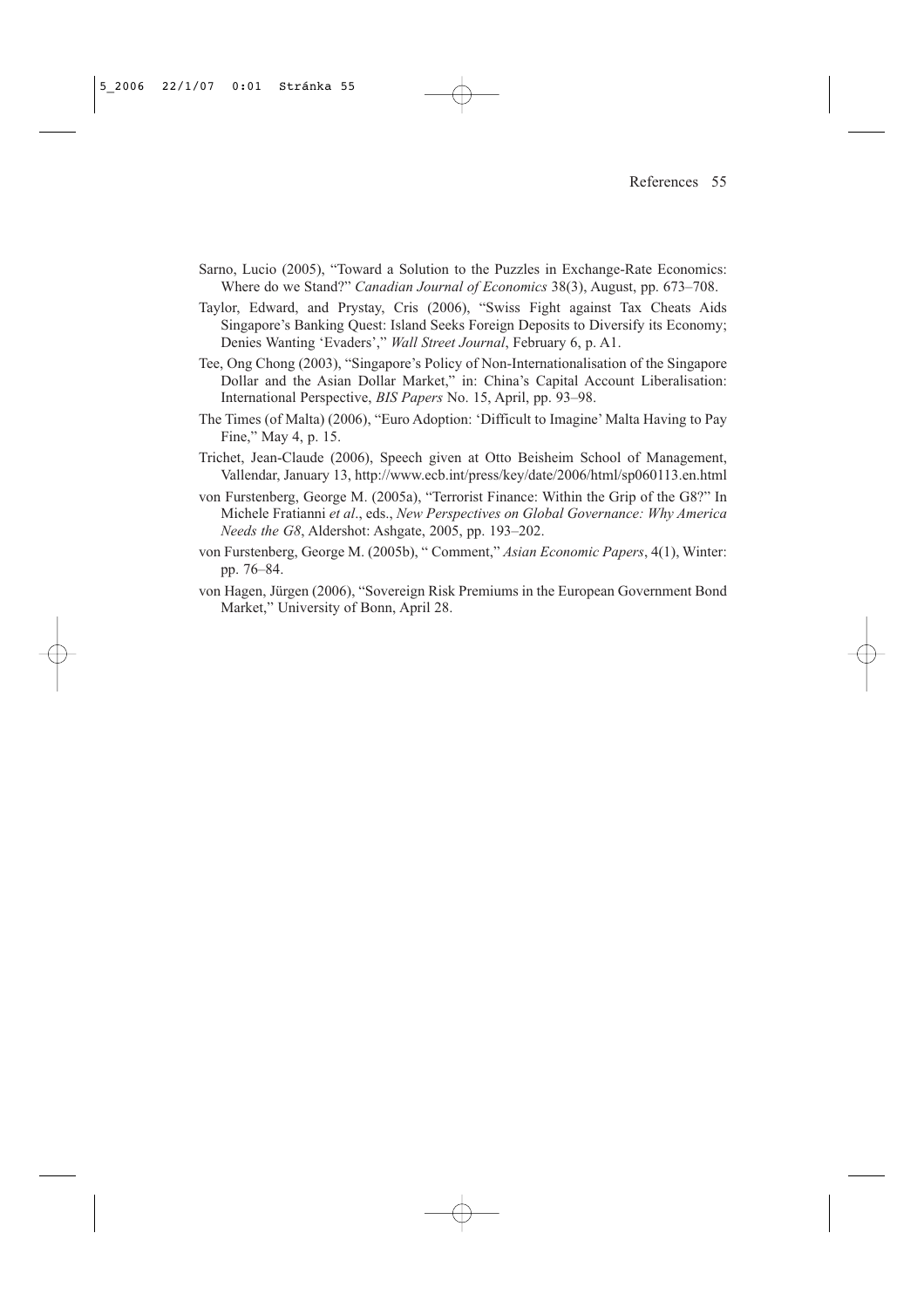Sarno, Lucio (2005), "Toward a Solution to the Puzzles in Exchange-Rate Economics: Where do we Stand?" *Canadian Journal of Economics* 38(3), August, pp. 673–708.

Taylor, Edward, and Prystay, Cris (2006), "Swiss Fight against Tax Cheats Aids Singapore's Banking Quest: Island Seeks Foreign Deposits to Diversify its Economy; Denies Wanting 'Evaders'," *Wall Street Journal*, February 6, p. A1.

Tee, Ong Chong (2003), "Singapore's Policy of Non-Internationalisation of the Singapore Dollar and the Asian Dollar Market," in: China's Capital Account Liberalisation: International Perspective, *BIS Papers* No. 15, April, pp. 93–98.

The Times (of Malta) (2006), "Euro Adoption: 'Difficult to Imagine' Malta Having to Pay Fine," May 4, p. 15.

Trichet, Jean-Claude (2006), Speech given at Otto Beisheim School of Management, Vallendar, January 13, http://www.ecb.int/press/key/date/2006/html/sp060113.en.html

von Furstenberg, George M. (2005a), "Terrorist Finance: Within the Grip of the G8?" In Michele Fratianni *et al*., eds., *New Perspectives on Global Governance: Why America Needs the G8*, Aldershot: Ashgate, 2005, pp. 193–202.

von Furstenberg, George M. (2005b), " Comment," *Asian Economic Papers*, 4(1), Winter: pp. 76–84.

von Hagen, Jürgen (2006), "Sovereign Risk Premiums in the European Government Bond Market," University of Bonn, April 28.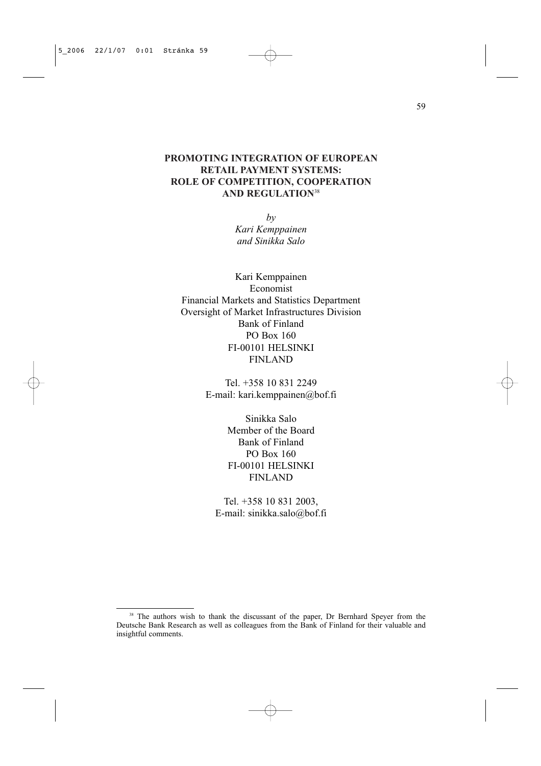# PROMOTING INTEGRATION OF EUROPEAN RETAIL PAYMENT SYSTEMS: ROLE OF COMPETITION, COOPERATION AND REGULATION[38]

*by*
*Kari Kemppainen*
*and Sinikka Salo*

Kari Kemppainen
Economist
Financial Markets and Statistics Department
Oversight of Market Infrastructures Division
Bank of Finland
PO Box 160
FI-00101 HELSINKI
FINLAND

Tel. +358 10 831 2249
E-mail: kari.kemppainen@bof.fi

Sinikka Salo
Member of the Board
Bank of Finland
PO Box 160
FI-00101 HELSINKI
FINLAND

Tel. +358 10 831 2003,
E-mail: sinikka.salo@bof.fi

---

[38] The authors wish to thank the discussant of the paper, Dr Bernhard Speyer from the Deutsche Bank Research as well as colleagues from the Bank of Finland for their valuable and insightful comments.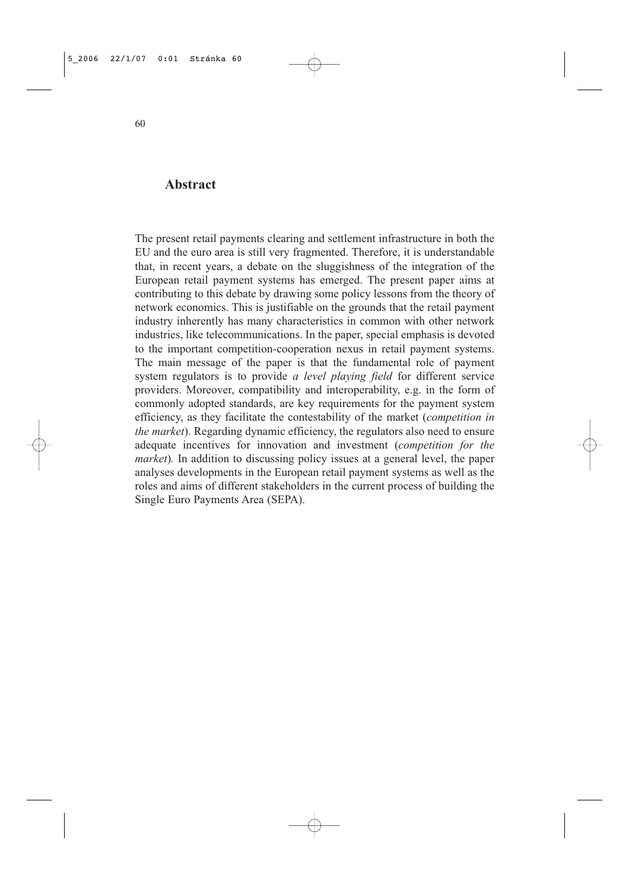## Abstract

The present retail payments clearing and settlement infrastructure in both the EU and the euro area is still very fragmented. Therefore, it is understandable that, in recent years, a debate on the sluggishness of the integration of the European retail payment systems has emerged. The present paper aims at contributing to this debate by drawing some policy lessons from the theory of network economics. This is justifiable on the grounds that the retail payment industry inherently has many characteristics in common with other network industries, like telecommunications. In the paper, special emphasis is devoted to the important competition-cooperation nexus in retail payment systems. The main message of the paper is that the fundamental role of payment system regulators is to provide *a level playing field* for different service providers. Moreover, compatibility and interoperability, e.g. in the form of commonly adopted standards, are key requirements for the payment system efficiency, as they facilitate the contestability of the market (*competition in the market*). Regarding dynamic efficiency, the regulators also need to ensure adequate incentives for innovation and investment (*competition for the market*). In addition to discussing policy issues at a general level, the paper analyses developments in the European retail payment systems as well as the roles and aims of different stakeholders in the current process of building the Single Euro Payments Area (SEPA).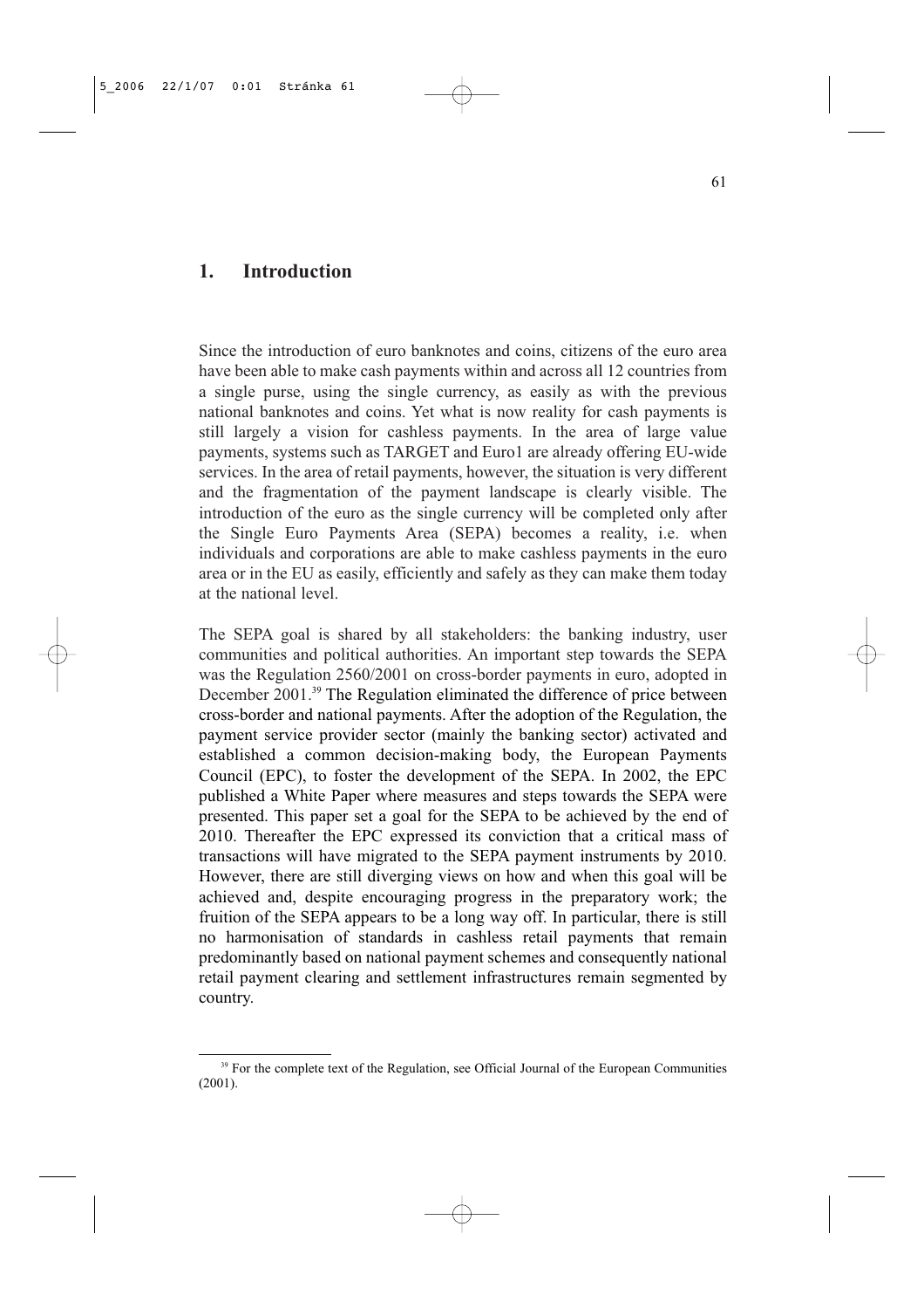# 1. Introduction

Since the introduction of euro banknotes and coins, citizens of the euro area have been able to make cash payments within and across all 12 countries from a single purse, using the single currency, as easily as with the previous national banknotes and coins. Yet what is now reality for cash payments is still largely a vision for cashless payments. In the area of large value payments, systems such as TARGET and Euro1 are already offering EU-wide services. In the area of retail payments, however, the situation is very different and the fragmentation of the payment landscape is clearly visible. The introduction of the euro as the single currency will be completed only after the Single Euro Payments Area (SEPA) becomes a reality, i.e. when individuals and corporations are able to make cashless payments in the euro area or in the EU as easily, efficiently and safely as they can make them today at the national level.

The SEPA goal is shared by all stakeholders: the banking industry, user communities and political authorities. An important step towards the SEPA was the Regulation 2560/2001 on cross-border payments in euro, adopted in December 2001.[39] The Regulation eliminated the difference of price between cross-border and national payments. After the adoption of the Regulation, the payment service provider sector (mainly the banking sector) activated and established a common decision-making body, the European Payments Council (EPC), to foster the development of the SEPA. In 2002, the EPC published a White Paper where measures and steps towards the SEPA were presented. This paper set a goal for the SEPA to be achieved by the end of 2010. Thereafter the EPC expressed its conviction that a critical mass of transactions will have migrated to the SEPA payment instruments by 2010. However, there are still diverging views on how and when this goal will be achieved and, despite encouraging progress in the preparatory work; the fruition of the SEPA appears to be a long way off. In particular, there is still no harmonisation of standards in cashless retail payments that remain predominantly based on national payment schemes and consequently national retail payment clearing and settlement infrastructures remain segmented by country.

[39] For the complete text of the Regulation, see Official Journal of the European Communities (2001).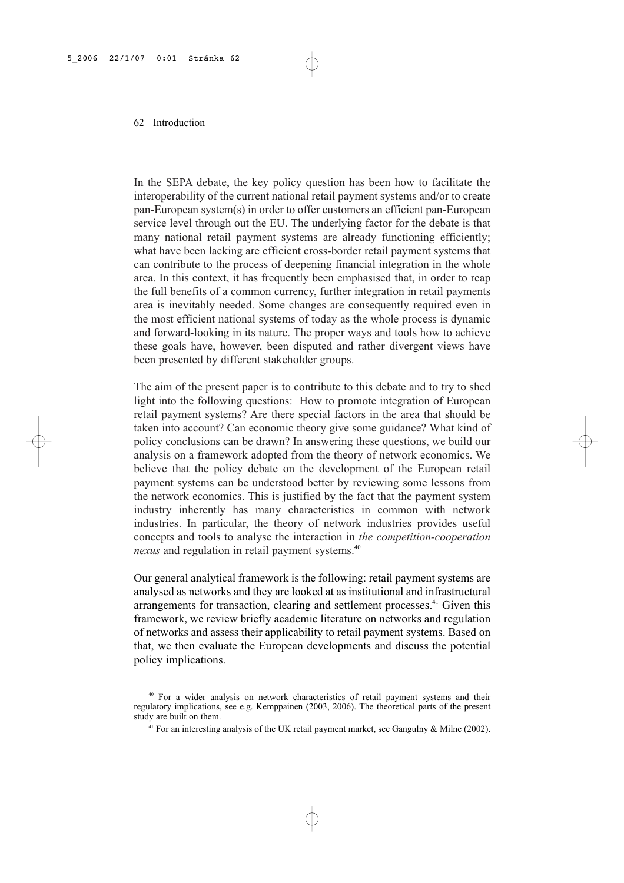In the SEPA debate, the key policy question has been how to facilitate the interoperability of the current national retail payment systems and/or to create pan-European system(s) in order to offer customers an efficient pan-European service level through out the EU. The underlying factor for the debate is that many national retail payment systems are already functioning efficiently; what have been lacking are efficient cross-border retail payment systems that can contribute to the process of deepening financial integration in the whole area. In this context, it has frequently been emphasised that, in order to reap the full benefits of a common currency, further integration in retail payments area is inevitably needed. Some changes are consequently required even in the most efficient national systems of today as the whole process is dynamic and forward-looking in its nature. The proper ways and tools how to achieve these goals have, however, been disputed and rather divergent views have been presented by different stakeholder groups.

The aim of the present paper is to contribute to this debate and to try to shed light into the following questions: How to promote integration of European retail payment systems? Are there special factors in the area that should be taken into account? Can economic theory give some guidance? What kind of policy conclusions can be drawn? In answering these questions, we build our analysis on a framework adopted from the theory of network economics. We believe that the policy debate on the development of the European retail payment systems can be understood better by reviewing some lessons from the network economics. This is justified by the fact that the payment system industry inherently has many characteristics in common with network industries. In particular, the theory of network industries provides useful concepts and tools to analyse the interaction in *the competition-cooperation nexus* and regulation in retail payment systems.[40]

Our general analytical framework is the following: retail payment systems are analysed as networks and they are looked at as institutional and infrastructural arrangements for transaction, clearing and settlement processes.[41] Given this framework, we review briefly academic literature on networks and regulation of networks and assess their applicability to retail payment systems. Based on that, we then evaluate the European developments and discuss the potential policy implications.

---

[40] For a wider analysis on network characteristics of retail payment systems and their regulatory implications, see e.g. Kemppainen (2003, 2006). The theoretical parts of the present study are built on them.

[41] For an interesting analysis of the UK retail payment market, see Gangulny & Milne (2002).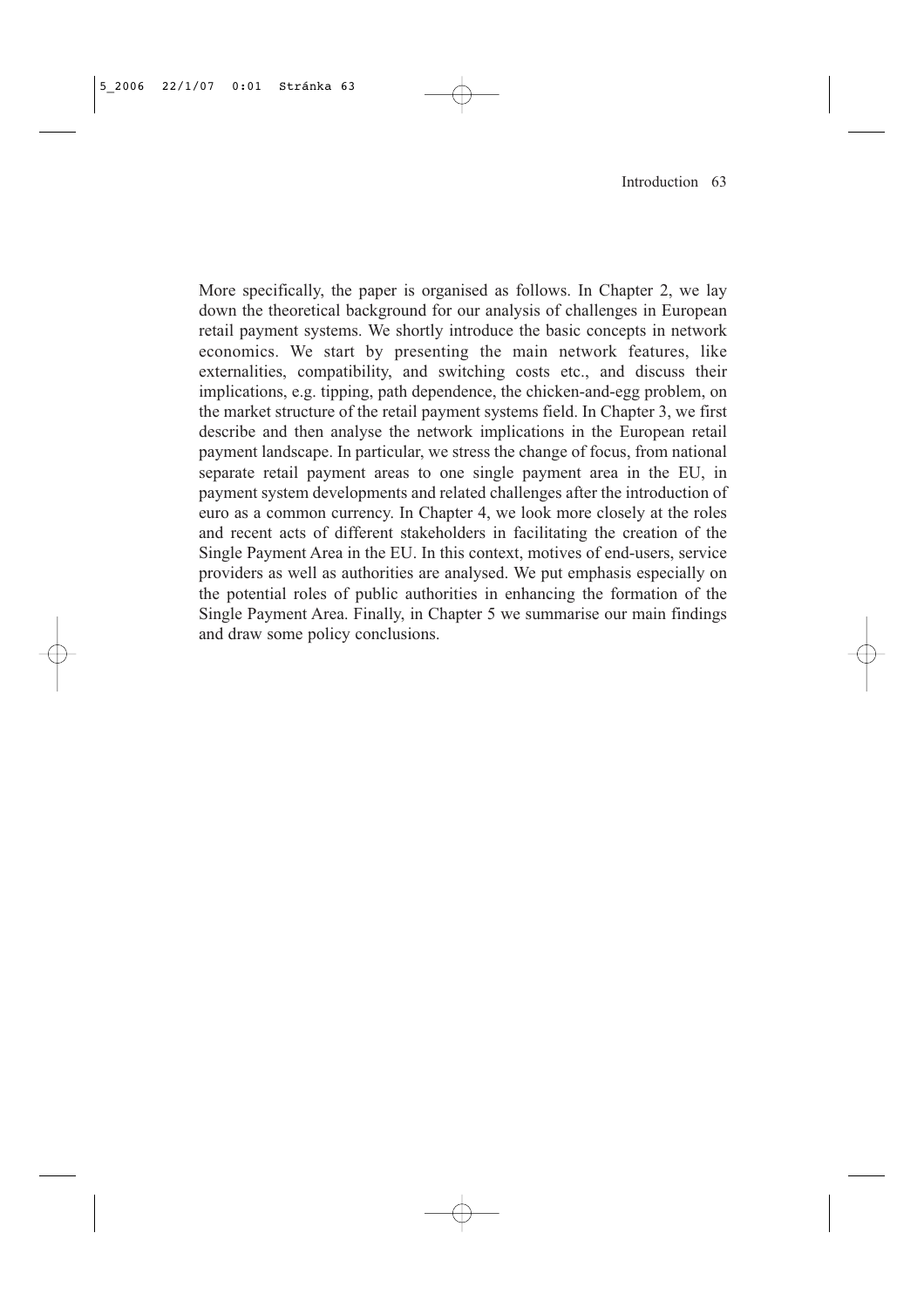More specifically, the paper is organised as follows. In Chapter 2, we lay down the theoretical background for our analysis of challenges in European retail payment systems. We shortly introduce the basic concepts in network economics. We start by presenting the main network features, like externalities, compatibility, and switching costs etc., and discuss their implications, e.g. tipping, path dependence, the chicken-and-egg problem, on the market structure of the retail payment systems field. In Chapter 3, we first describe and then analyse the network implications in the European retail payment landscape. In particular, we stress the change of focus, from national separate retail payment areas to one single payment area in the EU, in payment system developments and related challenges after the introduction of euro as a common currency. In Chapter 4, we look more closely at the roles and recent acts of different stakeholders in facilitating the creation of the Single Payment Area in the EU. In this context, motives of end-users, service providers as well as authorities are analysed. We put emphasis especially on the potential roles of public authorities in enhancing the formation of the Single Payment Area. Finally, in Chapter 5 we summarise our main findings and draw some policy conclusions.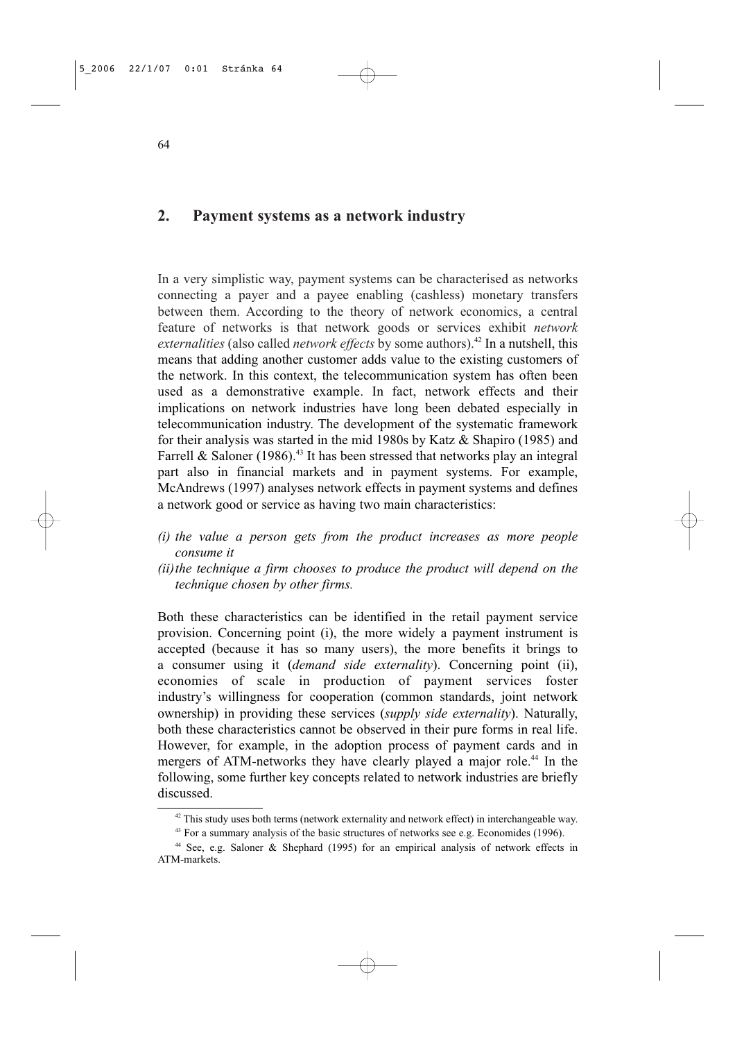## 2. Payment systems as a network industry

In a very simplistic way, payment systems can be characterised as networks connecting a payer and a payee enabling (cashless) monetary transfers between them. According to the theory of network economics, a central feature of networks is that network goods or services exhibit *network externalities* (also called *network effects* by some authors).[42] In a nutshell, this means that adding another customer adds value to the existing customers of the network. In this context, the telecommunication system has often been used as a demonstrative example. In fact, network effects and their implications on network industries have long been debated especially in telecommunication industry. The development of the systematic framework for their analysis was started in the mid 1980s by Katz & Shapiro (1985) and Farrell & Saloner (1986).[43] It has been stressed that networks play an integral part also in financial markets and in payment systems. For example, McAndrews (1997) analyses network effects in payment systems and defines a network good or service as having two main characteristics:

*(i) the value a person gets from the product increases as more people consume it*

*(ii) the technique a firm chooses to produce the product will depend on the technique chosen by other firms.*

Both these characteristics can be identified in the retail payment service provision. Concerning point (i), the more widely a payment instrument is accepted (because it has so many users), the more benefits it brings to a consumer using it (*demand side externality*). Concerning point (ii), economies of scale in production of payment services foster industry's willingness for cooperation (common standards, joint network ownership) in providing these services (*supply side externality*). Naturally, both these characteristics cannot be observed in their pure forms in real life. However, for example, in the adoption process of payment cards and in mergers of ATM-networks they have clearly played a major role.[44] In the following, some further key concepts related to network industries are briefly discussed.

---

[42] This study uses both terms (network externality and network effect) in interchangeable way.

[43] For a summary analysis of the basic structures of networks see e.g. Economides (1996).

[44] See, e.g. Saloner & Shephard (1995) for an empirical analysis of network effects in ATM-markets.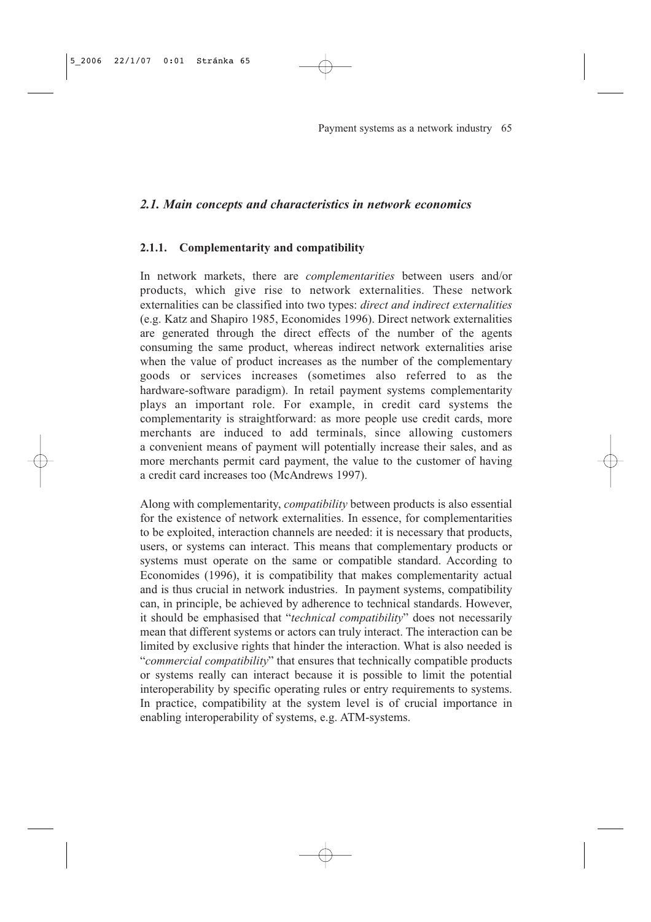## *2.1. Main concepts and characteristics in network economics*

### 2.1.1. Complementarity and compatibility

In network markets, there are *complementarities* between users and/or products, which give rise to network externalities. These network externalities can be classified into two types: *direct and indirect externalities* (e.g. Katz and Shapiro 1985, Economides 1996). Direct network externalities are generated through the direct effects of the number of the agents consuming the same product, whereas indirect network externalities arise when the value of product increases as the number of the complementary goods or services increases (sometimes also referred to as the hardware-software paradigm). In retail payment systems complementarity plays an important role. For example, in credit card systems the complementarity is straightforward: as more people use credit cards, more merchants are induced to add terminals, since allowing customers a convenient means of payment will potentially increase their sales, and as more merchants permit card payment, the value to the customer of having a credit card increases too (McAndrews 1997).

Along with complementarity, *compatibility* between products is also essential for the existence of network externalities. In essence, for complementarities to be exploited, interaction channels are needed: it is necessary that products, users, or systems can interact. This means that complementary products or systems must operate on the same or compatible standard. According to Economides (1996), it is compatibility that makes complementarity actual and is thus crucial in network industries. In payment systems, compatibility can, in principle, be achieved by adherence to technical standards. However, it should be emphasised that "*technical compatibility*" does not necessarily mean that different systems or actors can truly interact. The interaction can be limited by exclusive rights that hinder the interaction. What is also needed is "*commercial compatibility*" that ensures that technically compatible products or systems really can interact because it is possible to limit the potential interoperability by specific operating rules or entry requirements to systems. In practice, compatibility at the system level is of crucial importance in enabling interoperability of systems, e.g. ATM-systems.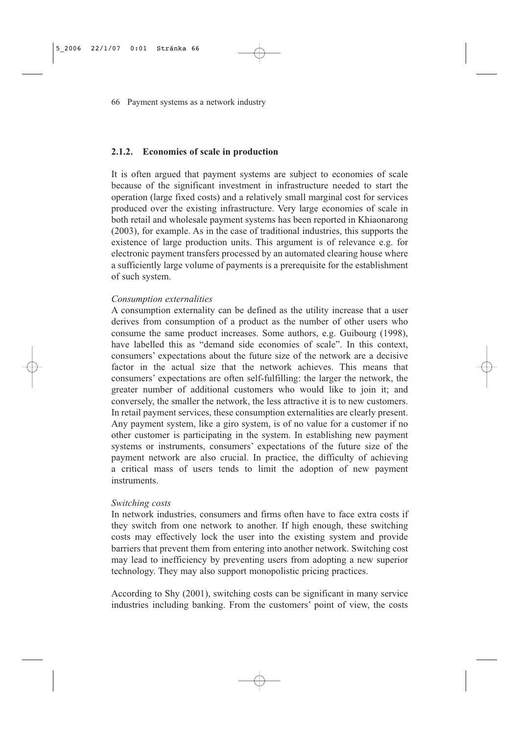### 2.1.2. Economies of scale in production

It is often argued that payment systems are subject to economies of scale because of the significant investment in infrastructure needed to start the operation (large fixed costs) and a relatively small marginal cost for services produced over the existing infrastructure. Very large economies of scale in both retail and wholesale payment systems has been reported in Khiaonarong (2003), for example. As in the case of traditional industries, this supports the existence of large production units. This argument is of relevance e.g. for electronic payment transfers processed by an automated clearing house where a sufficiently large volume of payments is a prerequisite for the establishment of such system.

*Consumption externalities*

A consumption externality can be defined as the utility increase that a user derives from consumption of a product as the number of other users who consume the same product increases. Some authors, e.g. Guibourg (1998), have labelled this as "demand side economies of scale". In this context, consumers' expectations about the future size of the network are a decisive factor in the actual size that the network achieves. This means that consumers' expectations are often self-fulfilling: the larger the network, the greater number of additional customers who would like to join it; and conversely, the smaller the network, the less attractive it is to new customers. In retail payment services, these consumption externalities are clearly present. Any payment system, like a giro system, is of no value for a customer if no other customer is participating in the system. In establishing new payment systems or instruments, consumers' expectations of the future size of the payment network are also crucial. In practice, the difficulty of achieving a critical mass of users tends to limit the adoption of new payment instruments.

*Switching costs*

In network industries, consumers and firms often have to face extra costs if they switch from one network to another. If high enough, these switching costs may effectively lock the user into the existing system and provide barriers that prevent them from entering into another network. Switching cost may lead to inefficiency by preventing users from adopting a new superior technology. They may also support monopolistic pricing practices.

According to Shy (2001), switching costs can be significant in many service industries including banking. From the customers' point of view, the costs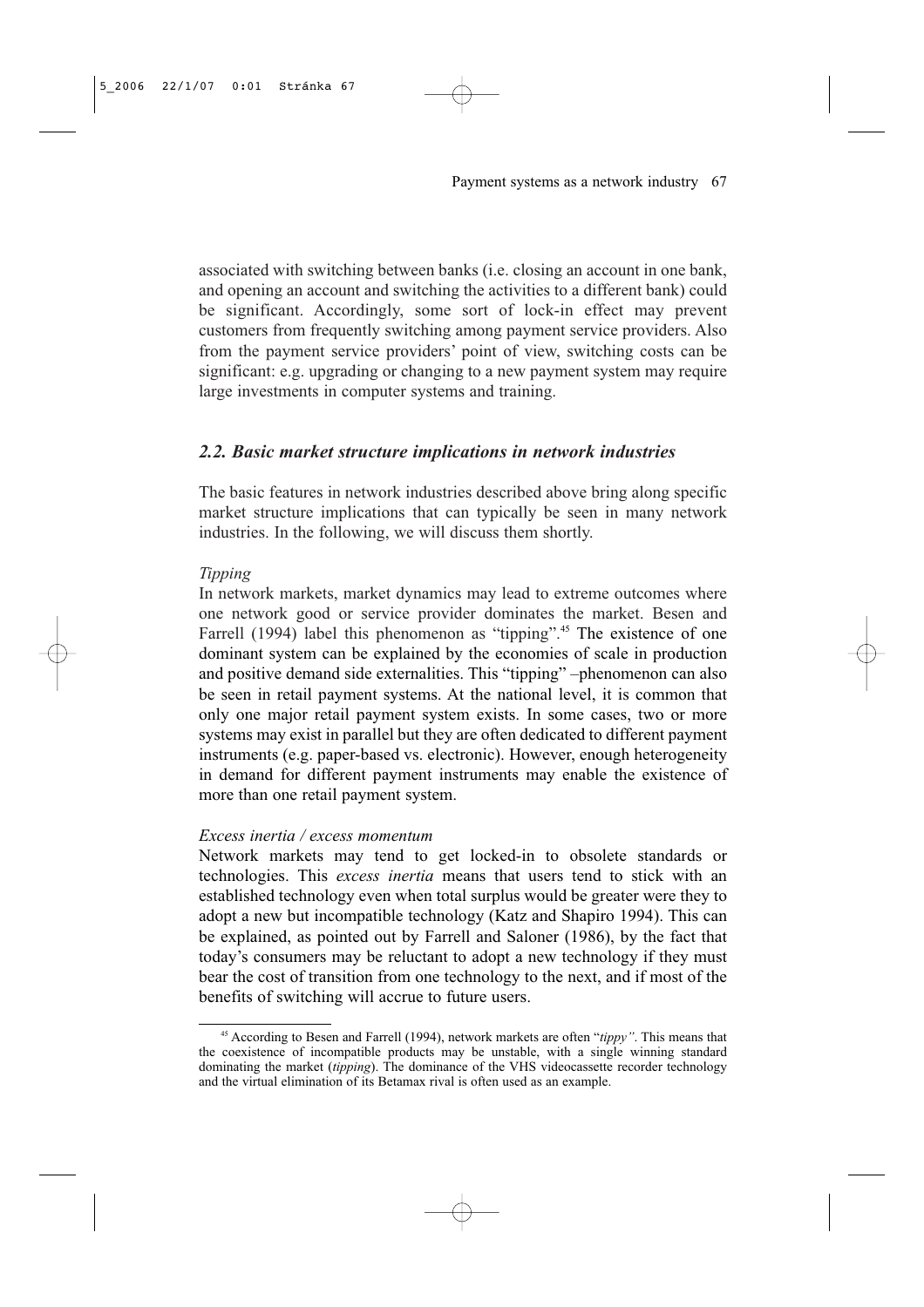associated with switching between banks (i.e. closing an account in one bank, and opening an account and switching the activities to a different bank) could be significant. Accordingly, some sort of lock-in effect may prevent customers from frequently switching among payment service providers. Also from the payment service providers' point of view, switching costs can be significant: e.g. upgrading or changing to a new payment system may require large investments in computer systems and training.

### *2.2. Basic market structure implications in network industries*

The basic features in network industries described above bring along specific market structure implications that can typically be seen in many network industries. In the following, we will discuss them shortly.

*Tipping*

In network markets, market dynamics may lead to extreme outcomes where one network good or service provider dominates the market. Besen and Farrell (1994) label this phenomenon as "tipping".[45] The existence of one dominant system can be explained by the economies of scale in production and positive demand side externalities. This "tipping" –phenomenon can also be seen in retail payment systems. At the national level, it is common that only one major retail payment system exists. In some cases, two or more systems may exist in parallel but they are often dedicated to different payment instruments (e.g. paper-based vs. electronic). However, enough heterogeneity in demand for different payment instruments may enable the existence of more than one retail payment system.

*Excess inertia / excess momentum*

Network markets may tend to get locked-in to obsolete standards or technologies. This *excess inertia* means that users tend to stick with an established technology even when total surplus would be greater were they to adopt a new but incompatible technology (Katz and Shapiro 1994). This can be explained, as pointed out by Farrell and Saloner (1986), by the fact that today's consumers may be reluctant to adopt a new technology if they must bear the cost of transition from one technology to the next, and if most of the benefits of switching will accrue to future users.

---

[45] According to Besen and Farrell (1994), network markets are often "*tippy"*. This means that the coexistence of incompatible products may be unstable, with a single winning standard dominating the market (*tipping*). The dominance of the VHS videocassette recorder technology and the virtual elimination of its Betamax rival is often used as an example.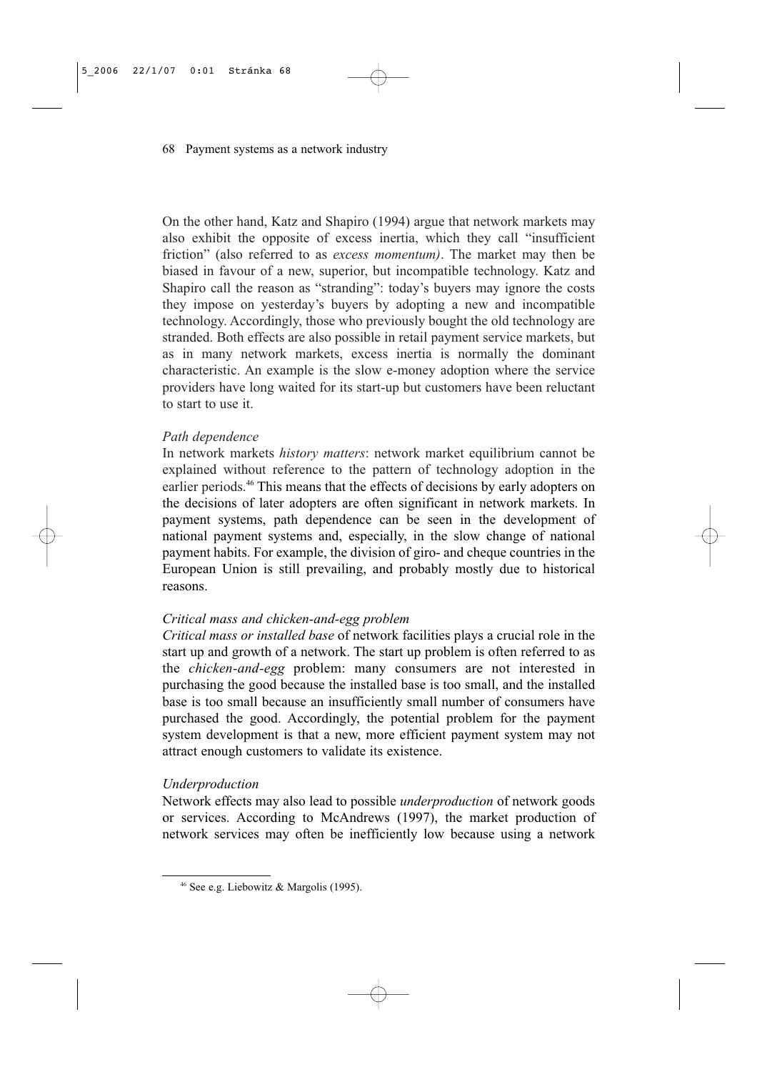On the other hand, Katz and Shapiro (1994) argue that network markets may also exhibit the opposite of excess inertia, which they call "insufficient friction" (also referred to as *excess momentum)*. The market may then be biased in favour of a new, superior, but incompatible technology. Katz and Shapiro call the reason as "stranding": today's buyers may ignore the costs they impose on yesterday's buyers by adopting a new and incompatible technology. Accordingly, those who previously bought the old technology are stranded. Both effects are also possible in retail payment service markets, but as in many network markets, excess inertia is normally the dominant characteristic. An example is the slow e-money adoption where the service providers have long waited for its start-up but customers have been reluctant to start to use it.

*Path dependence*

In network markets *history matters*: network market equilibrium cannot be explained without reference to the pattern of technology adoption in the earlier periods.[46] This means that the effects of decisions by early adopters on the decisions of later adopters are often significant in network markets. In payment systems, path dependence can be seen in the development of national payment systems and, especially, in the slow change of national payment habits. For example, the division of giro- and cheque countries in the European Union is still prevailing, and probably mostly due to historical reasons.

*Critical mass and chicken-and-egg problem*

*Critical mass or installed base* of network facilities plays a crucial role in the start up and growth of a network. The start up problem is often referred to as the *chicken-and-egg* problem: many consumers are not interested in purchasing the good because the installed base is too small, and the installed base is too small because an insufficiently small number of consumers have purchased the good. Accordingly, the potential problem for the payment system development is that a new, more efficient payment system may not attract enough customers to validate its existence.

*Underproduction*

Network effects may also lead to possible *underproduction* of network goods or services. According to McAndrews (1997), the market production of network services may often be inefficiently low because using a network

---

[46] See e.g. Liebowitz & Margolis (1995).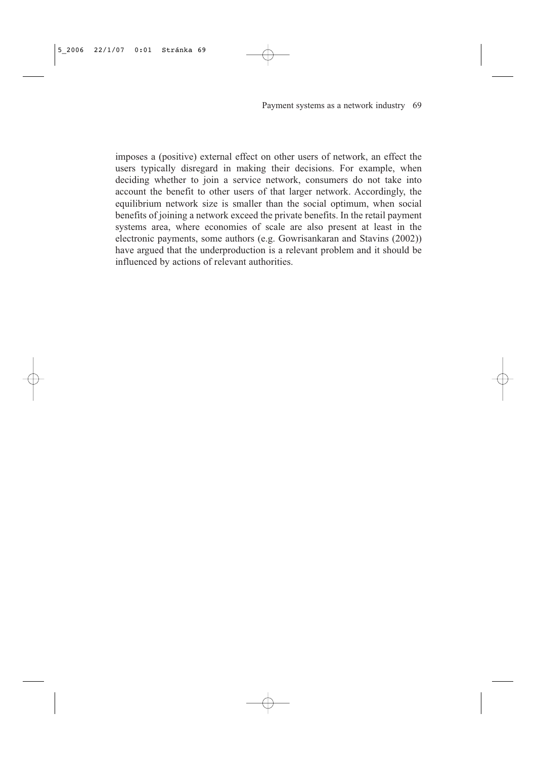imposes a (positive) external effect on other users of network, an effect the users typically disregard in making their decisions. For example, when deciding whether to join a service network, consumers do not take into account the benefit to other users of that larger network. Accordingly, the equilibrium network size is smaller than the social optimum, when social benefits of joining a network exceed the private benefits. In the retail payment systems area, where economies of scale are also present at least in the electronic payments, some authors (e.g. Gowrisankaran and Stavins (2002)) have argued that the underproduction is a relevant problem and it should be influenced by actions of relevant authorities.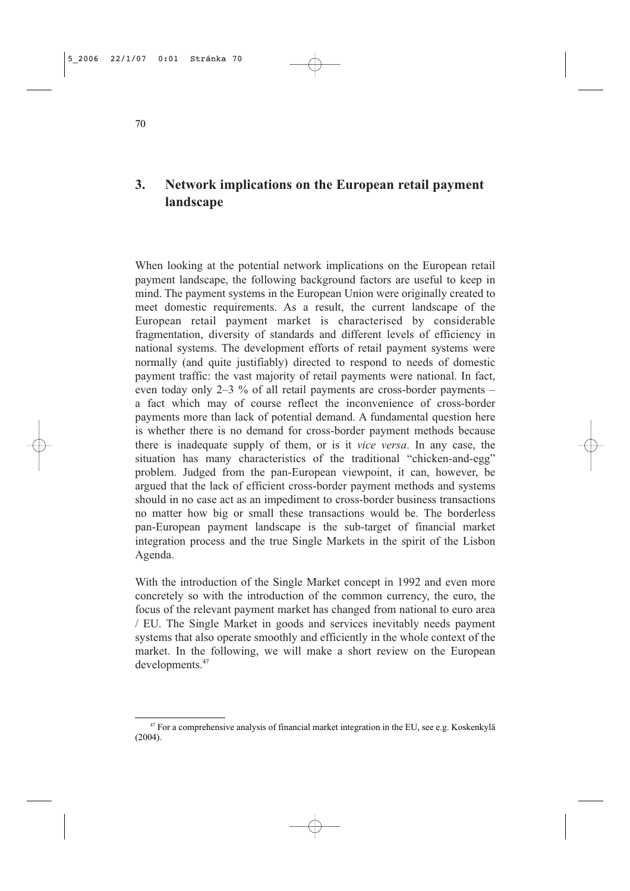# 3. Network implications on the European retail payment landscape

When looking at the potential network implications on the European retail payment landscape, the following background factors are useful to keep in mind. The payment systems in the European Union were originally created to meet domestic requirements. As a result, the current landscape of the European retail payment market is characterised by considerable fragmentation, diversity of standards and different levels of efficiency in national systems. The development efforts of retail payment systems were normally (and quite justifiably) directed to respond to needs of domestic payment traffic: the vast majority of retail payments were national. In fact, even today only 2–3 % of all retail payments are cross-border payments – a fact which may of course reflect the inconvenience of cross-border payments more than lack of potential demand. A fundamental question here is whether there is no demand for cross-border payment methods because there is inadequate supply of them, or is it *vice versa*. In any case, the situation has many characteristics of the traditional "chicken-and-egg" problem. Judged from the pan-European viewpoint, it can, however, be argued that the lack of efficient cross-border payment methods and systems should in no case act as an impediment to cross-border business transactions no matter how big or small these transactions would be. The borderless pan-European payment landscape is the sub-target of financial market integration process and the true Single Markets in the spirit of the Lisbon Agenda.

With the introduction of the Single Market concept in 1992 and even more concretely so with the introduction of the common currency, the euro, the focus of the relevant payment market has changed from national to euro area / EU. The Single Market in goods and services inevitably needs payment systems that also operate smoothly and efficiently in the whole context of the market. In the following, we will make a short review on the European developments.[47]

[47] For a comprehensive analysis of financial market integration in the EU, see e.g. Koskenkylä (2004).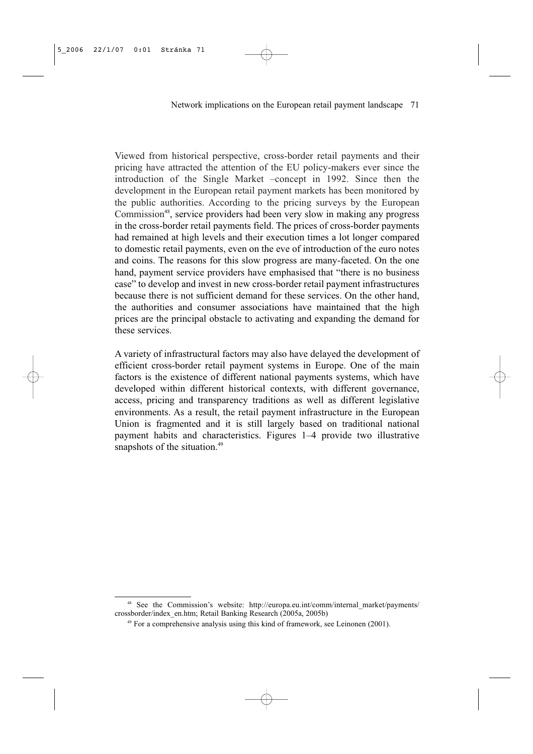Viewed from historical perspective, cross-border retail payments and their pricing have attracted the attention of the EU policy-makers ever since the introduction of the Single Market –concept in 1992. Since then the development in the European retail payment markets has been monitored by the public authorities. According to the pricing surveys by the European Commission[48], service providers had been very slow in making any progress in the cross-border retail payments field. The prices of cross-border payments had remained at high levels and their execution times a lot longer compared to domestic retail payments, even on the eve of introduction of the euro notes and coins. The reasons for this slow progress are many-faceted. On the one hand, payment service providers have emphasised that "there is no business case" to develop and invest in new cross-border retail payment infrastructures because there is not sufficient demand for these services. On the other hand, the authorities and consumer associations have maintained that the high prices are the principal obstacle to activating and expanding the demand for these services.

A variety of infrastructural factors may also have delayed the development of efficient cross-border retail payment systems in Europe. One of the main factors is the existence of different national payments systems, which have developed within different historical contexts, with different governance, access, pricing and transparency traditions as well as different legislative environments. As a result, the retail payment infrastructure in the European Union is fragmented and it is still largely based on traditional national payment habits and characteristics. Figures 1–4 provide two illustrative snapshots of the situation.[49]

---

[48] See the Commission's website: http://europa.eu.int/comm/internal_market/payments/crossborder/index_en.htm; Retail Banking Research (2005a, 2005b)

[49] For a comprehensive analysis using this kind of framework, see Leinonen (2001).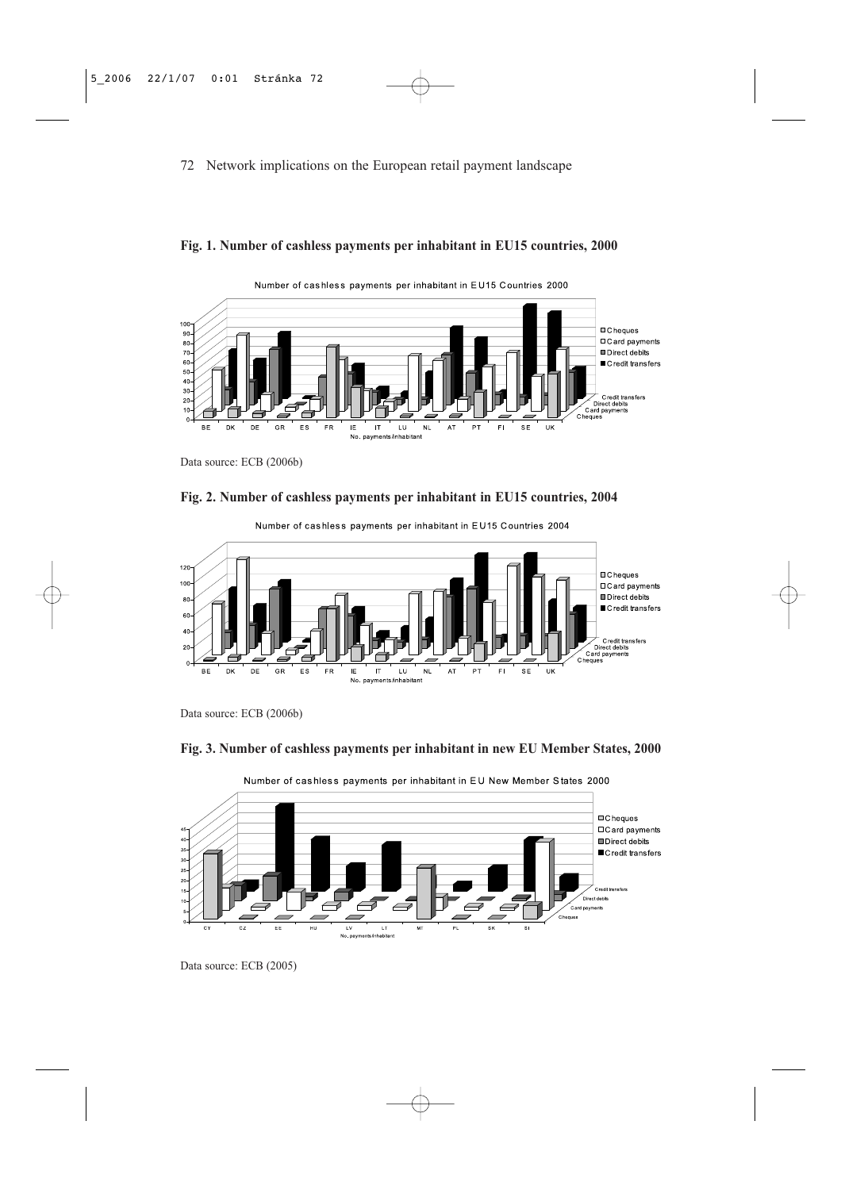**Fig. 1. Number of cashless payments per inhabitant in EU15 countries, 2000**

Data source: ECB (2006b)

**Fig. 2. Number of cashless payments per inhabitant in EU15 countries, 2004**

Data source: ECB (2006b)

**Fig. 3. Number of cashless payments per inhabitant in new EU Member States, 2000**

Data source: ECB (2005)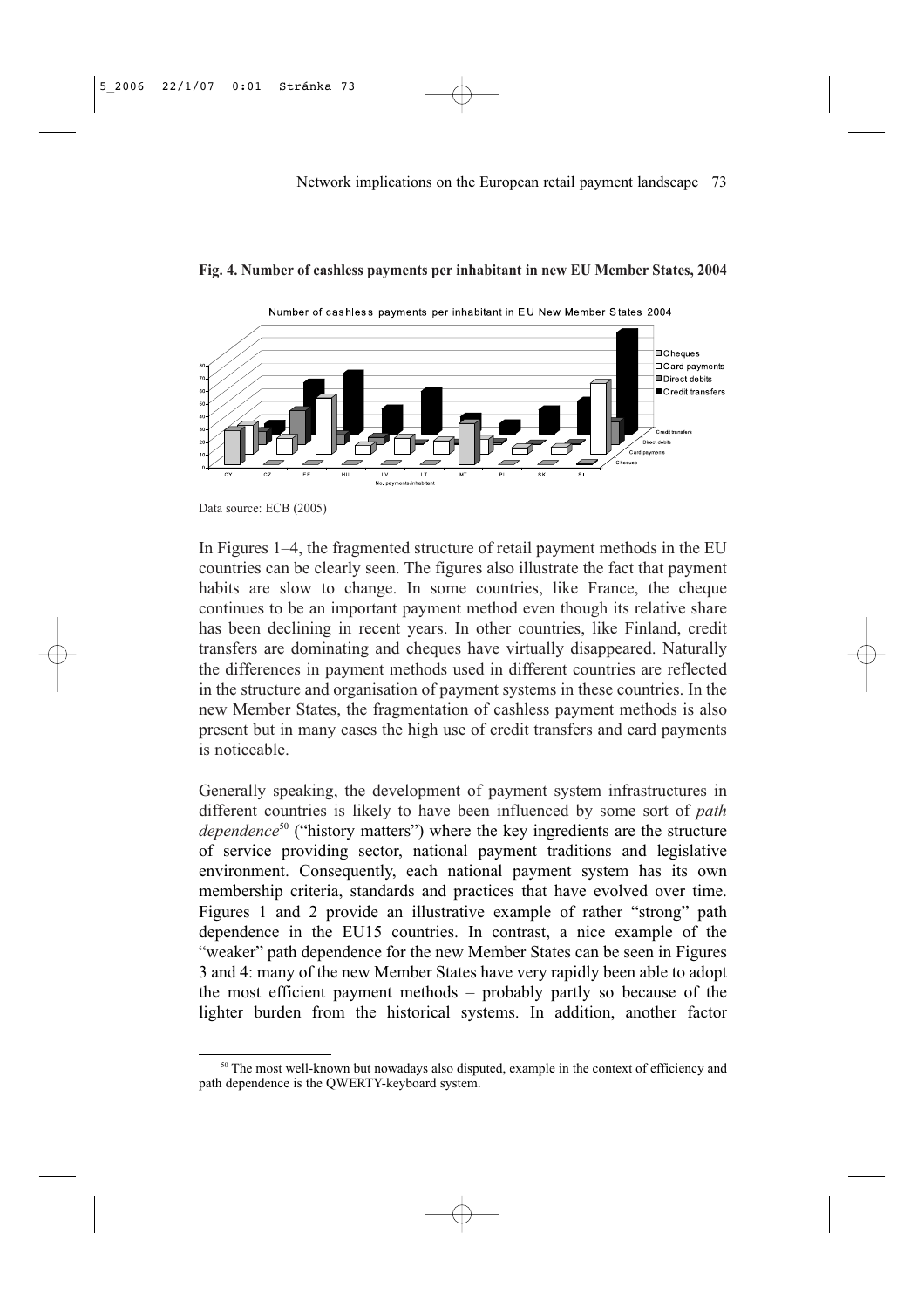**Fig. 4. Number of cashless payments per inhabitant in new EU Member States, 2004**

Data source: ECB (2005)

In Figures 1–4, the fragmented structure of retail payment methods in the EU countries can be clearly seen. The figures also illustrate the fact that payment habits are slow to change. In some countries, like France, the cheque continues to be an important payment method even though its relative share has been declining in recent years. In other countries, like Finland, credit transfers are dominating and cheques have virtually disappeared. Naturally the differences in payment methods used in different countries are reflected in the structure and organisation of payment systems in these countries. In the new Member States, the fragmentation of cashless payment methods is also present but in many cases the high use of credit transfers and card payments is noticeable.

Generally speaking, the development of payment system infrastructures in different countries is likely to have been influenced by some sort of *path dependence*[50] ("history matters") where the key ingredients are the structure of service providing sector, national payment traditions and legislative environment. Consequently, each national payment system has its own membership criteria, standards and practices that have evolved over time. Figures 1 and 2 provide an illustrative example of rather "strong" path dependence in the EU15 countries. In contrast, a nice example of the "weaker" path dependence for the new Member States can be seen in Figures 3 and 4: many of the new Member States have very rapidly been able to adopt the most efficient payment methods – probably partly so because of the lighter burden from the historical systems. In addition, another factor

---

[50] The most well-known but nowadays also disputed, example in the context of efficiency and path dependence is the QWERTY-keyboard system.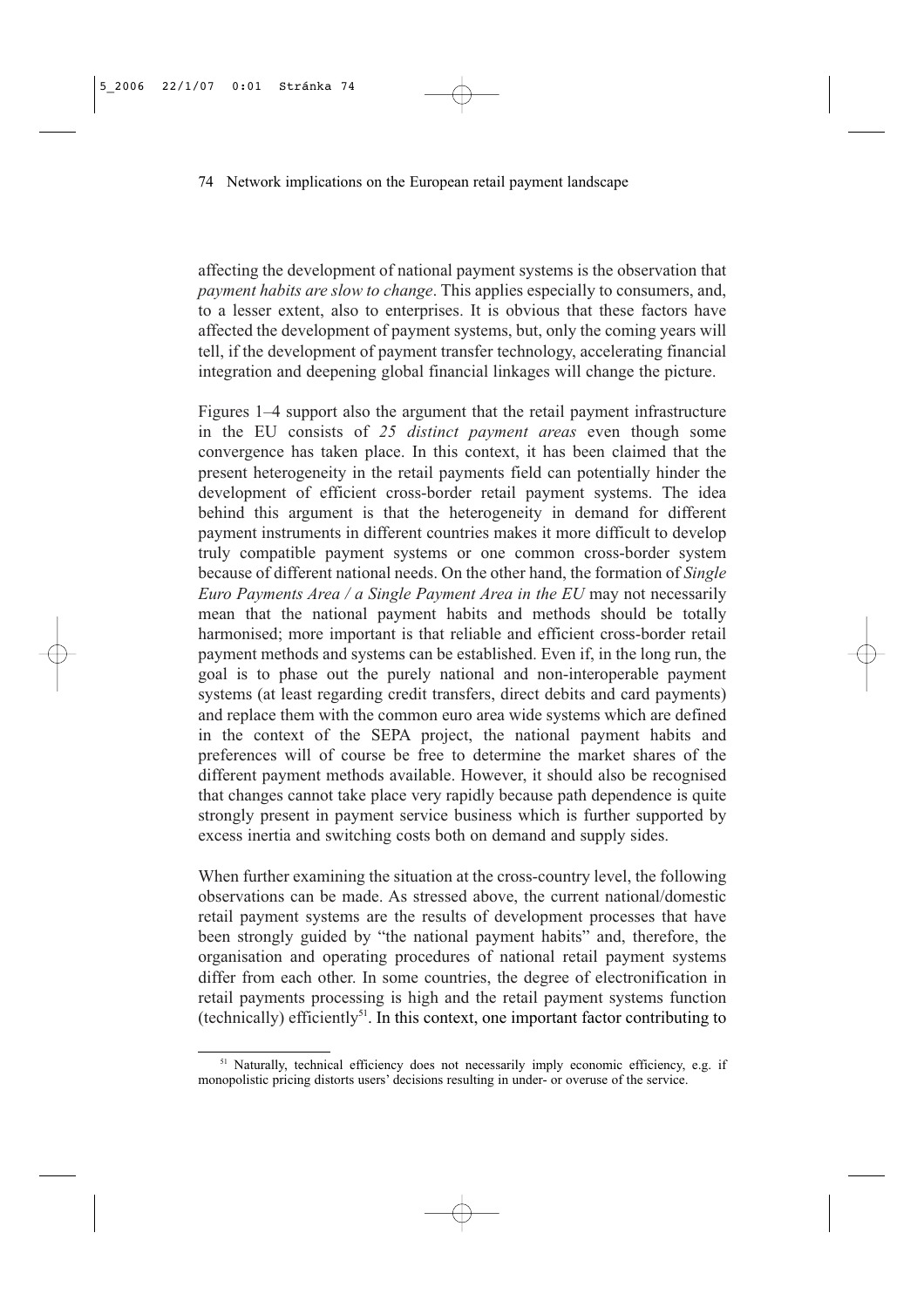affecting the development of national payment systems is the observation that *payment habits are slow to change*. This applies especially to consumers, and, to a lesser extent, also to enterprises. It is obvious that these factors have affected the development of payment systems, but, only the coming years will tell, if the development of payment transfer technology, accelerating financial integration and deepening global financial linkages will change the picture.

Figures 1–4 support also the argument that the retail payment infrastructure in the EU consists of *25 distinct payment areas* even though some convergence has taken place. In this context, it has been claimed that the present heterogeneity in the retail payments field can potentially hinder the development of efficient cross-border retail payment systems. The idea behind this argument is that the heterogeneity in demand for different payment instruments in different countries makes it more difficult to develop truly compatible payment systems or one common cross-border system because of different national needs. On the other hand, the formation of *Single Euro Payments Area / a Single Payment Area in the EU* may not necessarily mean that the national payment habits and methods should be totally harmonised; more important is that reliable and efficient cross-border retail payment methods and systems can be established. Even if, in the long run, the goal is to phase out the purely national and non-interoperable payment systems (at least regarding credit transfers, direct debits and card payments) and replace them with the common euro area wide systems which are defined in the context of the SEPA project, the national payment habits and preferences will of course be free to determine the market shares of the different payment methods available. However, it should also be recognised that changes cannot take place very rapidly because path dependence is quite strongly present in payment service business which is further supported by excess inertia and switching costs both on demand and supply sides.

When further examining the situation at the cross-country level, the following observations can be made. As stressed above, the current national/domestic retail payment systems are the results of development processes that have been strongly guided by "the national payment habits" and, therefore, the organisation and operating procedures of national retail payment systems differ from each other. In some countries, the degree of electronification in retail payments processing is high and the retail payment systems function (technically) efficiently[51]. In this context, one important factor contributing to

[51] Naturally, technical efficiency does not necessarily imply economic efficiency, e.g. if monopolistic pricing distorts users' decisions resulting in under- or overuse of the service.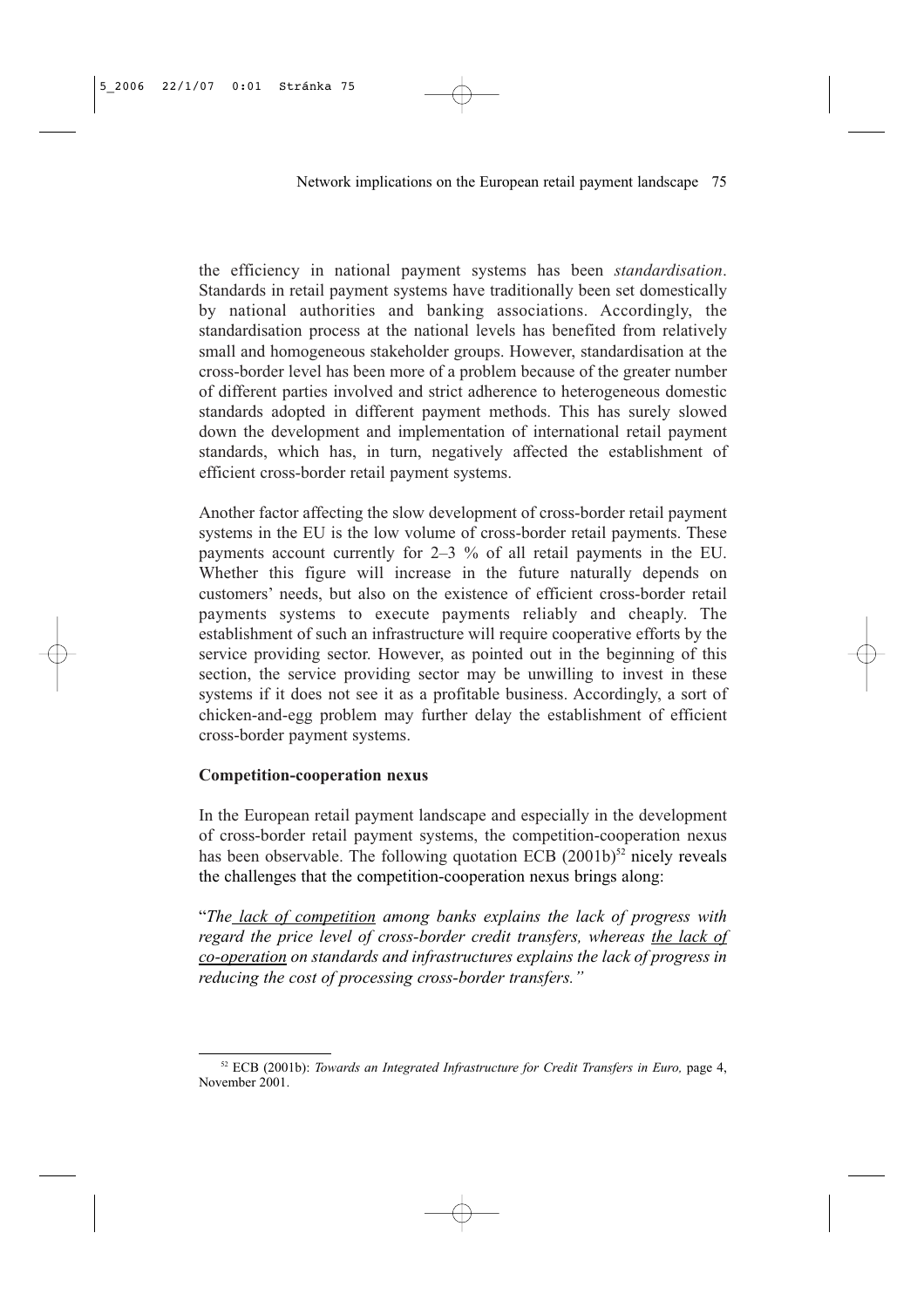the efficiency in national payment systems has been *standardisation*. Standards in retail payment systems have traditionally been set domestically by national authorities and banking associations. Accordingly, the standardisation process at the national levels has benefited from relatively small and homogeneous stakeholder groups. However, standardisation at the cross-border level has been more of a problem because of the greater number of different parties involved and strict adherence to heterogeneous domestic standards adopted in different payment methods. This has surely slowed down the development and implementation of international retail payment standards, which has, in turn, negatively affected the establishment of efficient cross-border retail payment systems.

Another factor affecting the slow development of cross-border retail payment systems in the EU is the low volume of cross-border retail payments. These payments account currently for 2–3 % of all retail payments in the EU. Whether this figure will increase in the future naturally depends on customers' needs, but also on the existence of efficient cross-border retail payments systems to execute payments reliably and cheaply. The establishment of such an infrastructure will require cooperative efforts by the service providing sector. However, as pointed out in the beginning of this section, the service providing sector may be unwilling to invest in these systems if it does not see it as a profitable business. Accordingly, a sort of chicken-and-egg problem may further delay the establishment of efficient cross-border payment systems.

**Competition-cooperation nexus**

In the European retail payment landscape and especially in the development of cross-border retail payment systems, the competition-cooperation nexus has been observable. The following quotation ECB (2001b)[52] nicely reveals the challenges that the competition-cooperation nexus brings along:

"*The lack of competition among banks explains the lack of progress with regard the price level of cross-border credit transfers, whereas the lack of co-operation on standards and infrastructures explains the lack of progress in reducing the cost of processing cross-border transfers.*"

[52] ECB (2001b): *Towards an Integrated Infrastructure for Credit Transfers in Euro,* page 4, November 2001.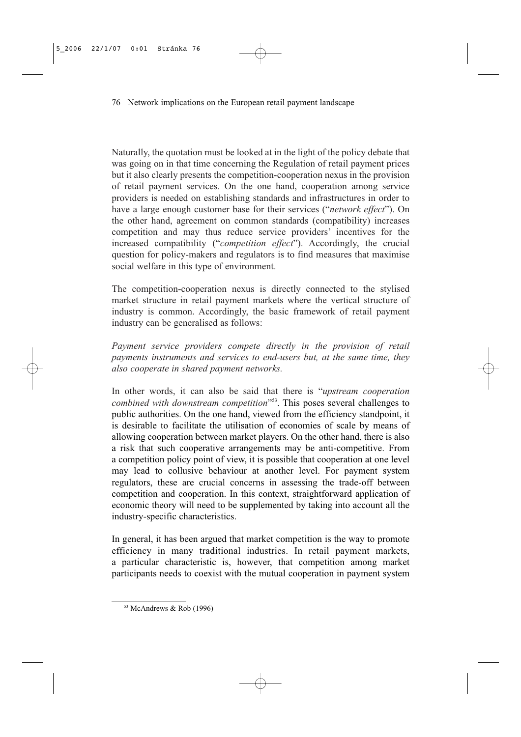Naturally, the quotation must be looked at in the light of the policy debate that was going on in that time concerning the Regulation of retail payment prices but it also clearly presents the competition-cooperation nexus in the provision of retail payment services. On the one hand, cooperation among service providers is needed on establishing standards and infrastructures in order to have a large enough customer base for their services ("*network effect*"). On the other hand, agreement on common standards (compatibility) increases competition and may thus reduce service providers' incentives for the increased compatibility ("*competition effect*"). Accordingly, the crucial question for policy-makers and regulators is to find measures that maximise social welfare in this type of environment.

The competition-cooperation nexus is directly connected to the stylised market structure in retail payment markets where the vertical structure of industry is common. Accordingly, the basic framework of retail payment industry can be generalised as follows:

*Payment service providers compete directly in the provision of retail payments instruments and services to end-users but, at the same time, they also cooperate in shared payment networks.*

In other words, it can also be said that there is "*upstream cooperation combined with downstream competition*"[53]. This poses several challenges to public authorities. On the one hand, viewed from the efficiency standpoint, it is desirable to facilitate the utilisation of economies of scale by means of allowing cooperation between market players. On the other hand, there is also a risk that such cooperative arrangements may be anti-competitive. From a competition policy point of view, it is possible that cooperation at one level may lead to collusive behaviour at another level. For payment system regulators, these are crucial concerns in assessing the trade-off between competition and cooperation. In this context, straightforward application of economic theory will need to be supplemented by taking into account all the industry-specific characteristics.

In general, it has been argued that market competition is the way to promote efficiency in many traditional industries. In retail payment markets, a particular characteristic is, however, that competition among market participants needs to coexist with the mutual cooperation in payment system

[53] McAndrews & Rob (1996)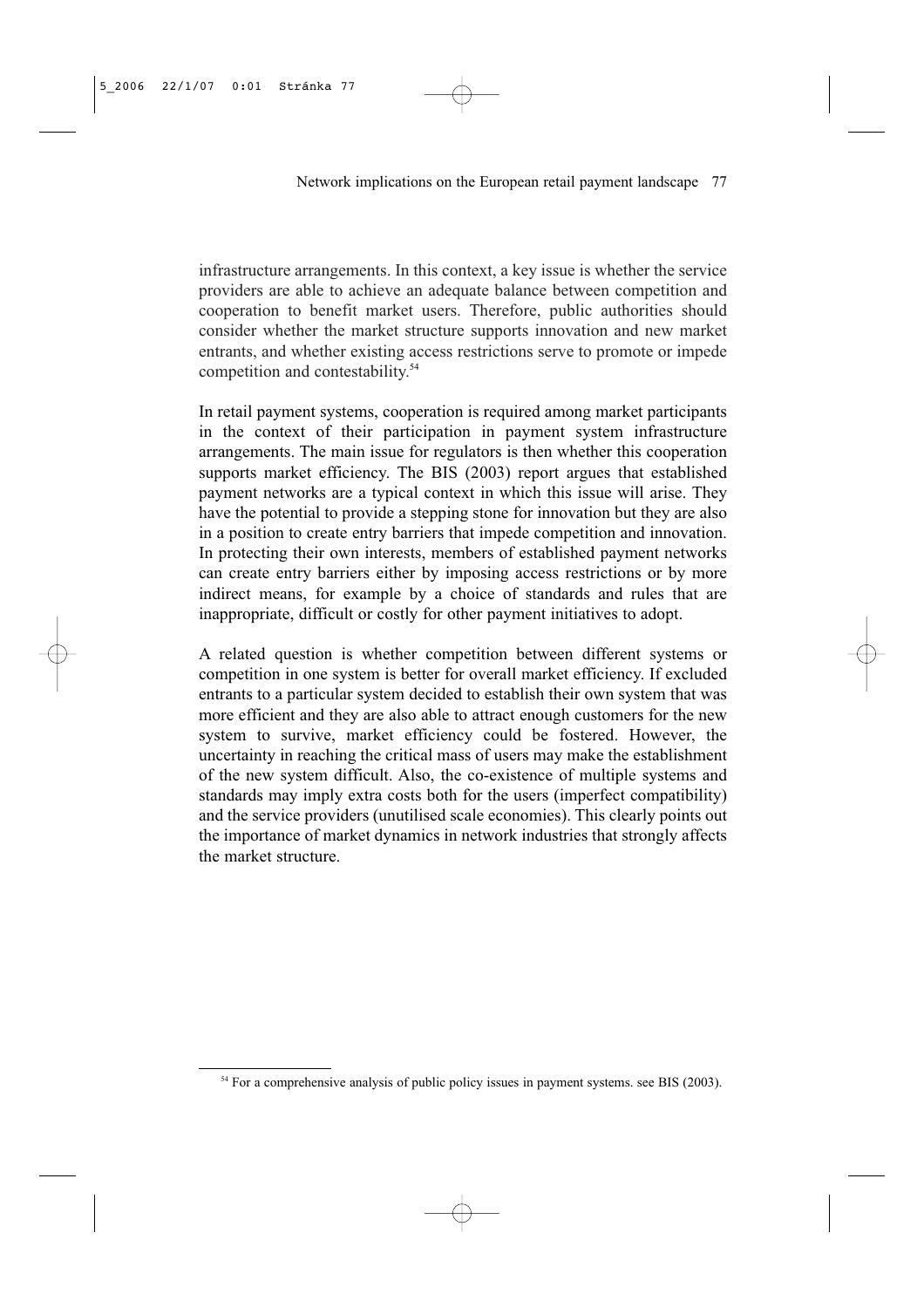infrastructure arrangements. In this context, a key issue is whether the service providers are able to achieve an adequate balance between competition and cooperation to benefit market users. Therefore, public authorities should consider whether the market structure supports innovation and new market entrants, and whether existing access restrictions serve to promote or impede competition and contestability.[54]

In retail payment systems, cooperation is required among market participants in the context of their participation in payment system infrastructure arrangements. The main issue for regulators is then whether this cooperation supports market efficiency. The BIS (2003) report argues that established payment networks are a typical context in which this issue will arise. They have the potential to provide a stepping stone for innovation but they are also in a position to create entry barriers that impede competition and innovation. In protecting their own interests, members of established payment networks can create entry barriers either by imposing access restrictions or by more indirect means, for example by a choice of standards and rules that are inappropriate, difficult or costly for other payment initiatives to adopt.

A related question is whether competition between different systems or competition in one system is better for overall market efficiency. If excluded entrants to a particular system decided to establish their own system that was more efficient and they are also able to attract enough customers for the new system to survive, market efficiency could be fostered. However, the uncertainty in reaching the critical mass of users may make the establishment of the new system difficult. Also, the co-existence of multiple systems and standards may imply extra costs both for the users (imperfect compatibility) and the service providers (unutilised scale economies). This clearly points out the importance of market dynamics in network industries that strongly affects the market structure.

[54] For a comprehensive analysis of public policy issues in payment systems. see BIS (2003).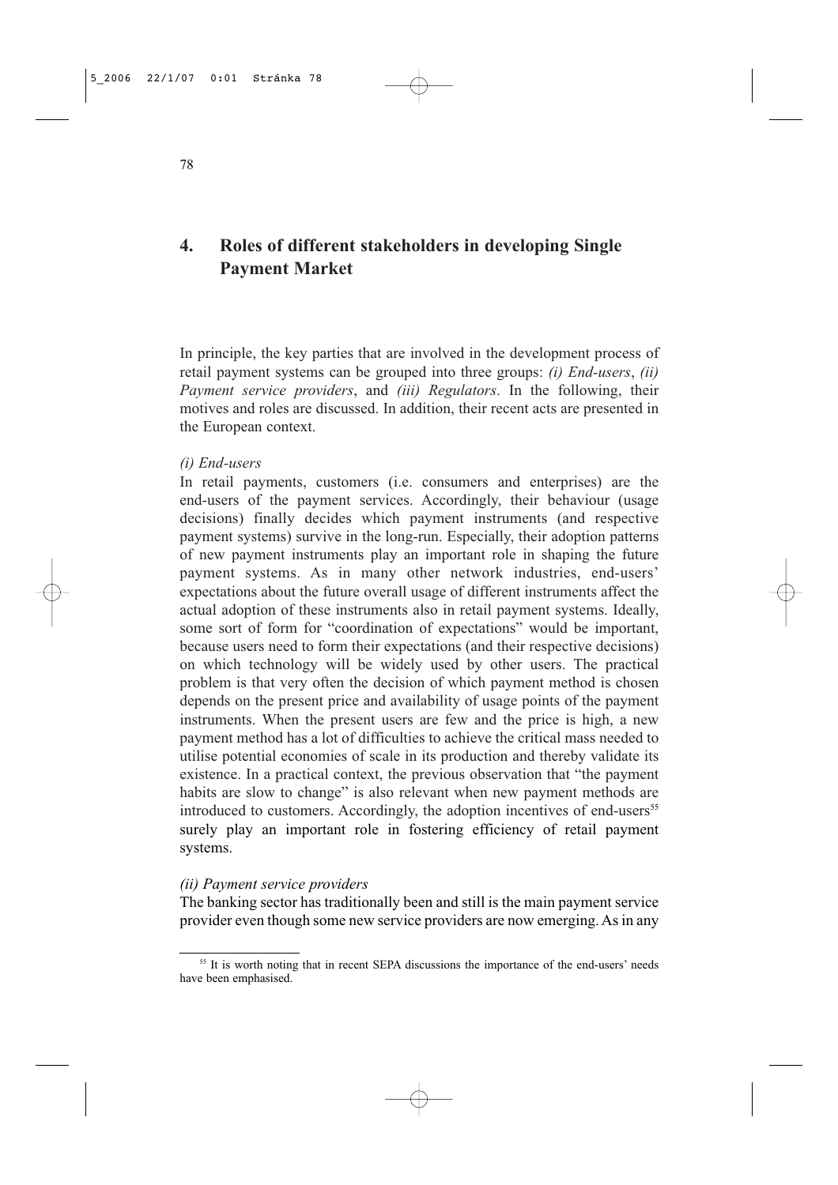# 4. Roles of different stakeholders in developing Single Payment Market

In principle, the key parties that are involved in the development process of retail payment systems can be grouped into three groups: *(i) End-users*, *(ii) Payment service providers*, and *(iii) Regulators*. In the following, their motives and roles are discussed. In addition, their recent acts are presented in the European context.

*(i) End-users*

In retail payments, customers (i.e. consumers and enterprises) are the end-users of the payment services. Accordingly, their behaviour (usage decisions) finally decides which payment instruments (and respective payment systems) survive in the long-run. Especially, their adoption patterns of new payment instruments play an important role in shaping the future payment systems. As in many other network industries, end-users' expectations about the future overall usage of different instruments affect the actual adoption of these instruments also in retail payment systems. Ideally, some sort of form for "coordination of expectations" would be important, because users need to form their expectations (and their respective decisions) on which technology will be widely used by other users. The practical problem is that very often the decision of which payment method is chosen depends on the present price and availability of usage points of the payment instruments. When the present users are few and the price is high, a new payment method has a lot of difficulties to achieve the critical mass needed to utilise potential economies of scale in its production and thereby validate its existence. In a practical context, the previous observation that "the payment habits are slow to change" is also relevant when new payment methods are introduced to customers. Accordingly, the adoption incentives of end-users[55] surely play an important role in fostering efficiency of retail payment systems.

*(ii) Payment service providers*

The banking sector has traditionally been and still is the main payment service provider even though some new service providers are now emerging. As in any

[55] It is worth noting that in recent SEPA discussions the importance of the end-users' needs have been emphasised.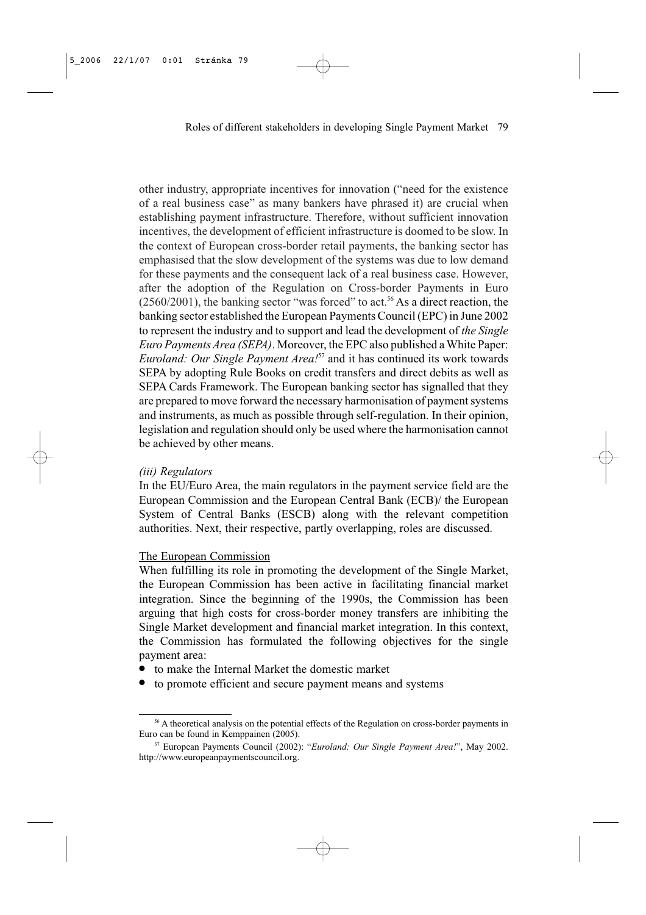other industry, appropriate incentives for innovation ("need for the existence of a real business case" as many bankers have phrased it) are crucial when establishing payment infrastructure. Therefore, without sufficient innovation incentives, the development of efficient infrastructure is doomed to be slow. In the context of European cross-border retail payments, the banking sector has emphasised that the slow development of the systems was due to low demand for these payments and the consequent lack of a real business case. However, after the adoption of the Regulation on Cross-border Payments in Euro (2560/2001), the banking sector "was forced" to act.[56] As a direct reaction, the banking sector established the European Payments Council (EPC) in June 2002 to represent the industry and to support and lead the development of *the Single Euro Payments Area (SEPA)*. Moreover, the EPC also published a White Paper: *Euroland: Our Single Payment Area!*[57] and it has continued its work towards SEPA by adopting Rule Books on credit transfers and direct debits as well as SEPA Cards Framework. The European banking sector has signalled that they are prepared to move forward the necessary harmonisation of payment systems and instruments, as much as possible through self-regulation. In their opinion, legislation and regulation should only be used where the harmonisation cannot be achieved by other means.

*(iii) Regulators*

In the EU/Euro Area, the main regulators in the payment service field are the European Commission and the European Central Bank (ECB)/ the European System of Central Banks (ESCB) along with the relevant competition authorities. Next, their respective, partly overlapping, roles are discussed.

<u>The European Commission</u>

When fulfilling its role in promoting the development of the Single Market, the European Commission has been active in facilitating financial market integration. Since the beginning of the 1990s, the Commission has been arguing that high costs for cross-border money transfers are inhibiting the Single Market development and financial market integration. In this context, the Commission has formulated the following objectives for the single payment area:

- to make the Internal Market the domestic market
- to promote efficient and secure payment means and systems

---

[56] A theoretical analysis on the potential effects of the Regulation on cross-border payments in Euro can be found in Kemppainen (2005).

[57] European Payments Council (2002): "*Euroland: Our Single Payment Area!*", May 2002. http://www.europeanpaymentscouncil.org.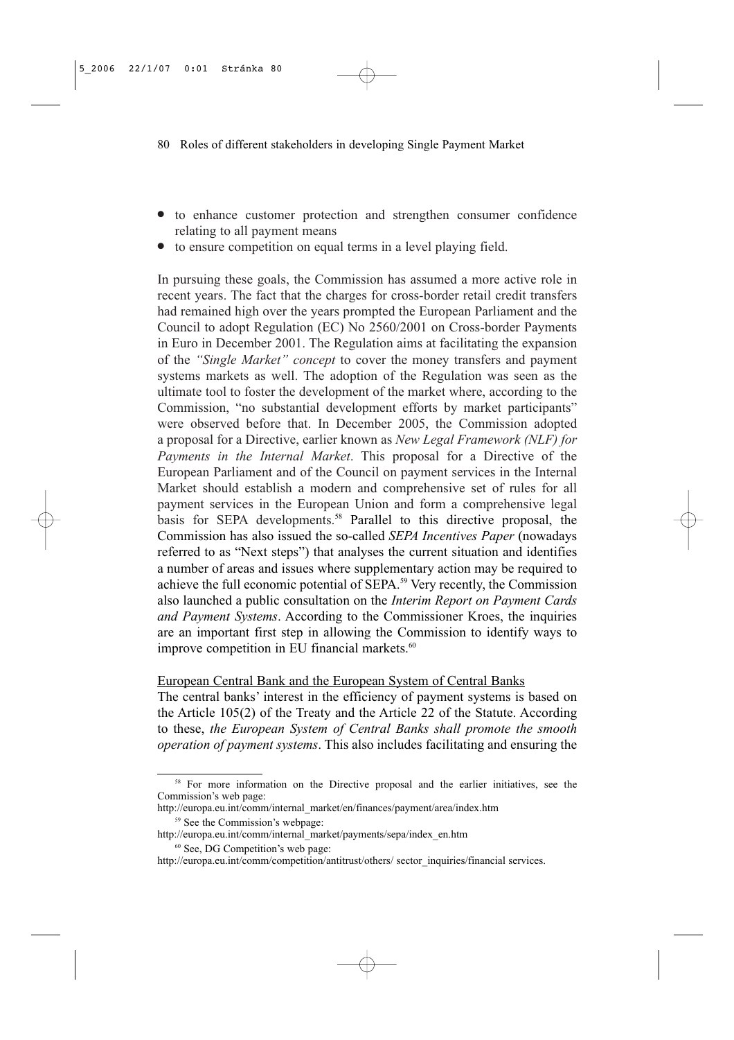- to enhance customer protection and strengthen consumer confidence relating to all payment means
- to ensure competition on equal terms in a level playing field.

In pursuing these goals, the Commission has assumed a more active role in recent years. The fact that the charges for cross-border retail credit transfers had remained high over the years prompted the European Parliament and the Council to adopt Regulation (EC) No 2560/2001 on Cross-border Payments in Euro in December 2001. The Regulation aims at facilitating the expansion of the *"Single Market" concept* to cover the money transfers and payment systems markets as well. The adoption of the Regulation was seen as the ultimate tool to foster the development of the market where, according to the Commission, "no substantial development efforts by market participants" were observed before that. In December 2005, the Commission adopted a proposal for a Directive, earlier known as *New Legal Framework (NLF) for Payments in the Internal Market*. This proposal for a Directive of the European Parliament and of the Council on payment services in the Internal Market should establish a modern and comprehensive set of rules for all payment services in the European Union and form a comprehensive legal basis for SEPA developments.[58] Parallel to this directive proposal, the Commission has also issued the so-called *SEPA Incentives Paper* (nowadays referred to as "Next steps") that analyses the current situation and identifies a number of areas and issues where supplementary action may be required to achieve the full economic potential of SEPA.[59] Very recently, the Commission also launched a public consultation on the *Interim Report on Payment Cards and Payment Systems*. According to the Commissioner Kroes, the inquiries are an important first step in allowing the Commission to identify ways to improve competition in EU financial markets.[60]

<u>European Central Bank and the European System of Central Banks</u>

The central banks' interest in the efficiency of payment systems is based on the Article 105(2) of the Treaty and the Article 22 of the Statute. According to these, *the European System of Central Banks shall promote the smooth operation of payment systems*. This also includes facilitating and ensuring the

---

[58] For more information on the Directive proposal and the earlier initiatives, see the Commission's web page:
http://europa.eu.int/comm/internal_market/en/finances/payment/area/index.htm

[59] See the Commission's webpage:
http://europa.eu.int/comm/internal_market/payments/sepa/index_en.htm

[60] See, DG Competition's web page:
http://europa.eu.int/comm/competition/antitrust/others/ sector_inquiries/financial services.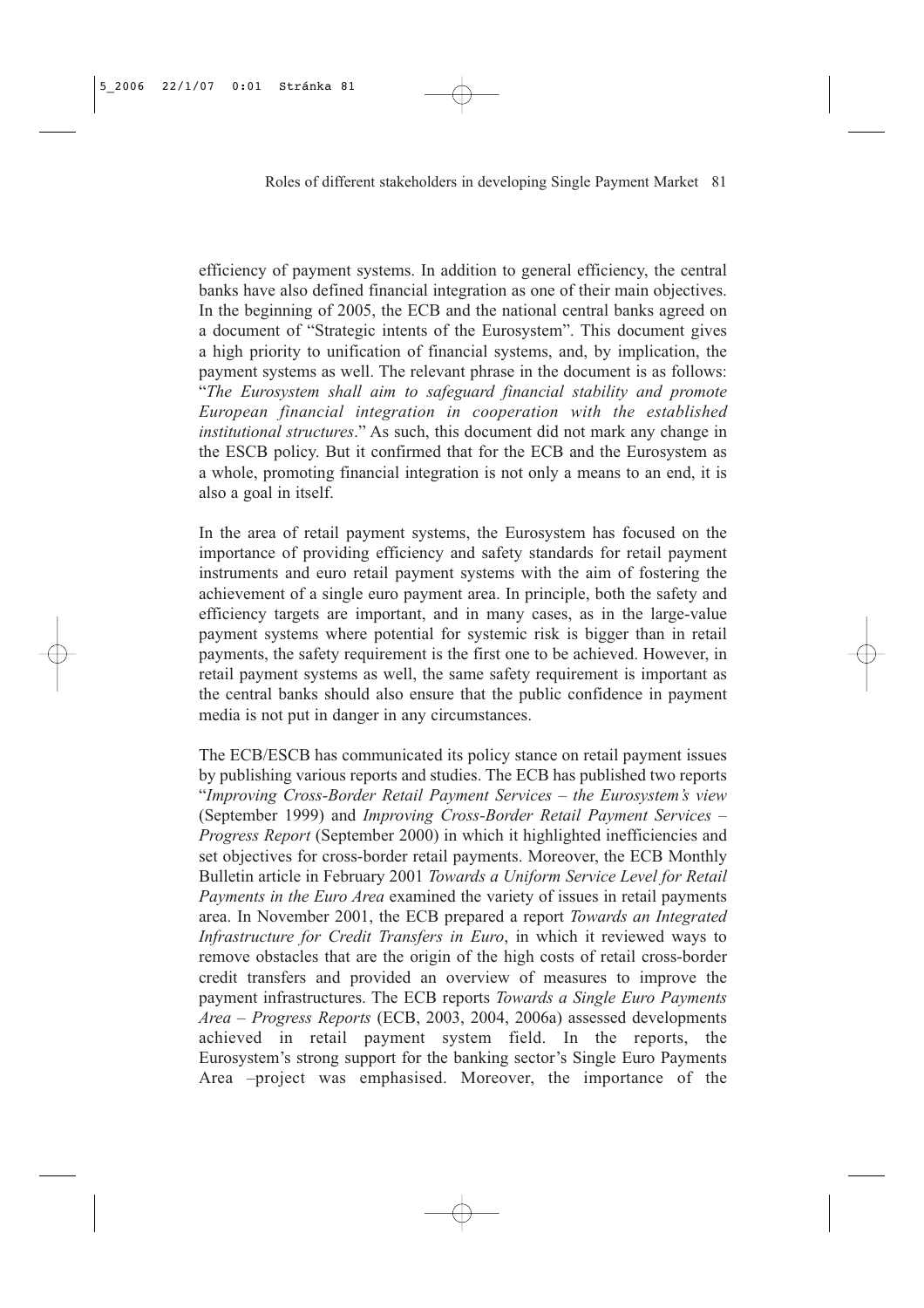efficiency of payment systems. In addition to general efficiency, the central banks have also defined financial integration as one of their main objectives. In the beginning of 2005, the ECB and the national central banks agreed on a document of "Strategic intents of the Eurosystem". This document gives a high priority to unification of financial systems, and, by implication, the payment systems as well. The relevant phrase in the document is as follows: "*The Eurosystem shall aim to safeguard financial stability and promote European financial integration in cooperation with the established institutional structures*." As such, this document did not mark any change in the ESCB policy. But it confirmed that for the ECB and the Eurosystem as a whole, promoting financial integration is not only a means to an end, it is also a goal in itself.

In the area of retail payment systems, the Eurosystem has focused on the importance of providing efficiency and safety standards for retail payment instruments and euro retail payment systems with the aim of fostering the achievement of a single euro payment area. In principle, both the safety and efficiency targets are important, and in many cases, as in the large-value payment systems where potential for systemic risk is bigger than in retail payments, the safety requirement is the first one to be achieved. However, in retail payment systems as well, the same safety requirement is important as the central banks should also ensure that the public confidence in payment media is not put in danger in any circumstances.

The ECB/ESCB has communicated its policy stance on retail payment issues by publishing various reports and studies. The ECB has published two reports "*Improving Cross-Border Retail Payment Services – the Eurosystem's view* (September 1999) and *Improving Cross-Border Retail Payment Services – Progress Report* (September 2000) in which it highlighted inefficiencies and set objectives for cross-border retail payments. Moreover, the ECB Monthly Bulletin article in February 2001 *Towards a Uniform Service Level for Retail Payments in the Euro Area* examined the variety of issues in retail payments area. In November 2001, the ECB prepared a report *Towards an Integrated Infrastructure for Credit Transfers in Euro*, in which it reviewed ways to remove obstacles that are the origin of the high costs of retail cross-border credit transfers and provided an overview of measures to improve the payment infrastructures. The ECB reports *Towards a Single Euro Payments Area – Progress Reports* (ECB, 2003, 2004, 2006a) assessed developments achieved in retail payment system field. In the reports, the Eurosystem's strong support for the banking sector's Single Euro Payments Area –project was emphasised. Moreover, the importance of the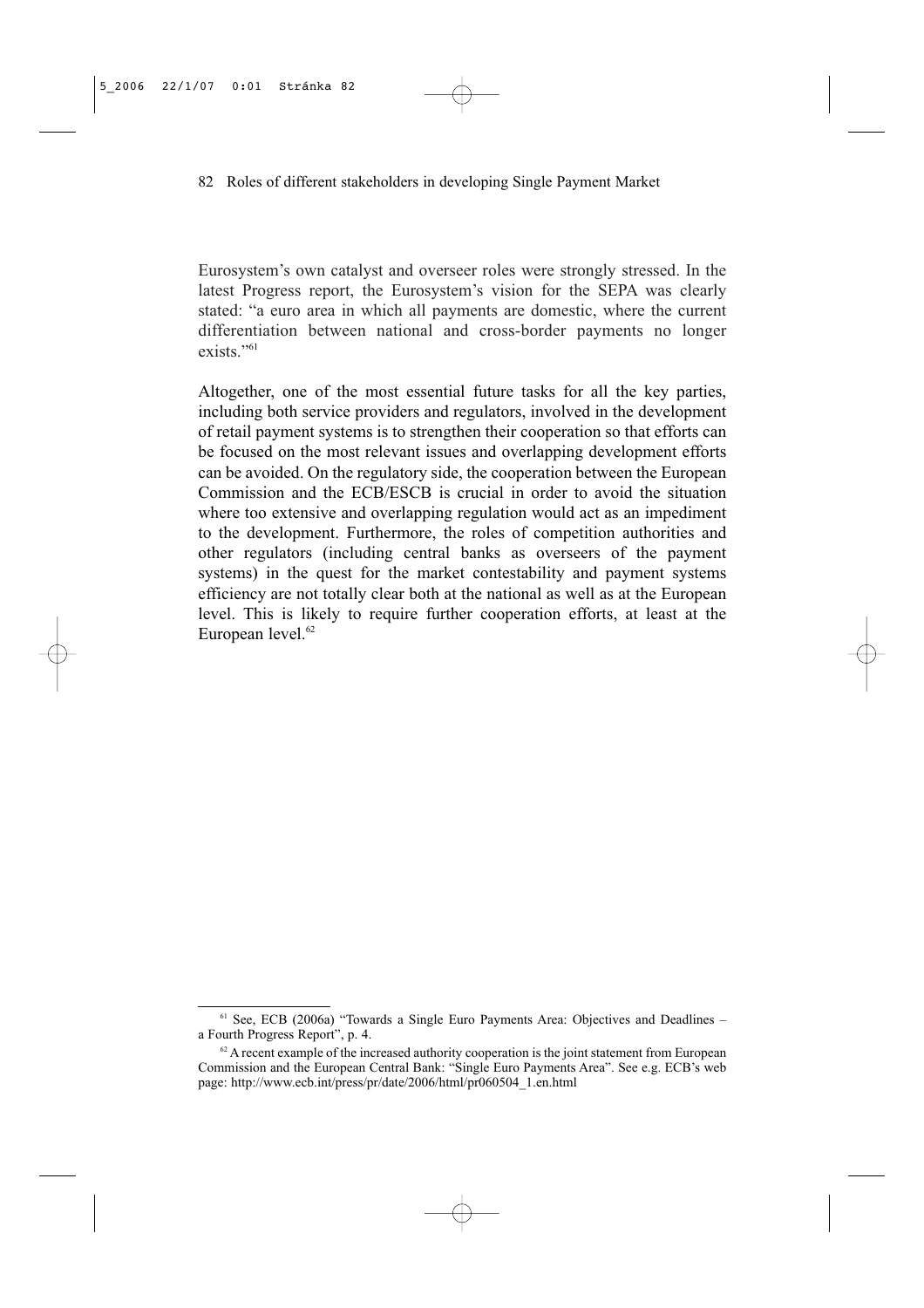Eurosystem's own catalyst and overseer roles were strongly stressed. In the latest Progress report, the Eurosystem's vision for the SEPA was clearly stated: "a euro area in which all payments are domestic, where the current differentiation between national and cross-border payments no longer exists."[61]

Altogether, one of the most essential future tasks for all the key parties, including both service providers and regulators, involved in the development of retail payment systems is to strengthen their cooperation so that efforts can be focused on the most relevant issues and overlapping development efforts can be avoided. On the regulatory side, the cooperation between the European Commission and the ECB/ESCB is crucial in order to avoid the situation where too extensive and overlapping regulation would act as an impediment to the development. Furthermore, the roles of competition authorities and other regulators (including central banks as overseers of the payment systems) in the quest for the market contestability and payment systems efficiency are not totally clear both at the national as well as at the European level. This is likely to require further cooperation efforts, at least at the European level.[62]

---

[61] See, ECB (2006a) "Towards a Single Euro Payments Area: Objectives and Deadlines – a Fourth Progress Report", p. 4.

[62] A recent example of the increased authority cooperation is the joint statement from European Commission and the European Central Bank: "Single Euro Payments Area". See e.g. ECB's web page: http://www.ecb.int/press/pr/date/2006/html/pr060504_1.en.html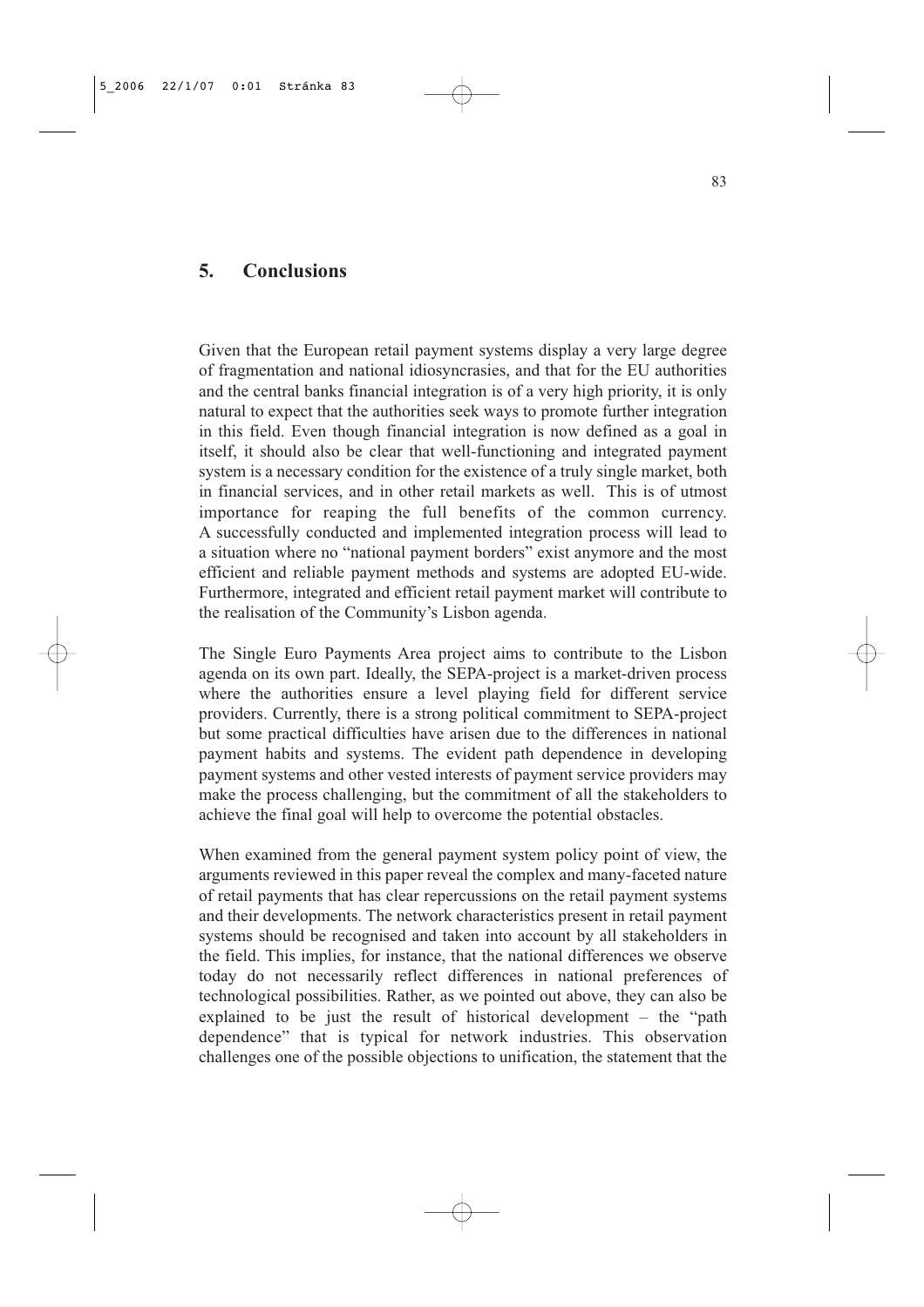## 5. Conclusions

Given that the European retail payment systems display a very large degree of fragmentation and national idiosyncrasies, and that for the EU authorities and the central banks financial integration is of a very high priority, it is only natural to expect that the authorities seek ways to promote further integration in this field. Even though financial integration is now defined as a goal in itself, it should also be clear that well-functioning and integrated payment system is a necessary condition for the existence of a truly single market, both in financial services, and in other retail markets as well. This is of utmost importance for reaping the full benefits of the common currency. A successfully conducted and implemented integration process will lead to a situation where no "national payment borders" exist anymore and the most efficient and reliable payment methods and systems are adopted EU-wide. Furthermore, integrated and efficient retail payment market will contribute to the realisation of the Community's Lisbon agenda.

The Single Euro Payments Area project aims to contribute to the Lisbon agenda on its own part. Ideally, the SEPA-project is a market-driven process where the authorities ensure a level playing field for different service providers. Currently, there is a strong political commitment to SEPA-project but some practical difficulties have arisen due to the differences in national payment habits and systems. The evident path dependence in developing payment systems and other vested interests of payment service providers may make the process challenging, but the commitment of all the stakeholders to achieve the final goal will help to overcome the potential obstacles.

When examined from the general payment system policy point of view, the arguments reviewed in this paper reveal the complex and many-faceted nature of retail payments that has clear repercussions on the retail payment systems and their developments. The network characteristics present in retail payment systems should be recognised and taken into account by all stakeholders in the field. This implies, for instance, that the national differences we observe today do not necessarily reflect differences in national preferences of technological possibilities. Rather, as we pointed out above, they can also be explained to be just the result of historical development – the "path dependence" that is typical for network industries. This observation challenges one of the possible objections to unification, the statement that the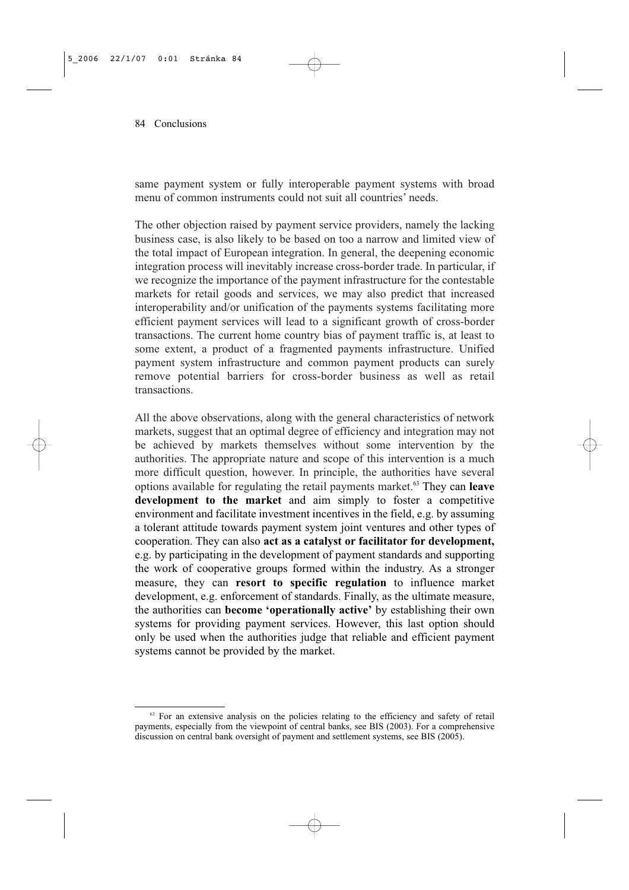same payment system or fully interoperable payment systems with broad menu of common instruments could not suit all countries' needs.

The other objection raised by payment service providers, namely the lacking business case, is also likely to be based on too a narrow and limited view of the total impact of European integration. In general, the deepening economic integration process will inevitably increase cross-border trade. In particular, if we recognize the importance of the payment infrastructure for the contestable markets for retail goods and services, we may also predict that increased interoperability and/or unification of the payments systems facilitating more efficient payment services will lead to a significant growth of cross-border transactions. The current home country bias of payment traffic is, at least to some extent, a product of a fragmented payments infrastructure. Unified payment system infrastructure and common payment products can surely remove potential barriers for cross-border business as well as retail transactions.

All the above observations, along with the general characteristics of network markets, suggest that an optimal degree of efficiency and integration may not be achieved by markets themselves without some intervention by the authorities. The appropriate nature and scope of this intervention is a much more difficult question, however. In principle, the authorities have several options available for regulating the retail payments market.[63] They can **leave development to the market** and aim simply to foster a competitive environment and facilitate investment incentives in the field, e.g. by assuming a tolerant attitude towards payment system joint ventures and other types of cooperation. They can also **act as a catalyst or facilitator for development,** e.g. by participating in the development of payment standards and supporting the work of cooperative groups formed within the industry. As a stronger measure, they can **resort to specific regulation** to influence market development, e.g. enforcement of standards. Finally, as the ultimate measure, the authorities can **become 'operationally active'** by establishing their own systems for providing payment services. However, this last option should only be used when the authorities judge that reliable and efficient payment systems cannot be provided by the market.

[63] For an extensive analysis on the policies relating to the efficiency and safety of retail payments, especially from the viewpoint of central banks, see BIS (2003). For a comprehensive discussion on central bank oversight of payment and settlement systems, see BIS (2005).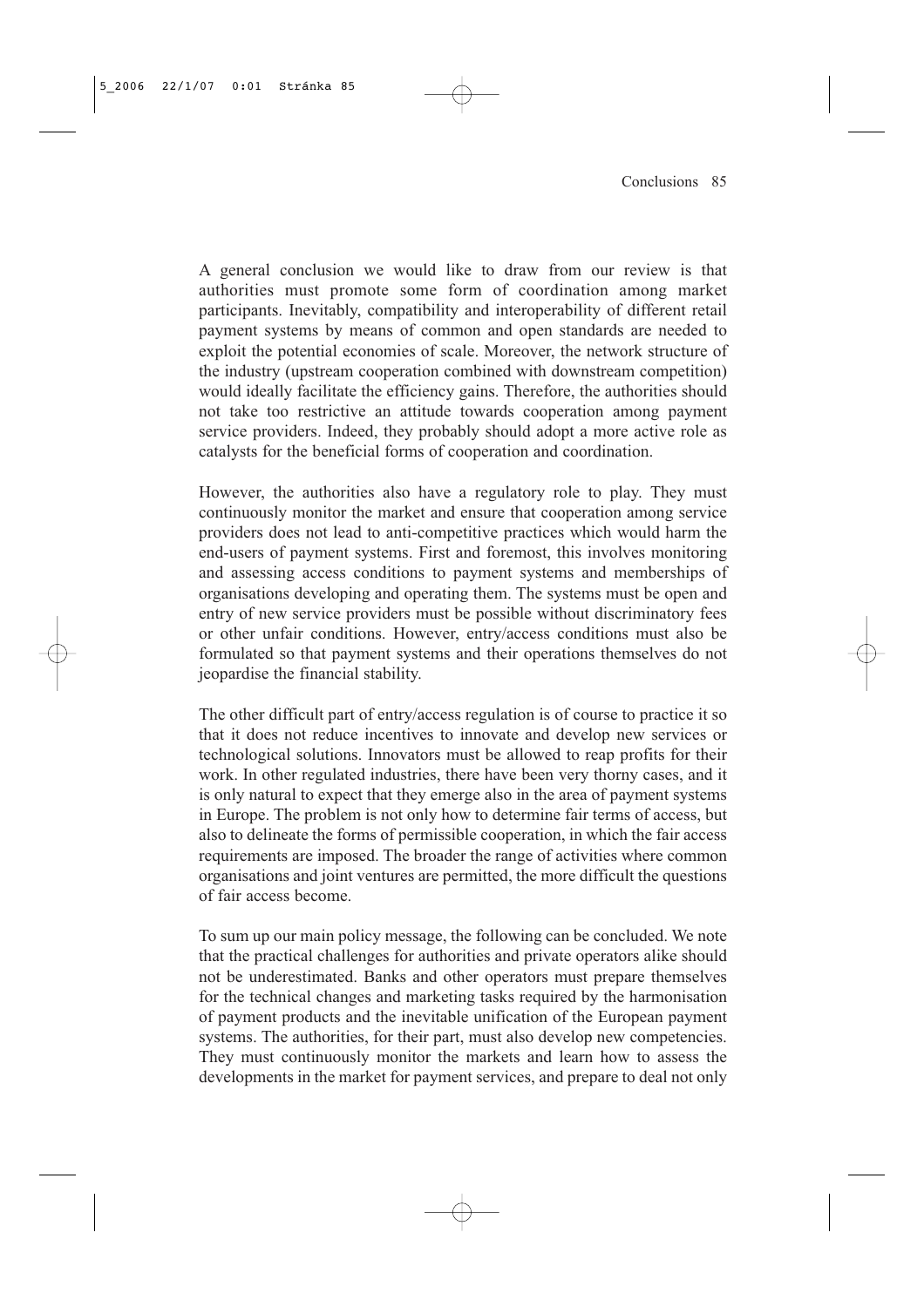A general conclusion we would like to draw from our review is that authorities must promote some form of coordination among market participants. Inevitably, compatibility and interoperability of different retail payment systems by means of common and open standards are needed to exploit the potential economies of scale. Moreover, the network structure of the industry (upstream cooperation combined with downstream competition) would ideally facilitate the efficiency gains. Therefore, the authorities should not take too restrictive an attitude towards cooperation among payment service providers. Indeed, they probably should adopt a more active role as catalysts for the beneficial forms of cooperation and coordination.

However, the authorities also have a regulatory role to play. They must continuously monitor the market and ensure that cooperation among service providers does not lead to anti-competitive practices which would harm the end-users of payment systems. First and foremost, this involves monitoring and assessing access conditions to payment systems and memberships of organisations developing and operating them. The systems must be open and entry of new service providers must be possible without discriminatory fees or other unfair conditions. However, entry/access conditions must also be formulated so that payment systems and their operations themselves do not jeopardise the financial stability.

The other difficult part of entry/access regulation is of course to practice it so that it does not reduce incentives to innovate and develop new services or technological solutions. Innovators must be allowed to reap profits for their work. In other regulated industries, there have been very thorny cases, and it is only natural to expect that they emerge also in the area of payment systems in Europe. The problem is not only how to determine fair terms of access, but also to delineate the forms of permissible cooperation, in which the fair access requirements are imposed. The broader the range of activities where common organisations and joint ventures are permitted, the more difficult the questions of fair access become.

To sum up our main policy message, the following can be concluded. We note that the practical challenges for authorities and private operators alike should not be underestimated. Banks and other operators must prepare themselves for the technical changes and marketing tasks required by the harmonisation of payment products and the inevitable unification of the European payment systems. The authorities, for their part, must also develop new competencies. They must continuously monitor the markets and learn how to assess the developments in the market for payment services, and prepare to deal not only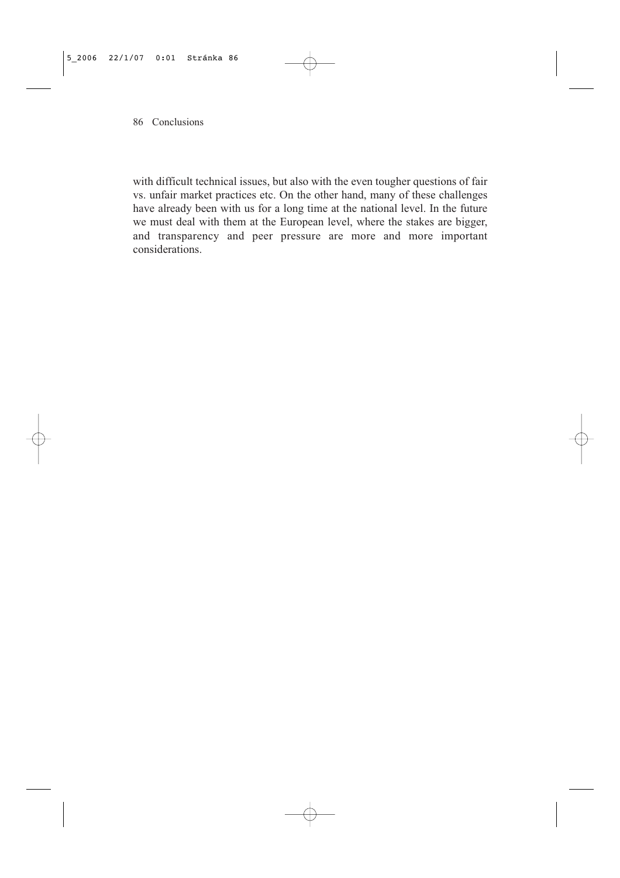with difficult technical issues, but also with the even tougher questions of fair vs. unfair market practices etc. On the other hand, many of these challenges have already been with us for a long time at the national level. In the future we must deal with them at the European level, where the stakes are bigger, and transparency and peer pressure are more and more important considerations.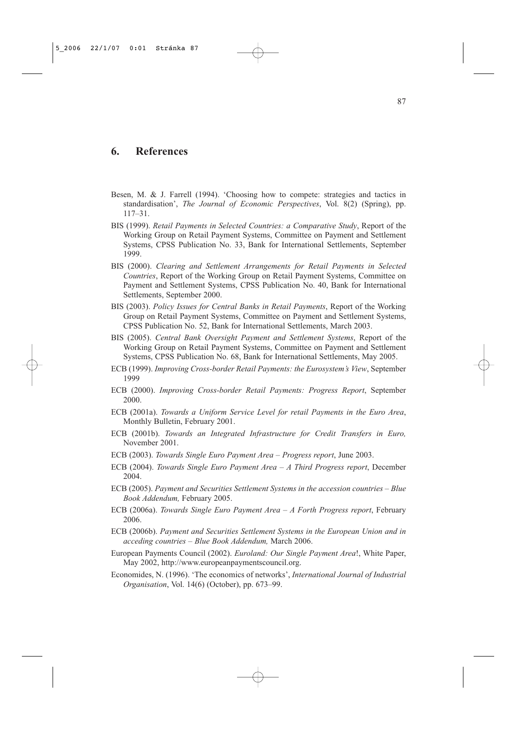## 6. References

Besen, M. & J. Farrell (1994). 'Choosing how to compete: strategies and tactics in standardisation', *The Journal of Economic Perspectives*, Vol. 8(2) (Spring), pp. 117–31.

BIS (1999). *Retail Payments in Selected Countries: a Comparative Study*, Report of the Working Group on Retail Payment Systems, Committee on Payment and Settlement Systems, CPSS Publication No. 33, Bank for International Settlements, September 1999.

BIS (2000). *Clearing and Settlement Arrangements for Retail Payments in Selected Countries*, Report of the Working Group on Retail Payment Systems, Committee on Payment and Settlement Systems, CPSS Publication No. 40, Bank for International Settlements, September 2000.

BIS (2003). *Policy Issues for Central Banks in Retail Payments*, Report of the Working Group on Retail Payment Systems, Committee on Payment and Settlement Systems, CPSS Publication No. 52, Bank for International Settlements, March 2003.

BIS (2005). *Central Bank Oversight Payment and Settlement Systems*, Report of the Working Group on Retail Payment Systems, Committee on Payment and Settlement Systems, CPSS Publication No. 68, Bank for International Settlements, May 2005.

ECB (1999). *Improving Cross-border Retail Payments: the Eurosystem's View*, September 1999

ECB (2000). *Improving Cross-border Retail Payments: Progress Report*, September 2000.

ECB (2001a). *Towards a Uniform Service Level for retail Payments in the Euro Area*, Monthly Bulletin, February 2001.

ECB (2001b). *Towards an Integrated Infrastructure for Credit Transfers in Euro,* November 2001.

ECB (2003). *Towards Single Euro Payment Area – Progress report*, June 2003.

ECB (2004). *Towards Single Euro Payment Area – A Third Progress report*, December 2004.

ECB (2005). *Payment and Securities Settlement Systems in the accession countries – Blue Book Addendum,* February 2005.

ECB (2006a). *Towards Single Euro Payment Area – A Forth Progress report*, February 2006.

ECB (2006b). *Payment and Securities Settlement Systems in the European Union and in acceding countries – Blue Book Addendum,* March 2006.

European Payments Council (2002). *Euroland: Our Single Payment Area*!, White Paper, May 2002, http://www.europeanpaymentscouncil.org.

Economides, N. (1996). 'The economics of networks', *International Journal of Industrial Organisation*, Vol. 14(6) (October), pp. 673–99.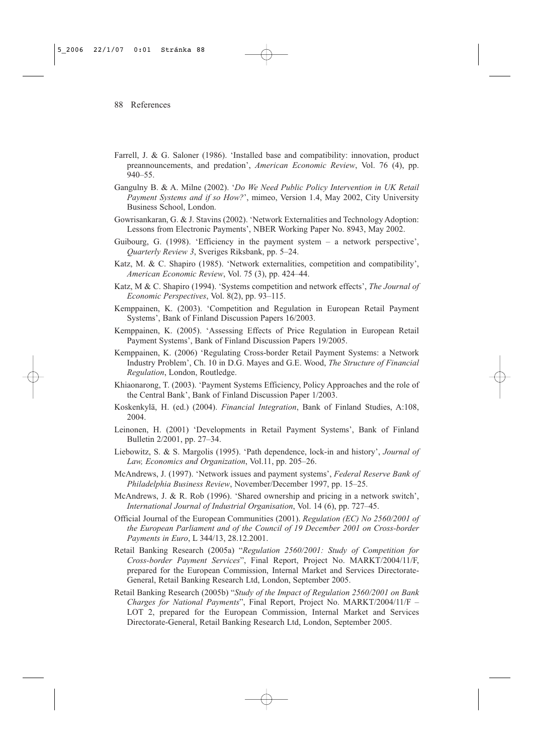Farrell, J. & G. Saloner (1986). 'Installed base and compatibility: innovation, product preannouncements, and predation', *American Economic Review*, Vol. 76 (4), pp. 940–55.

Gangulny B. & A. Milne (2002). '*Do We Need Public Policy Intervention in UK Retail Payment Systems and if so How?*', mimeo, Version 1.4, May 2002, City University Business School, London.

Gowrisankaran, G. & J. Stavins (2002). 'Network Externalities and Technology Adoption: Lessons from Electronic Payments', NBER Working Paper No. 8943, May 2002.

Guibourg, G. (1998). 'Efficiency in the payment system – a network perspective', *Quarterly Review 3*, Sveriges Riksbank, pp. 5–24.

Katz, M. & C. Shapiro (1985). 'Network externalities, competition and compatibility', *American Economic Review*, Vol. 75 (3), pp. 424–44.

Katz, M & C. Shapiro (1994). 'Systems competition and network effects', *The Journal of Economic Perspectives*, Vol. 8(2), pp. 93–115.

Kemppainen, K. (2003). 'Competition and Regulation in European Retail Payment Systems', Bank of Finland Discussion Papers 16/2003.

Kemppainen, K. (2005). 'Assessing Effects of Price Regulation in European Retail Payment Systems', Bank of Finland Discussion Papers 19/2005.

Kemppainen, K. (2006) 'Regulating Cross-border Retail Payment Systems: a Network Industry Problem', Ch. 10 in D.G. Mayes and G.E. Wood, *The Structure of Financial Regulation*, London, Routledge.

Khiaonarong, T. (2003). 'Payment Systems Efficiency, Policy Approaches and the role of the Central Bank', Bank of Finland Discussion Paper 1/2003.

Koskenkylä, H. (ed.) (2004). *Financial Integration*, Bank of Finland Studies, A:108, 2004.

Leinonen, H. (2001) 'Developments in Retail Payment Systems', Bank of Finland Bulletin 2/2001, pp. 27–34.

Liebowitz, S. & S. Margolis (1995). 'Path dependence, lock-in and history', *Journal of Law, Economics and Organization*, Vol.11, pp. 205–26.

McAndrews, J. (1997). 'Network issues and payment systems', *Federal Reserve Bank of Philadelphia Business Review*, November/December 1997, pp. 15–25.

McAndrews, J. & R. Rob (1996). 'Shared ownership and pricing in a network switch', *International Journal of Industrial Organisation*, Vol. 14 (6), pp. 727–45.

Official Journal of the European Communities (2001). *Regulation (EC) No 2560/2001 of the European Parliament and of the Council of 19 December 2001 on Cross-border Payments in Euro*, L 344/13, 28.12.2001.

Retail Banking Research (2005a) "*Regulation 2560/2001: Study of Competition for Cross-border Payment Services*", Final Report, Project No. MARKT/2004/11/F, prepared for the European Commission, Internal Market and Services Directorate-General, Retail Banking Research Ltd, London, September 2005.

Retail Banking Research (2005b) "*Study of the Impact of Regulation 2560/2001 on Bank Charges for National Payments*", Final Report, Project No. MARKT/2004/11/F – LOT 2, prepared for the European Commission, Internal Market and Services Directorate-General, Retail Banking Research Ltd, London, September 2005.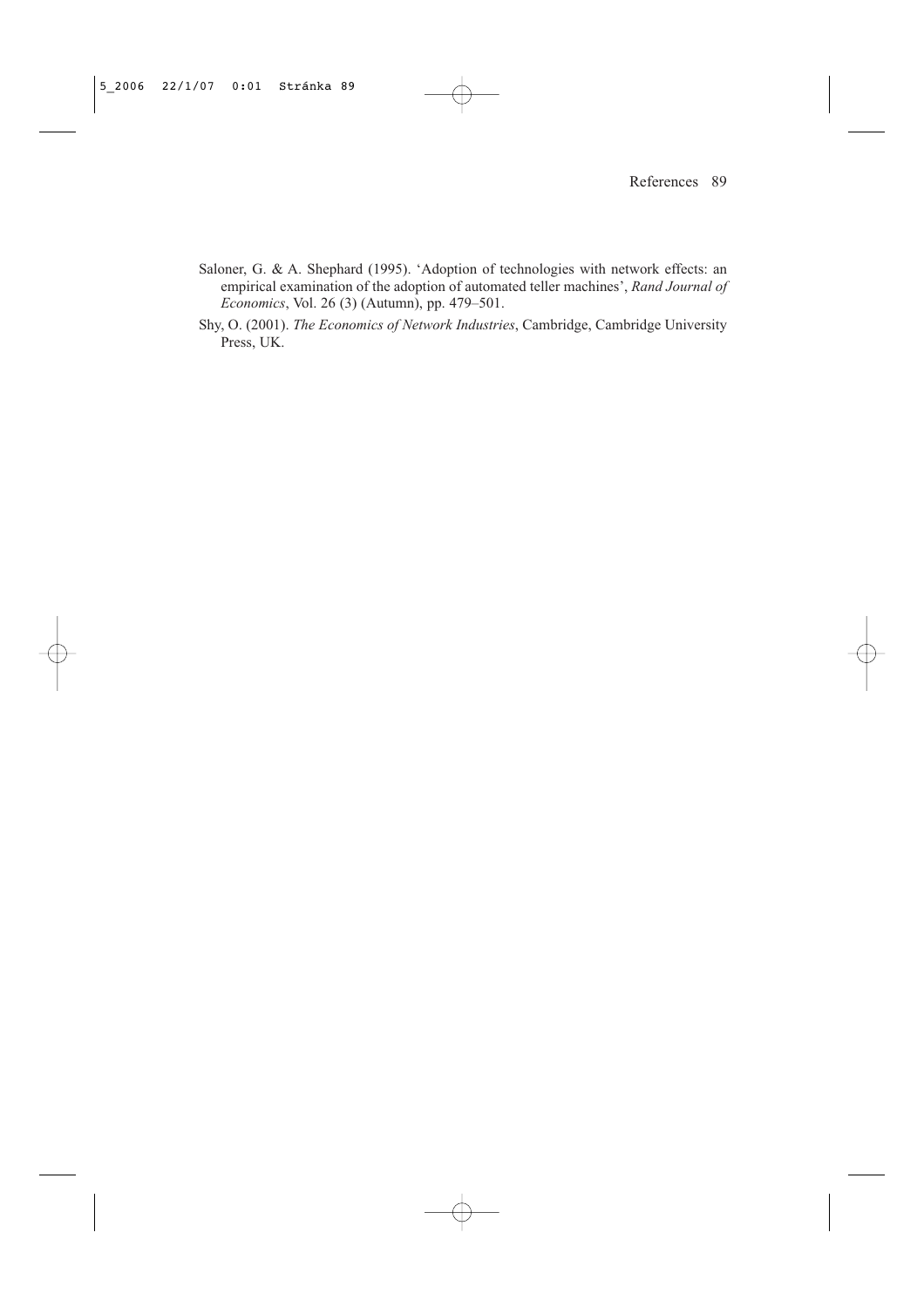Saloner, G. & A. Shephard (1995). 'Adoption of technologies with network effects: an empirical examination of the adoption of automated teller machines', *Rand Journal of Economics*, Vol. 26 (3) (Autumn), pp. 479–501.

Shy, O. (2001). *The Economics of Network Industries*, Cambridge, Cambridge University Press, UK.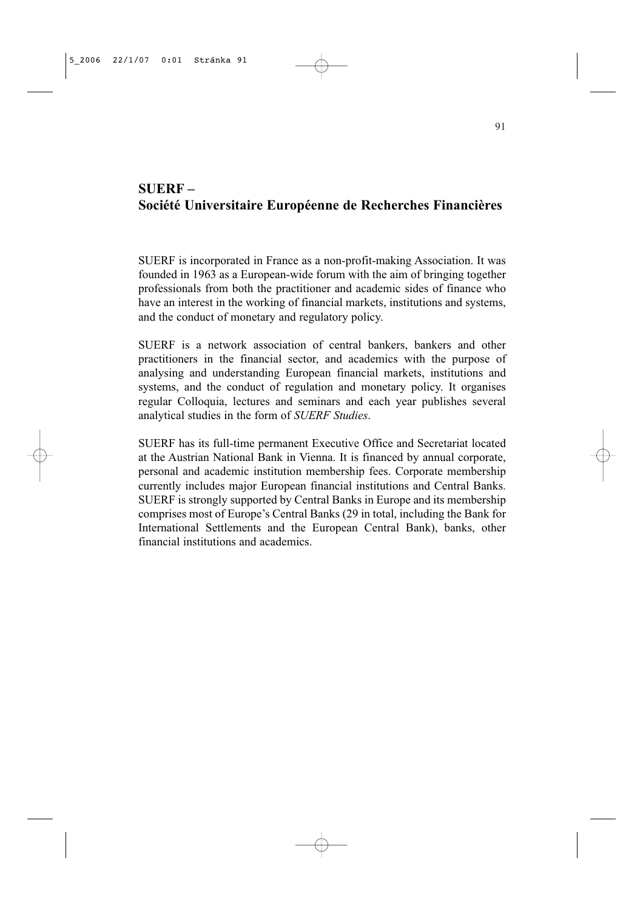# SUERF – Société Universitaire Européenne de Recherches Financières

SUERF is incorporated in France as a non-profit-making Association. It was founded in 1963 as a European-wide forum with the aim of bringing together professionals from both the practitioner and academic sides of finance who have an interest in the working of financial markets, institutions and systems, and the conduct of monetary and regulatory policy.

SUERF is a network association of central bankers, bankers and other practitioners in the financial sector, and academics with the purpose of analysing and understanding European financial markets, institutions and systems, and the conduct of regulation and monetary policy. It organises regular Colloquia, lectures and seminars and each year publishes several analytical studies in the form of *SUERF Studies*.

SUERF has its full-time permanent Executive Office and Secretariat located at the Austrian National Bank in Vienna. It is financed by annual corporate, personal and academic institution membership fees. Corporate membership currently includes major European financial institutions and Central Banks. SUERF is strongly supported by Central Banks in Europe and its membership comprises most of Europe's Central Banks (29 in total, including the Bank for International Settlements and the European Central Bank), banks, other financial institutions and academics.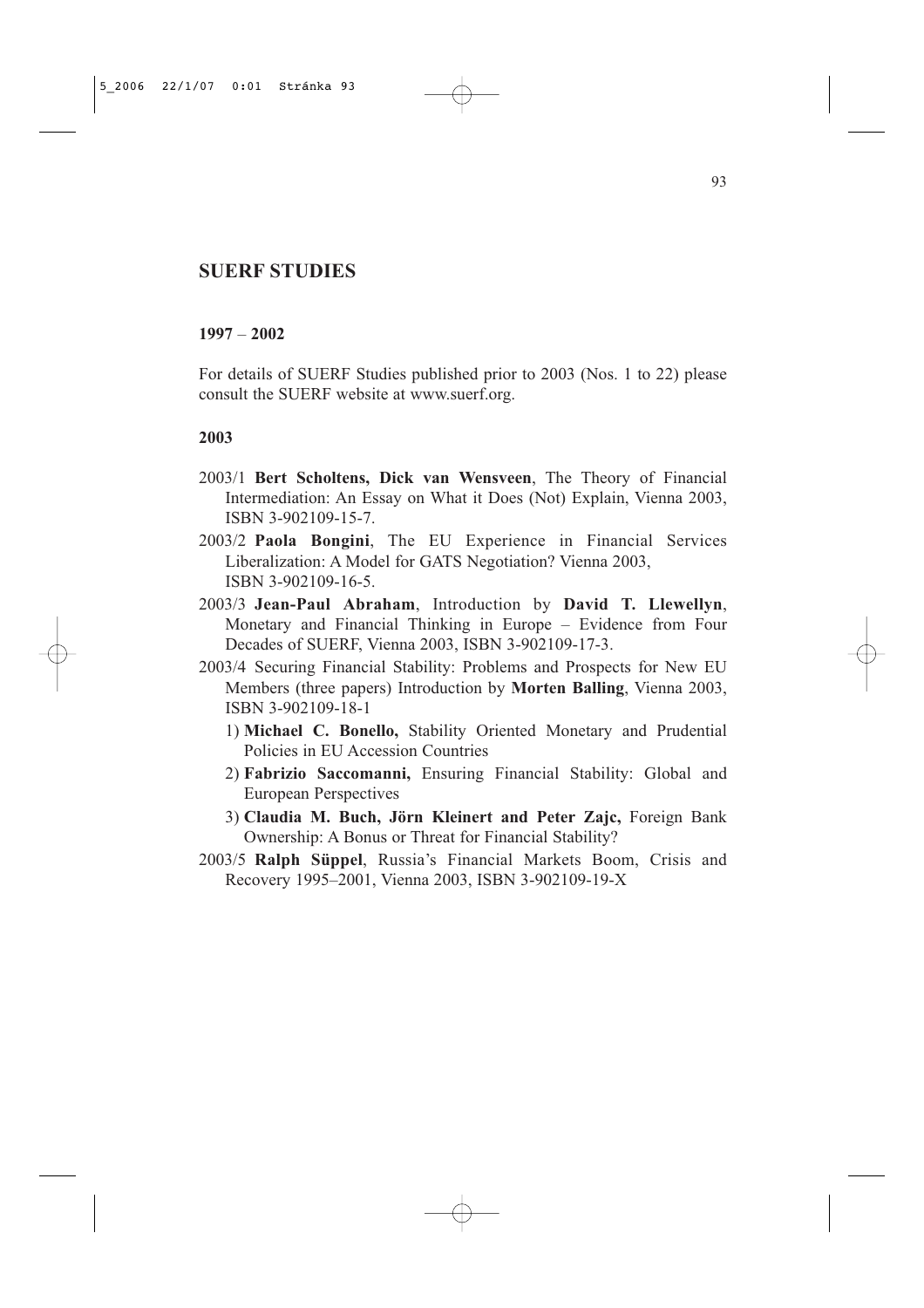## SUERF STUDIES

### 1997 – 2002

For details of SUERF Studies published prior to 2003 (Nos. 1 to 22) please consult the SUERF website at www.suerf.org.

### 2003

2003/1 **Bert Scholtens, Dick van Wensveen**, The Theory of Financial Intermediation: An Essay on What it Does (Not) Explain, Vienna 2003, ISBN 3-902109-15-7.

2003/2 **Paola Bongini**, The EU Experience in Financial Services Liberalization: A Model for GATS Negotiation? Vienna 2003, ISBN 3-902109-16-5.

2003/3 **Jean-Paul Abraham**, Introduction by **David T. Llewellyn**, Monetary and Financial Thinking in Europe – Evidence from Four Decades of SUERF, Vienna 2003, ISBN 3-902109-17-3.

2003/4 Securing Financial Stability: Problems and Prospects for New EU Members (three papers) Introduction by **Morten Balling**, Vienna 2003, ISBN 3-902109-18-1

1) **Michael C. Bonello,** Stability Oriented Monetary and Prudential Policies in EU Accession Countries
2) **Fabrizio Saccomanni,** Ensuring Financial Stability: Global and European Perspectives
3) **Claudia M. Buch, Jörn Kleinert and Peter Zajc,** Foreign Bank Ownership: A Bonus or Threat for Financial Stability?

2003/5 **Ralph Süppel**, Russia's Financial Markets Boom, Crisis and Recovery 1995–2001, Vienna 2003, ISBN 3-902109-19-X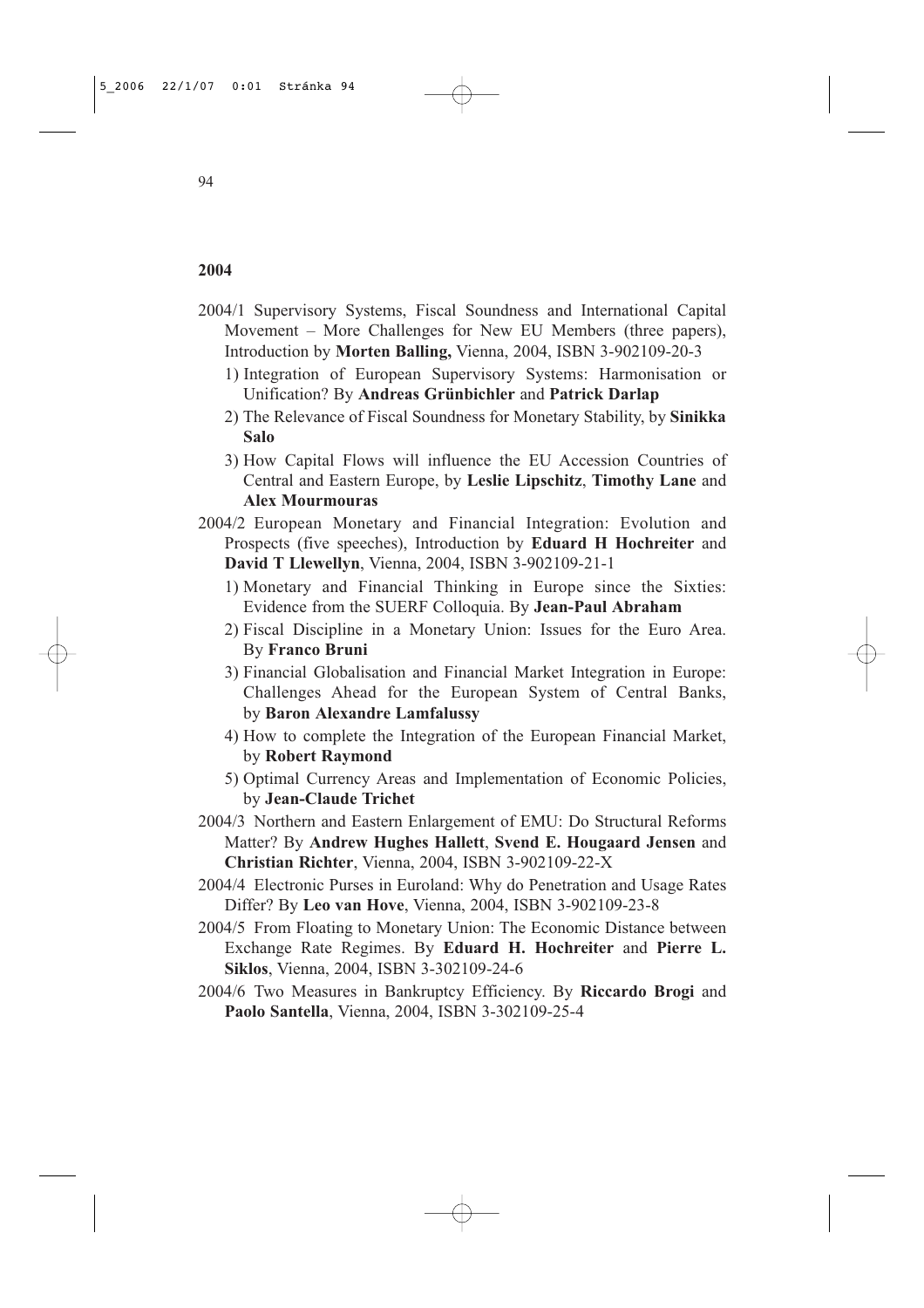## 2004

2004/1 Supervisory Systems, Fiscal Soundness and International Capital Movement – More Challenges for New EU Members (three papers), Introduction by **Morten Balling,** Vienna, 2004, ISBN 3-902109-20-3

1) Integration of European Supervisory Systems: Harmonisation or Unification? By **Andreas Grünbichler** and **Patrick Darlap**
2) The Relevance of Fiscal Soundness for Monetary Stability, by **Sinikka Salo**
3) How Capital Flows will influence the EU Accession Countries of Central and Eastern Europe, by **Leslie Lipschitz**, **Timothy Lane** and **Alex Mourmouras**

2004/2 European Monetary and Financial Integration: Evolution and Prospects (five speeches), Introduction by **Eduard H Hochreiter** and **David T Llewellyn**, Vienna, 2004, ISBN 3-902109-21-1

1) Monetary and Financial Thinking in Europe since the Sixties: Evidence from the SUERF Colloquia. By **Jean-Paul Abraham**
2) Fiscal Discipline in a Monetary Union: Issues for the Euro Area. By **Franco Bruni**
3) Financial Globalisation and Financial Market Integration in Europe: Challenges Ahead for the European System of Central Banks, by **Baron Alexandre Lamfalussy**
4) How to complete the Integration of the European Financial Market, by **Robert Raymond**
5) Optimal Currency Areas and Implementation of Economic Policies, by **Jean-Claude Trichet**

2004/3 Northern and Eastern Enlargement of EMU: Do Structural Reforms Matter? By **Andrew Hughes Hallett**, **Svend E. Hougaard Jensen** and **Christian Richter**, Vienna, 2004, ISBN 3-902109-22-X

2004/4 Electronic Purses in Euroland: Why do Penetration and Usage Rates Differ? By **Leo van Hove**, Vienna, 2004, ISBN 3-902109-23-8

2004/5 From Floating to Monetary Union: The Economic Distance between Exchange Rate Regimes. By **Eduard H. Hochreiter** and **Pierre L. Siklos**, Vienna, 2004, ISBN 3-302109-24-6

2004/6 Two Measures in Bankruptcy Efficiency. By **Riccardo Brogi** and **Paolo Santella**, Vienna, 2004, ISBN 3-302109-25-4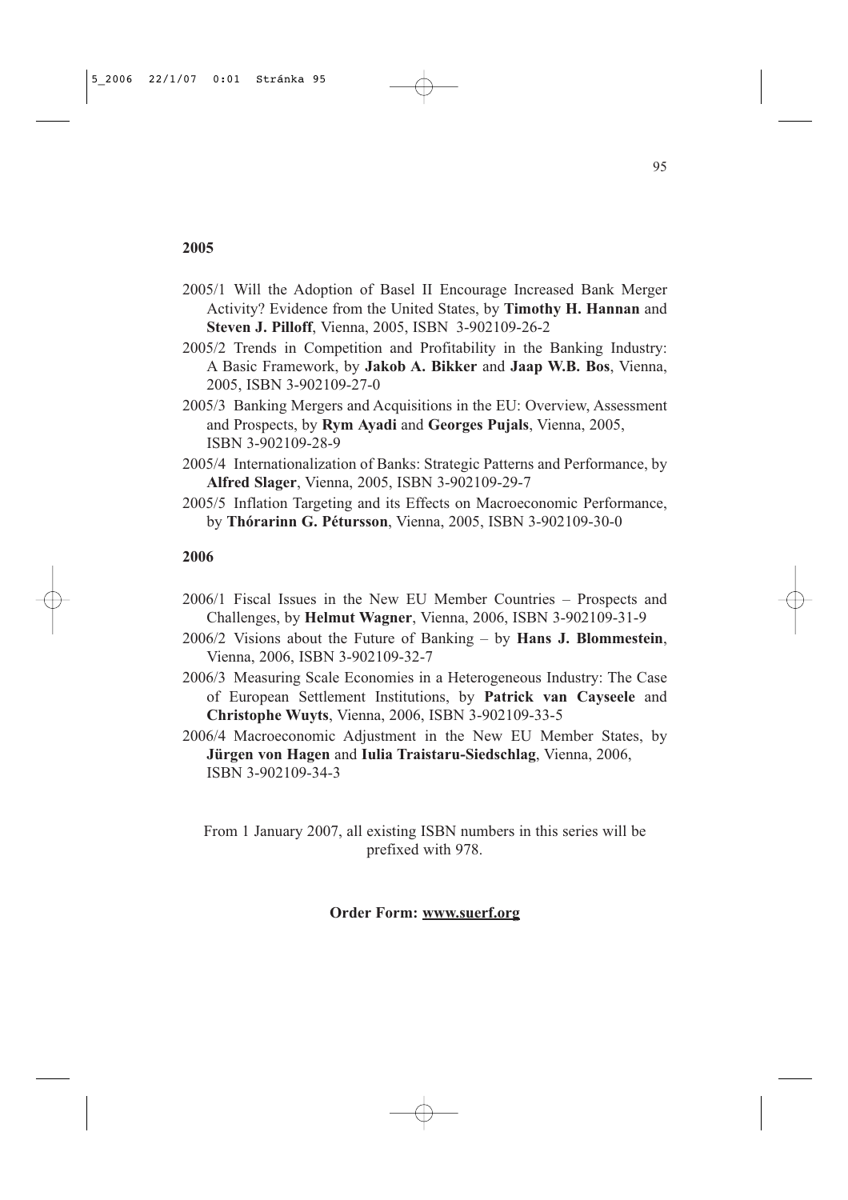**2005**

2005/1 Will the Adoption of Basel II Encourage Increased Bank Merger Activity? Evidence from the United States, by **Timothy H. Hannan** and **Steven J. Pilloff**, Vienna, 2005, ISBN 3-902109-26-2

2005/2 Trends in Competition and Profitability in the Banking Industry: A Basic Framework, by **Jakob A. Bikker** and **Jaap W.B. Bos**, Vienna, 2005, ISBN 3-902109-27-0

2005/3 Banking Mergers and Acquisitions in the EU: Overview, Assessment and Prospects, by **Rym Ayadi** and **Georges Pujals**, Vienna, 2005, ISBN 3-902109-28-9

2005/4 Internationalization of Banks: Strategic Patterns and Performance, by **Alfred Slager**, Vienna, 2005, ISBN 3-902109-29-7

2005/5 Inflation Targeting and its Effects on Macroeconomic Performance, by **Thórarinn G. Pétursson**, Vienna, 2005, ISBN 3-902109-30-0

**2006**

2006/1 Fiscal Issues in the New EU Member Countries – Prospects and Challenges, by **Helmut Wagner**, Vienna, 2006, ISBN 3-902109-31-9

2006/2 Visions about the Future of Banking – by **Hans J. Blommestein**, Vienna, 2006, ISBN 3-902109-32-7

2006/3 Measuring Scale Economies in a Heterogeneous Industry: The Case of European Settlement Institutions, by **Patrick van Cayseele** and **Christophe Wuyts**, Vienna, 2006, ISBN 3-902109-33-5

2006/4 Macroeconomic Adjustment in the New EU Member States, by **Jürgen von Hagen** and **Iulia Traistaru-Siedschlag**, Vienna, 2006, ISBN 3-902109-34-3

From 1 January 2007, all existing ISBN numbers in this series will be prefixed with 978.

**Order Form: www.suerf.org**